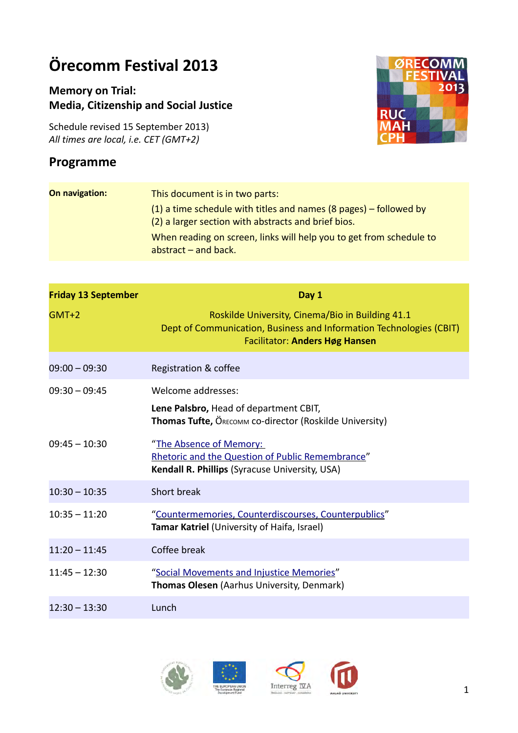# Örecomm Festival 2013

## Memory on Trial:
## Media, Citizenship and Social Justice

Schedule revised 15 September 2013)
*All times are local, i.e. CET (GMT+2)*

## Programme

| **On navigation:** | This document is in two parts: (1) a time schedule with titles and names (8 pages) – followed by (2) a larger section with abstracts and brief bios. When reading on screen, links will help you to get from schedule to abstract – and back. |
|---|---|

| **Friday 13 September** GMT+2 | **Day 1** Roskilde University, Cinema/Bio in Building 41.1 Dept of Communication, Business and Information Technologies (CBIT) Facilitator: **Anders Høg Hansen** |
|---|---|
| 09:00 – 09:30 | Registration & coffee |
| 09:30 – 09:45 | Welcome addresses: **Lene Palsbro,** Head of department CBIT, **Thomas Tufte,** Örecomm co-director (Roskilde University) |
| 09:45 – 10:30 | "The Absence of Memory: Rhetoric and the Question of Public Remembrance" **Kendall R. Phillips** (Syracuse University, USA) |
| 10:30 – 10:35 | Short break |
| 10:35 – 11:20 | "Countermemories, Counterdiscourses, Counterpublics" **Tamar Katriel** (University of Haifa, Israel) |
| 11:20 – 11:45 | Coffee break |
| 11:45 – 12:30 | "Social Movements and Injustice Memories" **Thomas Olesen** (Aarhus University, Denmark) |
| 12:30 – 13:30 | Lunch |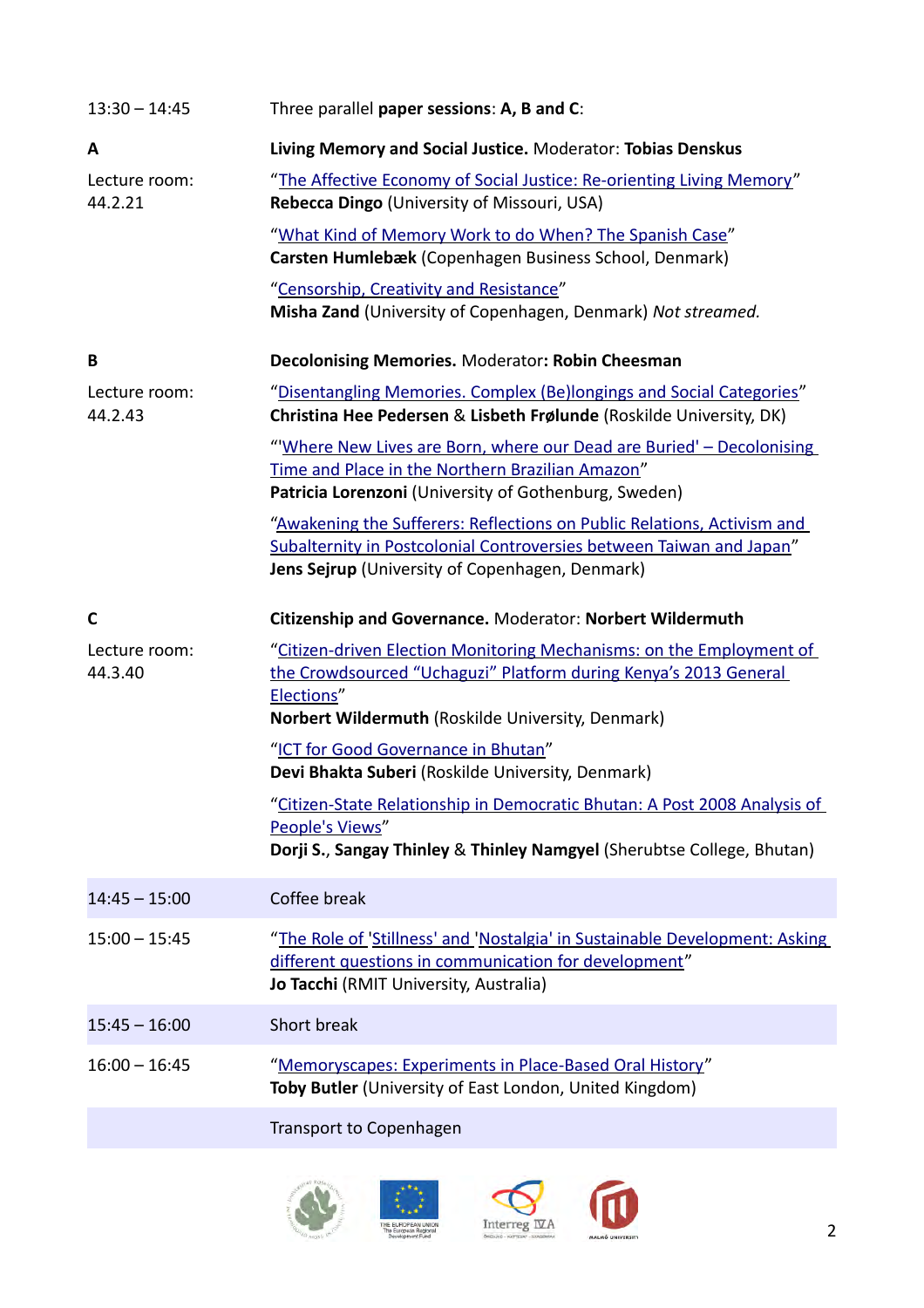| | |
|---|---|
| 13:30 – 14:45 | Three parallel **paper sessions**: **A, B and C**: |
| **A** | **Living Memory and Social Justice.** Moderator: **Tobias Denskus** |
| Lecture room: 44.2.21 | "The Affective Economy of Social Justice: Re-orienting Living Memory" **Rebecca Dingo** (University of Missouri, USA) |
| | "What Kind of Memory Work to do When? The Spanish Case" **Carsten Humlebæk** (Copenhagen Business School, Denmark) |
| | "Censorship, Creativity and Resistance" **Misha Zand** (University of Copenhagen, Denmark) *Not streamed.* |
| **B** | **Decolonising Memories.** Moderator**: Robin Cheesman** |
| Lecture room: 44.2.43 | "Disentangling Memories. Complex (Be)longings and Social Categories" **Christina Hee Pedersen** & **Lisbeth Frølunde** (Roskilde University, DK) |
| | "'Where New Lives are Born, where our Dead are Buried' – Decolonising Time and Place in the Northern Brazilian Amazon" **Patricia Lorenzoni** (University of Gothenburg, Sweden) |
| | "Awakening the Sufferers: Reflections on Public Relations, Activism and Subalternity in Postcolonial Controversies between Taiwan and Japan" **Jens Sejrup** (University of Copenhagen, Denmark) |
| **C** | **Citizenship and Governance.** Moderator: **Norbert Wildermuth** |
| Lecture room: 44.3.40 | "Citizen-driven Election Monitoring Mechanisms: on the Employment of the Crowdsourced "Uchaguzi" Platform during Kenya's 2013 General Elections" **Norbert Wildermuth** (Roskilde University, Denmark) |
| | "ICT for Good Governance in Bhutan" **Devi Bhakta Suberi** (Roskilde University, Denmark) |
| | "Citizen-State Relationship in Democratic Bhutan: A Post 2008 Analysis of People's Views" **Dorji S.**, **Sangay Thinley** & **Thinley Namgyel** (Sherubtse College, Bhutan) |
| 14:45 – 15:00 | Coffee break |
| 15:00 – 15:45 | "The Role of 'Stillness' and 'Nostalgia' in Sustainable Development: Asking different questions in communication for development" **Jo Tacchi** (RMIT University, Australia) |
| 15:45 – 16:00 | Short break |
| 16:00 – 16:45 | "Memoryscapes: Experiments in Place-Based Oral History" **Toby Butler** (University of East London, United Kingdom) |
| | Transport to Copenhagen |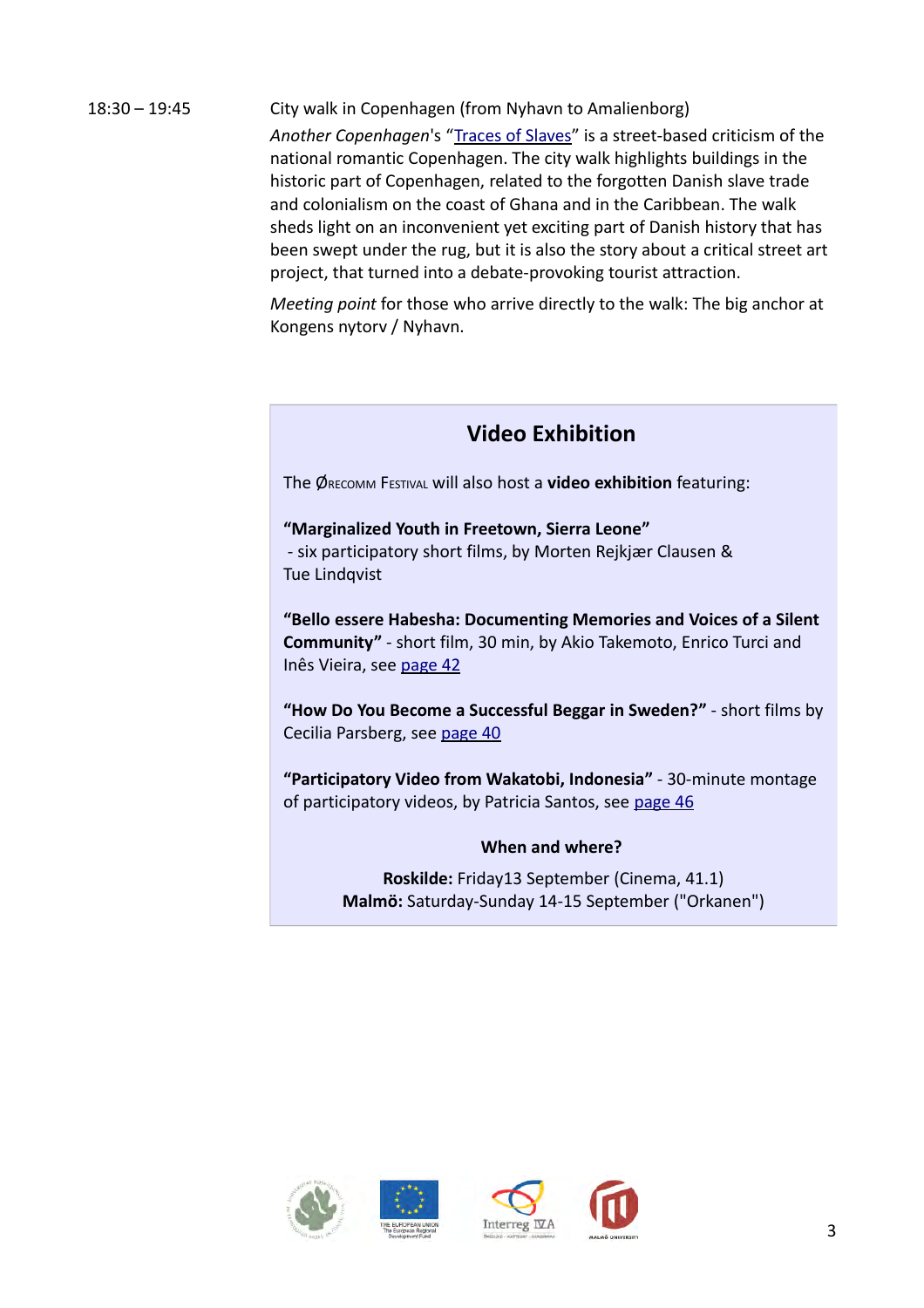18:30 – 19:45 City walk in Copenhagen (from Nyhavn to Amalienborg)

*Another Copenhagen*'s "Traces of Slaves" is a street-based criticism of the national romantic Copenhagen. The city walk highlights buildings in the historic part of Copenhagen, related to the forgotten Danish slave trade and colonialism on the coast of Ghana and in the Caribbean. The walk sheds light on an inconvenient yet exciting part of Danish history that has been swept under the rug, but it is also the story about a critical street art project, that turned into a debate-provoking tourist attraction.

*Meeting point* for those who arrive directly to the walk: The big anchor at Kongens nytorv / Nyhavn.

## Video Exhibition

The ØRECOMM FESTIVAL will also host a **video exhibition** featuring:

**"Marginalized Youth in Freetown, Sierra Leone"**
- six participatory short films, by Morten Rejkjær Clausen & Tue Lindqvist

**"Bello essere Habesha: Documenting Memories and Voices of a Silent Community"** - short film, 30 min, by Akio Takemoto, Enrico Turci and Inês Vieira, see page 42

**"How Do You Become a Successful Beggar in Sweden?"** - short films by Cecilia Parsberg, see page 40

**"Participatory Video from Wakatobi, Indonesia"** - 30-minute montage of participatory videos, by Patricia Santos, see page 46

**When and where?**

**Roskilde:** Friday13 September (Cinema, 41.1)
**Malmö:** Saturday-Sunday 14-15 September ("Orkanen")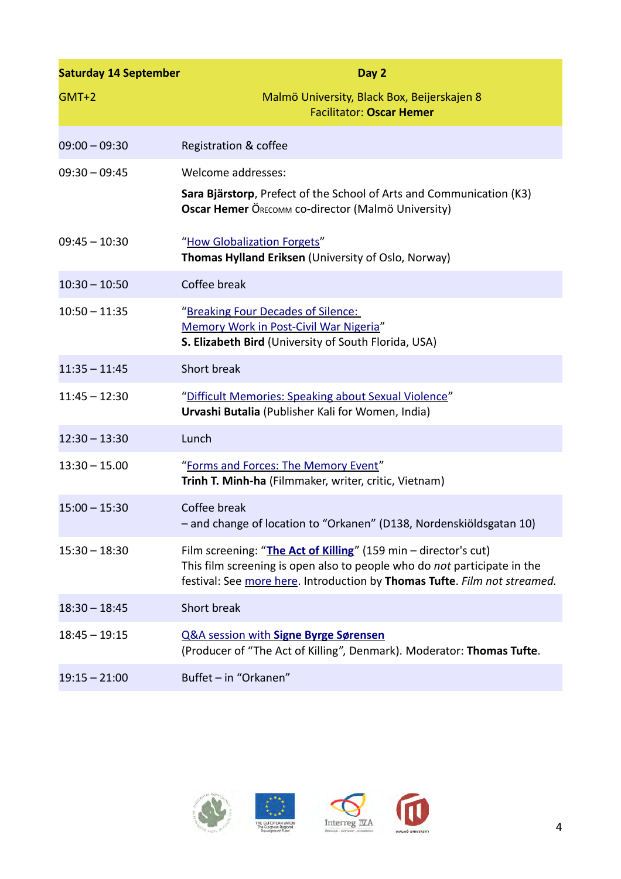| Saturday 14 September | Day 2 |
|---|---|
| GMT+2 | Malmö University, Black Box, Beijerskajen 8<br>Facilitator: **Oscar Hemer** |
| 09:00 – 09:30 | Registration & coffee |
| 09:30 – 09:45 | Welcome addresses:<br>**Sara Bjärstorp**, Prefect of the School of Arts and Communication (K3)<br>**Oscar Hemer** Örecomm co-director (Malmö University) |
| 09:45 – 10:30 | "How Globalization Forgets"<br>**Thomas Hylland Eriksen** (University of Oslo, Norway) |
| 10:30 – 10:50 | Coffee break |
| 10:50 – 11:35 | "Breaking Four Decades of Silence: Memory Work in Post-Civil War Nigeria"<br>**S. Elizabeth Bird** (University of South Florida, USA) |
| 11:35 – 11:45 | Short break |
| 11:45 – 12:30 | "Difficult Memories: Speaking about Sexual Violence"<br>**Urvashi Butalia** (Publisher Kali for Women, India) |
| 12:30 – 13:30 | Lunch |
| 13:30 – 15.00 | "Forms and Forces: The Memory Event"<br>**Trinh T. Minh-ha** (Filmmaker, writer, critic, Vietnam) |
| 15:00 – 15:30 | Coffee break<br>– and change of location to "Orkanen" (D138, Nordenskiöldsgatan 10) |
| 15:30 – 18:30 | Film screening: "**The Act of Killing**" (159 min – director's cut)<br>This film screening is open also to people who do *not* participate in the festival: See more here. Introduction by **Thomas Tufte**. *Film not streamed.* |
| 18:30 – 18:45 | Short break |
| 18:45 – 19:15 | Q&A session with **Signe Byrge Sørensen**<br>(Producer of "The Act of Killing", Denmark). Moderator: **Thomas Tufte**. |
| 19:15 – 21:00 | Buffet – in "Orkanen" |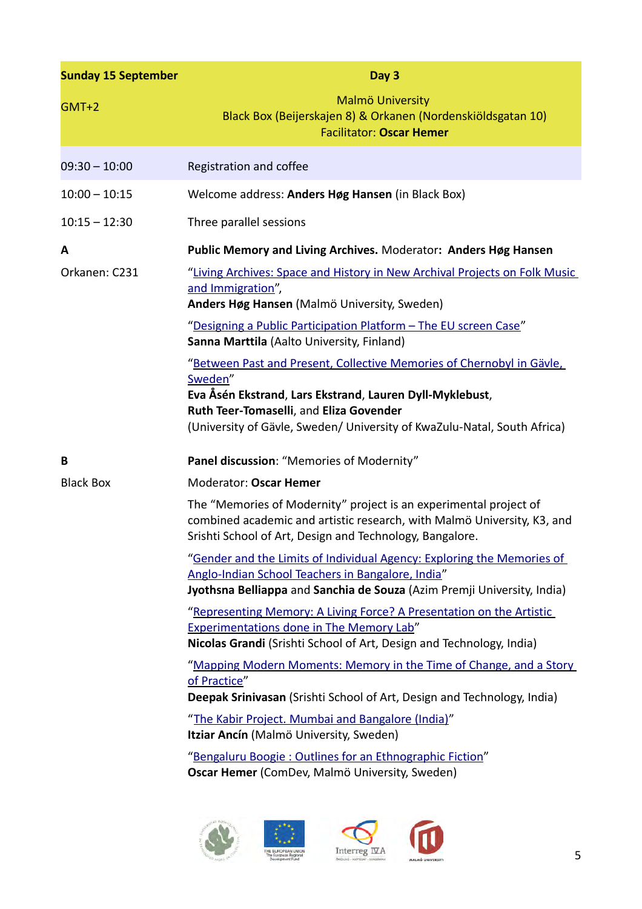| **Sunday 15 September** | **Day 3** |
|---|---|
| GMT+2 | Malmö University<br>Black Box (Beijerskajen 8) & Orkanen (Nordenskiöldsgatan 10)<br>Facilitator: **Oscar Hemer** |
| 09:30 – 10:00 | Registration and coffee |
| 10:00 – 10:15 | Welcome address: **Anders Høg Hansen** (in Black Box) |
| 10:15 – 12:30 | Three parallel sessions |
| **A** | **Public Memory and Living Archives.** Moderator**: Anders Høg Hansen** |
| Orkanen: C231 | "Living Archives: Space and History in New Archival Projects on Folk Music and Immigration",<br>**Anders Høg Hansen** (Malmö University, Sweden) |
| | "Designing a Public Participation Platform – The EU screen Case"<br>**Sanna Marttila** (Aalto University, Finland) |
| | "Between Past and Present, Collective Memories of Chernobyl in Gävle, Sweden"<br>**Eva Åsén Ekstrand**, **Lars Ekstrand**, **Lauren Dyll-Myklebust**, **Ruth Teer-Tomaselli**, and **Eliza Govender**<br>(University of Gävle, Sweden/ University of KwaZulu-Natal, South Africa) |
| **B** | **Panel discussion**: "Memories of Modernity" |
| Black Box | Moderator: **Oscar Hemer** |
| | The "Memories of Modernity" project is an experimental project of combined academic and artistic research, with Malmö University, K3, and Srishti School of Art, Design and Technology, Bangalore. |
| | "Gender and the Limits of Individual Agency: Exploring the Memories of Anglo-Indian School Teachers in Bangalore, India"<br>**Jyothsna Belliappa** and **Sanchia de Souza** (Azim Premji University, India) |
| | "Representing Memory: A Living Force? A Presentation on the Artistic Experimentations done in The Memory Lab"<br>**Nicolas Grandi** (Srishti School of Art, Design and Technology, India) |
| | "Mapping Modern Moments: Memory in the Time of Change, and a Story of Practice"<br>**Deepak Srinivasan** (Srishti School of Art, Design and Technology, India) |
| | "The Kabir Project. Mumbai and Bangalore (India)"<br>**Itziar Ancín** (Malmö University, Sweden) |
| | "Bengaluru Boogie : Outlines for an Ethnographic Fiction"<br>**Oscar Hemer** (ComDev, Malmö University, Sweden) |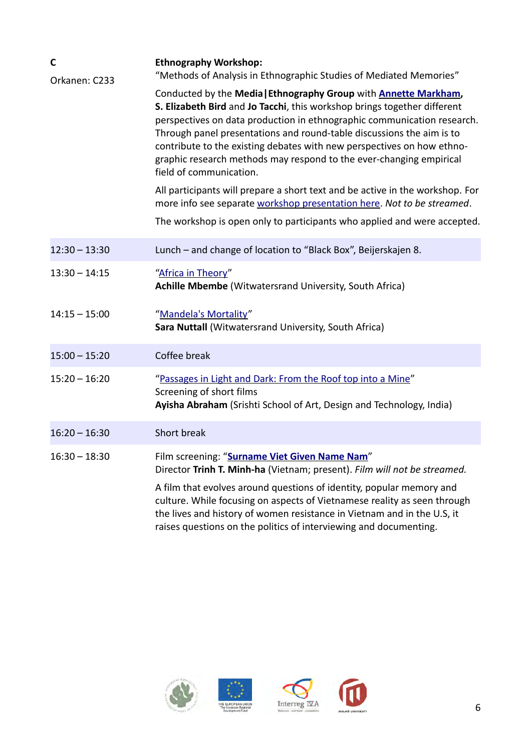| | |
|---|---|
| **C**<br>Orkanen: C233 | **Ethnography Workshop:**<br>"Methods of Analysis in Ethnographic Studies of Mediated Memories"<br><br>Conducted by the **Media\|Ethnography Group** with **Annette Markham, S. Elizabeth Bird** and **Jo Tacchi**, this workshop brings together different perspectives on data production in ethnographic communication research. Through panel presentations and round-table discussions the aim is to contribute to the existing debates with new perspectives on how ethnographic research methods may respond to the ever-changing empirical field of communication.<br><br>All participants will prepare a short text and be active in the workshop. For more info see separate workshop presentation here. *Not to be streamed*.<br><br>The workshop is open only to participants who applied and were accepted. |
| 12:30 – 13:30 | Lunch – and change of location to "Black Box", Beijerskajen 8. |
| 13:30 – 14:15 | "Africa in Theory"<br>**Achille Mbembe** (Witwatersrand University, South Africa) |
| 14:15 – 15:00 | "Mandela's Mortality"<br>**Sara Nuttall** (Witwatersrand University, South Africa) |
| 15:00 – 15:20 | Coffee break |
| 15:20 – 16:20 | "Passages in Light and Dark: From the Roof top into a Mine"<br>Screening of short films<br>**Ayisha Abraham** (Srishti School of Art, Design and Technology, India) |
| 16:20 – 16:30 | Short break |
| 16:30 – 18:30 | Film screening: "**Surname Viet Given Name Nam**"<br>Director **Trinh T. Minh-ha** (Vietnam; present). *Film will not be streamed.*<br><br>A film that evolves around questions of identity, popular memory and culture. While focusing on aspects of Vietnamese reality as seen through the lives and history of women resistance in Vietnam and in the U.S, it raises questions on the politics of interviewing and documenting. |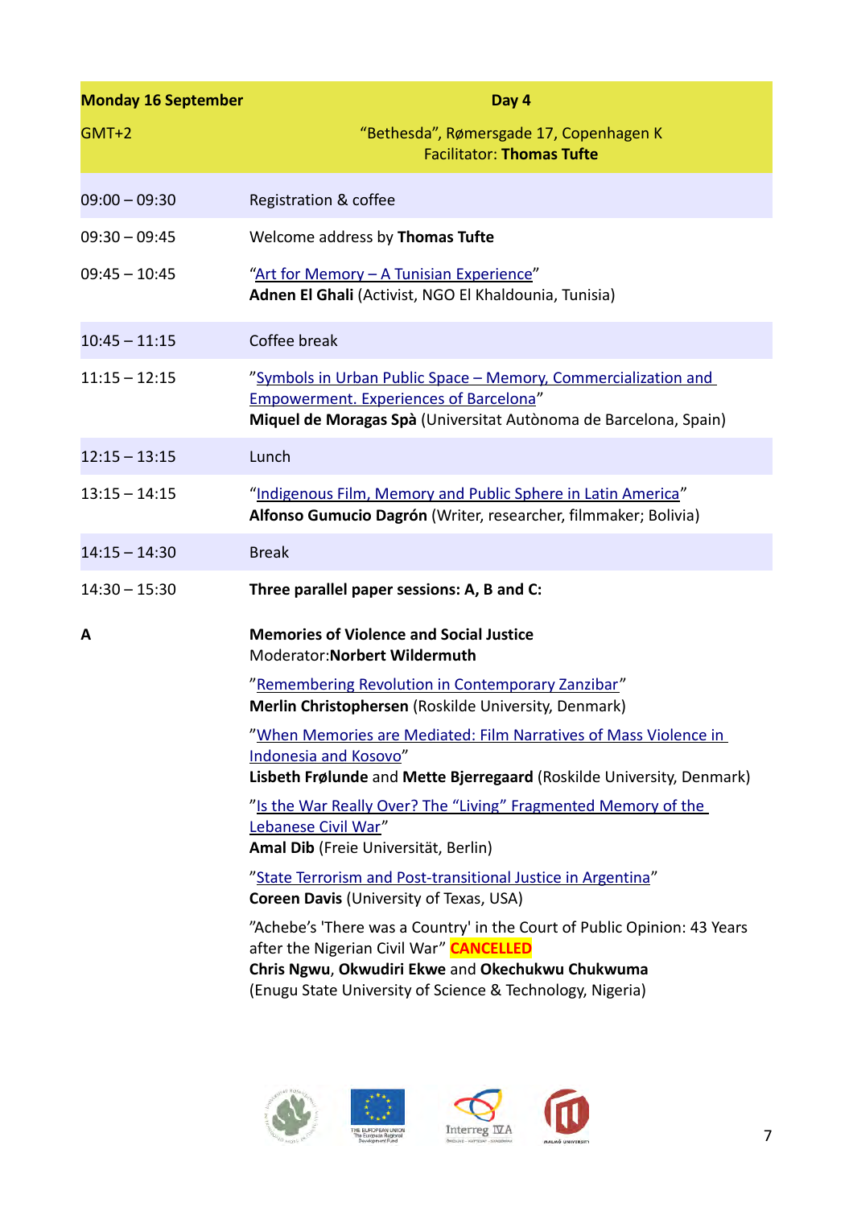| **Monday 16 September** | **Day 4** |
|---|---|
| GMT+2 | "Bethesda", Rømersgade 17, Copenhagen K<br>Facilitator: **Thomas Tufte** |
| 09:00 – 09:30 | Registration & coffee |
| 09:30 – 09:45 | Welcome address by **Thomas Tufte** |
| 09:45 – 10:45 | "Art for Memory – A Tunisian Experience"<br>**Adnen El Ghali** (Activist, NGO El Khaldounia, Tunisia) |
| 10:45 – 11:15 | Coffee break |
| 11:15 – 12:15 | "Symbols in Urban Public Space – Memory, Commercialization and Empowerment. Experiences of Barcelona"<br>**Miquel de Moragas Spà** (Universitat Autònoma de Barcelona, Spain) |
| 12:15 – 13:15 | Lunch |
| 13:15 – 14:15 | "Indigenous Film, Memory and Public Sphere in Latin America"<br>**Alfonso Gumucio Dagrón** (Writer, researcher, filmmaker; Bolivia) |
| 14:15 – 14:30 | Break |
| 14:30 – 15:30 | **Three parallel paper sessions: A, B and C:** |
| **A** | **Memories of Violence and Social Justice**<br>Moderator:**Norbert Wildermuth**<br><br>"Remembering Revolution in Contemporary Zanzibar"<br>**Merlin Christophersen** (Roskilde University, Denmark)<br><br>"When Memories are Mediated: Film Narratives of Mass Violence in Indonesia and Kosovo"<br>**Lisbeth Frølunde** and **Mette Bjerregaard** (Roskilde University, Denmark)<br><br>"Is the War Really Over? The "Living" Fragmented Memory of the Lebanese Civil War"<br>**Amal Dib** (Freie Universität, Berlin)<br><br>"State Terrorism and Post-transitional Justice in Argentina"<br>**Coreen Davis** (University of Texas, USA)<br><br>"Achebe's 'There was a Country' in the Court of Public Opinion: 43 Years after the Nigerian Civil War" **CANCELLED**<br>**Chris Ngwu**, **Okwudiri Ekwe** and **Okechukwu Chukwuma** (Enugu State University of Science & Technology, Nigeria) |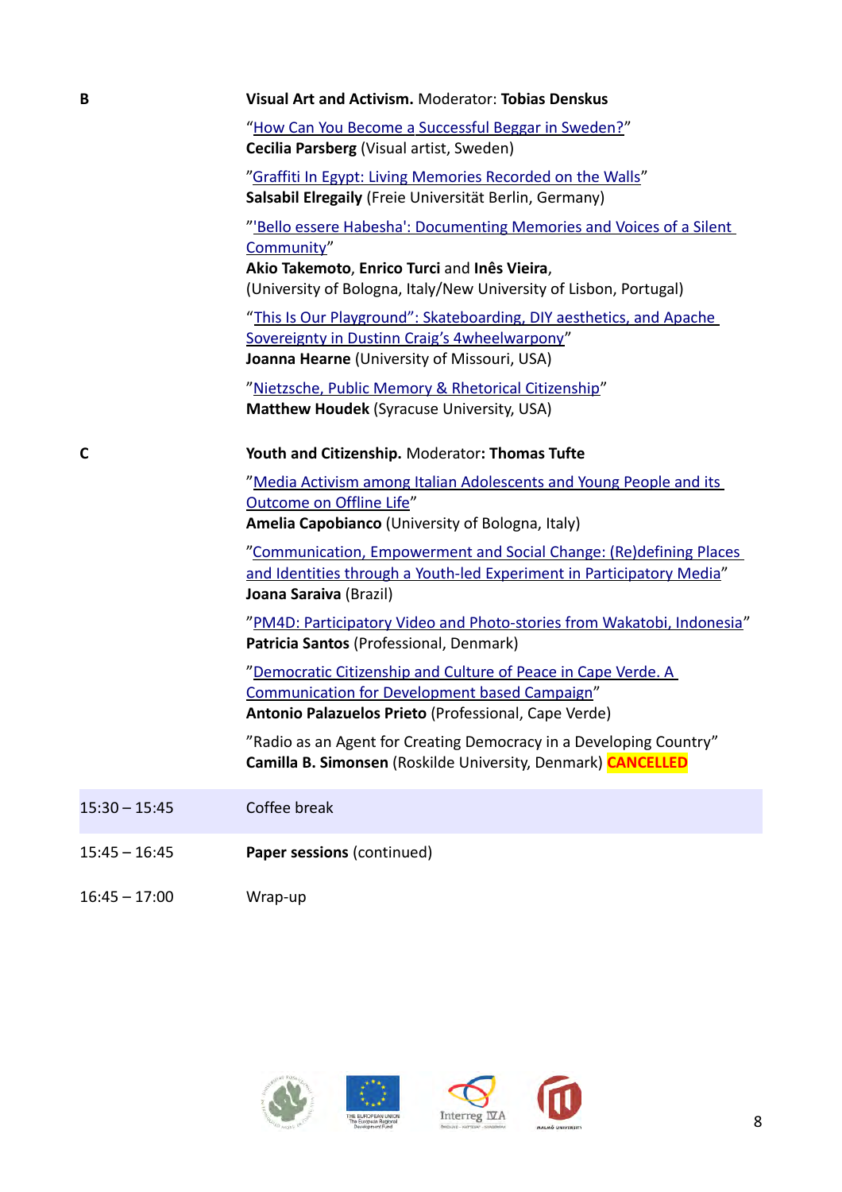**B** **Visual Art and Activism.** Moderator: **Tobias Denskus**

"How Can You Become a Successful Beggar in Sweden?"
**Cecilia Parsberg** (Visual artist, Sweden)

"Graffiti In Egypt: Living Memories Recorded on the Walls"
**Salsabil Elregaily** (Freie Universität Berlin, Germany)

"'Bello essere Habesha': Documenting Memories and Voices of a Silent Community"
**Akio Takemoto**, **Enrico Turci** and **Inês Vieira**,
(University of Bologna, Italy/New University of Lisbon, Portugal)

"This Is Our Playground": Skateboarding, DIY aesthetics, and Apache Sovereignty in Dustinn Craig's 4wheelwarpony"
**Joanna Hearne** (University of Missouri, USA)

"Nietzsche, Public Memory & Rhetorical Citizenship"
**Matthew Houdek** (Syracuse University, USA)

**C** **Youth and Citizenship.** Moderator**: Thomas Tufte**

"Media Activism among Italian Adolescents and Young People and its Outcome on Offline Life"
**Amelia Capobianco** (University of Bologna, Italy)

"Communication, Empowerment and Social Change: (Re)defining Places and Identities through a Youth-led Experiment in Participatory Media"
**Joana Saraiva** (Brazil)

"PM4D: Participatory Video and Photo-stories from Wakatobi, Indonesia"
**Patricia Santos** (Professional, Denmark)

"Democratic Citizenship and Culture of Peace in Cape Verde. A Communication for Development based Campaign"
**Antonio Palazuelos Prieto** (Professional, Cape Verde)

"Radio as an Agent for Creating Democracy in a Developing Country"
**Camilla B. Simonsen** (Roskilde University, Denmark) **CANCELLED**

| | |
|---|---|
| 15:30 – 15:45 | Coffee break |
| 15:45 – 16:45 | **Paper sessions** (continued) |
| 16:45 – 17:00 | Wrap-up |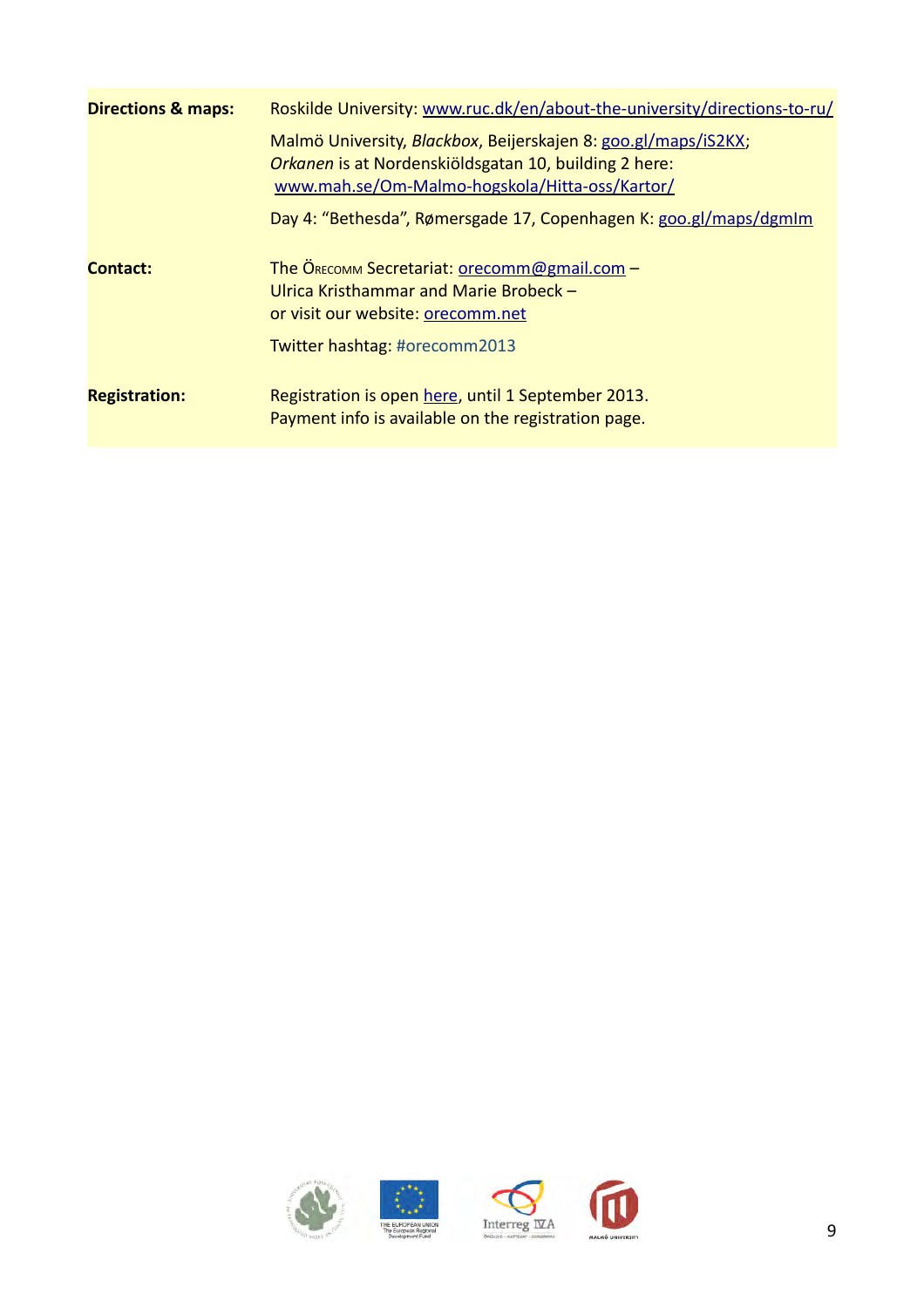| | |
|---|---|
| **Directions & maps:** | Roskilde University: www.ruc.dk/en/about-the-university/directions-to-ru/ |
| | Malmö University, *Blackbox*, Beijerskajen 8: goo.gl/maps/iS2KX; *Orkanen* is at Nordenskiöldsgatan 10, building 2 here: www.mah.se/Om-Malmo-hogskola/Hitta-oss/Kartor/ |
| | Day 4: "Bethesda", Rømersgade 17, Copenhagen K: goo.gl/maps/dgmIm |
| **Contact:** | The Örecomm Secretariat: orecomm@gmail.com – Ulrica Kristhammar and Marie Brobeck – or visit our website: orecomm.net |
| | Twitter hashtag: #orecomm2013 |
| **Registration:** | Registration is open here, until 1 September 2013. Payment info is available on the registration page. |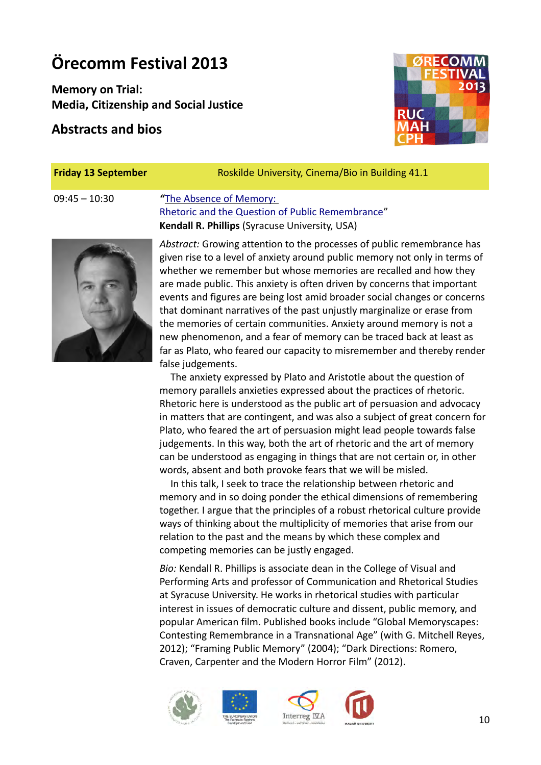# Örecomm Festival 2013

**Memory on Trial:**
**Media, Citizenship and Social Justice**

## Abstracts and bios

| **Friday 13 September** | Roskilde University, Cinema/Bio in Building 41.1 |
|---|---|

09:45 – 10:30

*"*The Absence of Memory: Rhetoric and the Question of Public Remembrance"
**Kendall R. Phillips** (Syracuse University, USA)

*Abstract:* Growing attention to the processes of public remembrance has given rise to a level of anxiety around public memory not only in terms of whether we remember but whose memories are recalled and how they are made public. This anxiety is often driven by concerns that important events and figures are being lost amid broader social changes or concerns that dominant narratives of the past unjustly marginalize or erase from the memories of certain communities. Anxiety around memory is not a new phenomenon, and a fear of memory can be traced back at least as far as Plato, who feared our capacity to misremember and thereby render false judgements.

The anxiety expressed by Plato and Aristotle about the question of memory parallels anxieties expressed about the practices of rhetoric. Rhetoric here is understood as the public art of persuasion and advocacy in matters that are contingent, and was also a subject of great concern for Plato, who feared the art of persuasion might lead people towards false judgements. In this way, both the art of rhetoric and the art of memory can be understood as engaging in things that are not certain or, in other words, absent and both provoke fears that we will be misled.

In this talk, I seek to trace the relationship between rhetoric and memory and in so doing ponder the ethical dimensions of remembering together. I argue that the principles of a robust rhetorical culture provide ways of thinking about the multiplicity of memories that arise from our relation to the past and the means by which these complex and competing memories can be justly engaged.

*Bio:* Kendall R. Phillips is associate dean in the College of Visual and Performing Arts and professor of Communication and Rhetorical Studies at Syracuse University. He works in rhetorical studies with particular interest in issues of democratic culture and dissent, public memory, and popular American film. Published books include "Global Memoryscapes: Contesting Remembrance in a Transnational Age" (with G. Mitchell Reyes, 2012); "Framing Public Memory" (2004); "Dark Directions: Romero, Craven, Carpenter and the Modern Horror Film" (2012).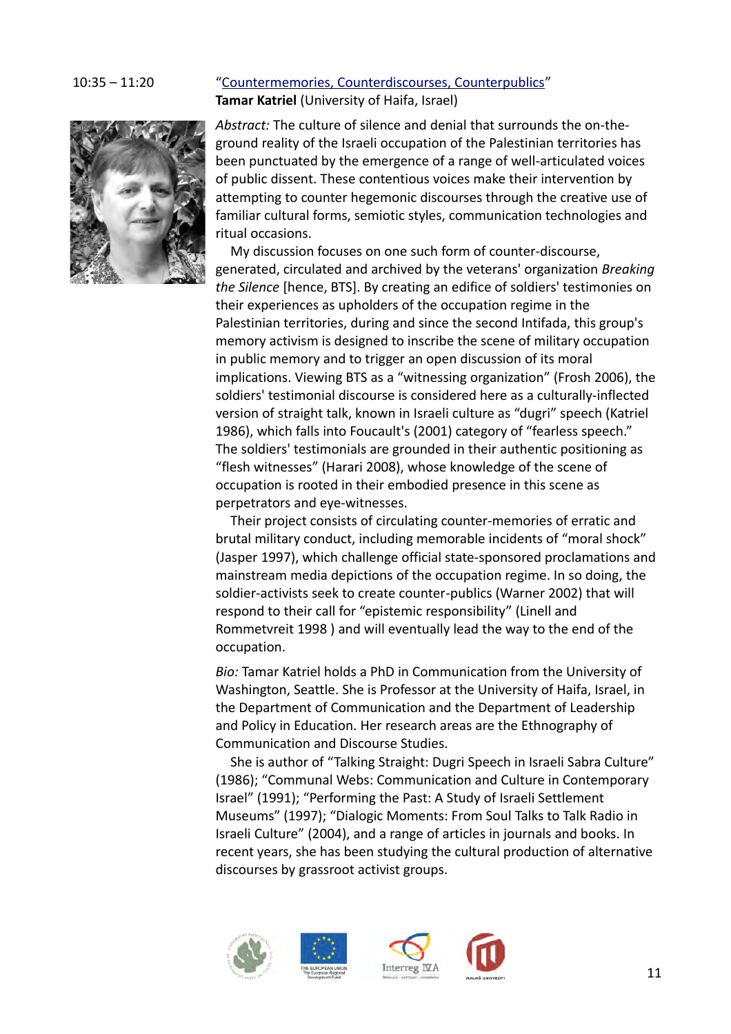10:35 – 11:20

"Countermemories, Counterdiscourses, Counterpublics"
**Tamar Katriel** (University of Haifa, Israel)

*Abstract:* The culture of silence and denial that surrounds the on-the-ground reality of the Israeli occupation of the Palestinian territories has been punctuated by the emergence of a range of well-articulated voices of public dissent. These contentious voices make their intervention by attempting to counter hegemonic discourses through the creative use of familiar cultural forms, semiotic styles, communication technologies and ritual occasions.

My discussion focuses on one such form of counter-discourse, generated, circulated and archived by the veterans' organization *Breaking the Silence* [hence, BTS]. By creating an edifice of soldiers' testimonies on their experiences as upholders of the occupation regime in the Palestinian territories, during and since the second Intifada, this group's memory activism is designed to inscribe the scene of military occupation in public memory and to trigger an open discussion of its moral implications. Viewing BTS as a "witnessing organization" (Frosh 2006), the soldiers' testimonial discourse is considered here as a culturally-inflected version of straight talk, known in Israeli culture as "dugri" speech (Katriel 1986), which falls into Foucault's (2001) category of "fearless speech." The soldiers' testimonials are grounded in their authentic positioning as "flesh witnesses" (Harari 2008), whose knowledge of the scene of occupation is rooted in their embodied presence in this scene as perpetrators and eye-witnesses.

Their project consists of circulating counter-memories of erratic and brutal military conduct, including memorable incidents of "moral shock" (Jasper 1997), which challenge official state-sponsored proclamations and mainstream media depictions of the occupation regime. In so doing, the soldier-activists seek to create counter-publics (Warner 2002) that will respond to their call for "epistemic responsibility" (Linell and Rommetvreit 1998 ) and will eventually lead the way to the end of the occupation.

*Bio:* Tamar Katriel holds a PhD in Communication from the University of Washington, Seattle. She is Professor at the University of Haifa, Israel, in the Department of Communication and the Department of Leadership and Policy in Education. Her research areas are the Ethnography of Communication and Discourse Studies.

She is author of "Talking Straight: Dugri Speech in Israeli Sabra Culture" (1986); "Communal Webs: Communication and Culture in Contemporary Israel" (1991); "Performing the Past: A Study of Israeli Settlement Museums" (1997); "Dialogic Moments: From Soul Talks to Talk Radio in Israeli Culture" (2004), and a range of articles in journals and books. In recent years, she has been studying the cultural production of alternative discourses by grassroot activist groups.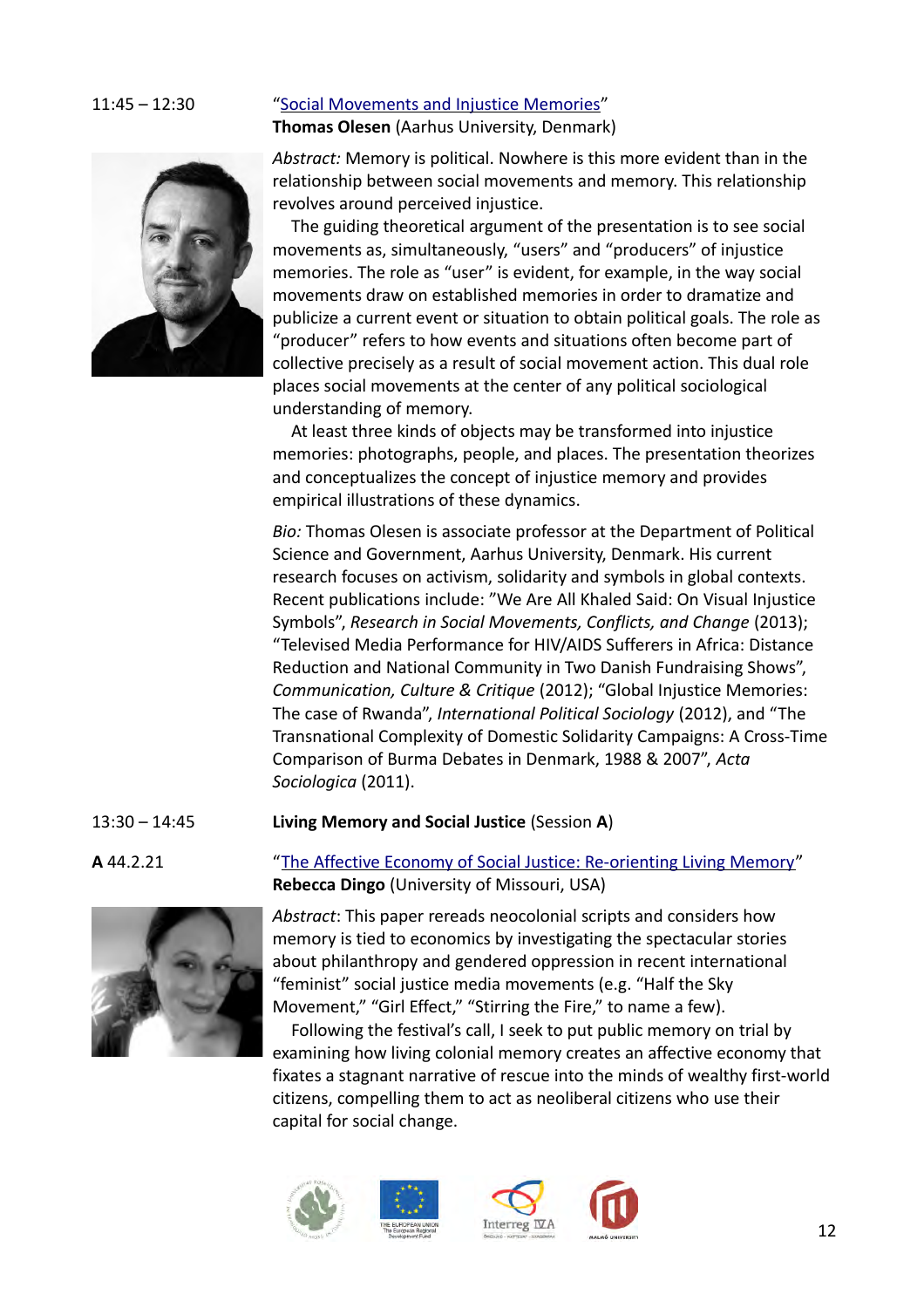11:45 – 12:30

"Social Movements and Injustice Memories"
**Thomas Olesen** (Aarhus University, Denmark)

*Abstract:* Memory is political. Nowhere is this more evident than in the relationship between social movements and memory. This relationship revolves around perceived injustice.

The guiding theoretical argument of the presentation is to see social movements as, simultaneously, "users" and "producers" of injustice memories. The role as "user" is evident, for example, in the way social movements draw on established memories in order to dramatize and publicize a current event or situation to obtain political goals. The role as "producer" refers to how events and situations often become part of collective precisely as a result of social movement action. This dual role places social movements at the center of any political sociological understanding of memory.

At least three kinds of objects may be transformed into injustice memories: photographs, people, and places. The presentation theorizes and conceptualizes the concept of injustice memory and provides empirical illustrations of these dynamics.

*Bio:* Thomas Olesen is associate professor at the Department of Political Science and Government, Aarhus University, Denmark. His current research focuses on activism, solidarity and symbols in global contexts. Recent publications include: "We Are All Khaled Said: On Visual Injustice Symbols", *Research in Social Movements, Conflicts, and Change* (2013); "Televised Media Performance for HIV/AIDS Sufferers in Africa: Distance Reduction and National Community in Two Danish Fundraising Shows", *Communication, Culture & Critique* (2012); "Global Injustice Memories: The case of Rwanda", *International Political Sociology* (2012), and "The Transnational Complexity of Domestic Solidarity Campaigns: A Cross-Time Comparison of Burma Debates in Denmark, 1988 & 2007", *Acta Sociologica* (2011).

13:30 – 14:45 **Living Memory and Social Justice** (Session **A**)

**A** 44.2.21

"The Affective Economy of Social Justice: Re-orienting Living Memory"
**Rebecca Dingo** (University of Missouri, USA)

*Abstract*: This paper rereads neocolonial scripts and considers how memory is tied to economics by investigating the spectacular stories about philanthropy and gendered oppression in recent international "feminist" social justice media movements (e.g. "Half the Sky Movement," "Girl Effect," "Stirring the Fire," to name a few).

Following the festival's call, I seek to put public memory on trial by examining how living colonial memory creates an affective economy that fixates a stagnant narrative of rescue into the minds of wealthy first-world citizens, compelling them to act as neoliberal citizens who use their capital for social change.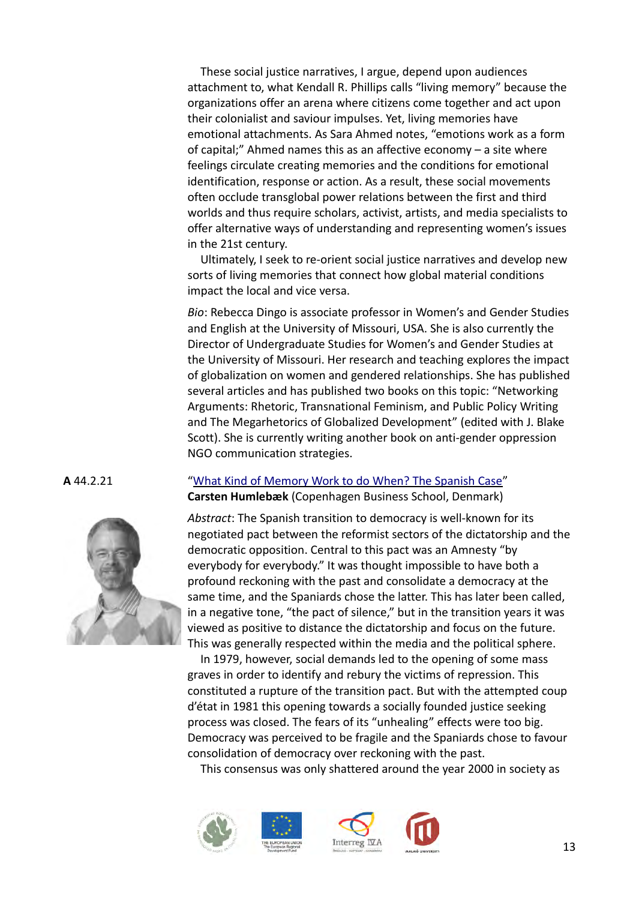These social justice narratives, I argue, depend upon audiences attachment to, what Kendall R. Phillips calls "living memory" because the organizations offer an arena where citizens come together and act upon their colonialist and saviour impulses. Yet, living memories have emotional attachments. As Sara Ahmed notes, "emotions work as a form of capital;" Ahmed names this as an affective economy – a site where feelings circulate creating memories and the conditions for emotional identification, response or action. As a result, these social movements often occlude transglobal power relations between the first and third worlds and thus require scholars, activist, artists, and media specialists to offer alternative ways of understanding and representing women's issues in the 21st century.

Ultimately, I seek to re-orient social justice narratives and develop new sorts of living memories that connect how global material conditions impact the local and vice versa.

*Bio*: Rebecca Dingo is associate professor in Women's and Gender Studies and English at the University of Missouri, USA. She is also currently the Director of Undergraduate Studies for Women's and Gender Studies at the University of Missouri. Her research and teaching explores the impact of globalization on women and gendered relationships. She has published several articles and has published two books on this topic: "Networking Arguments: Rhetoric, Transnational Feminism, and Public Policy Writing and The Megarhetorics of Globalized Development" (edited with J. Blake Scott). She is currently writing another book on anti-gender oppression NGO communication strategies.

**A** 44.2.21

"What Kind of Memory Work to do When? The Spanish Case"
**Carsten Humlebæk** (Copenhagen Business School, Denmark)

*Abstract*: The Spanish transition to democracy is well-known for its negotiated pact between the reformist sectors of the dictatorship and the democratic opposition. Central to this pact was an Amnesty "by everybody for everybody." It was thought impossible to have both a profound reckoning with the past and consolidate a democracy at the same time, and the Spaniards chose the latter. This has later been called, in a negative tone, "the pact of silence," but in the transition years it was viewed as positive to distance the dictatorship and focus on the future. This was generally respected within the media and the political sphere.

In 1979, however, social demands led to the opening of some mass graves in order to identify and rebury the victims of repression. This constituted a rupture of the transition pact. But with the attempted coup d'état in 1981 this opening towards a socially founded justice seeking process was closed. The fears of its "unhealing" effects were too big. Democracy was perceived to be fragile and the Spaniards chose to favour consolidation of democracy over reckoning with the past.

This consensus was only shattered around the year 2000 in society as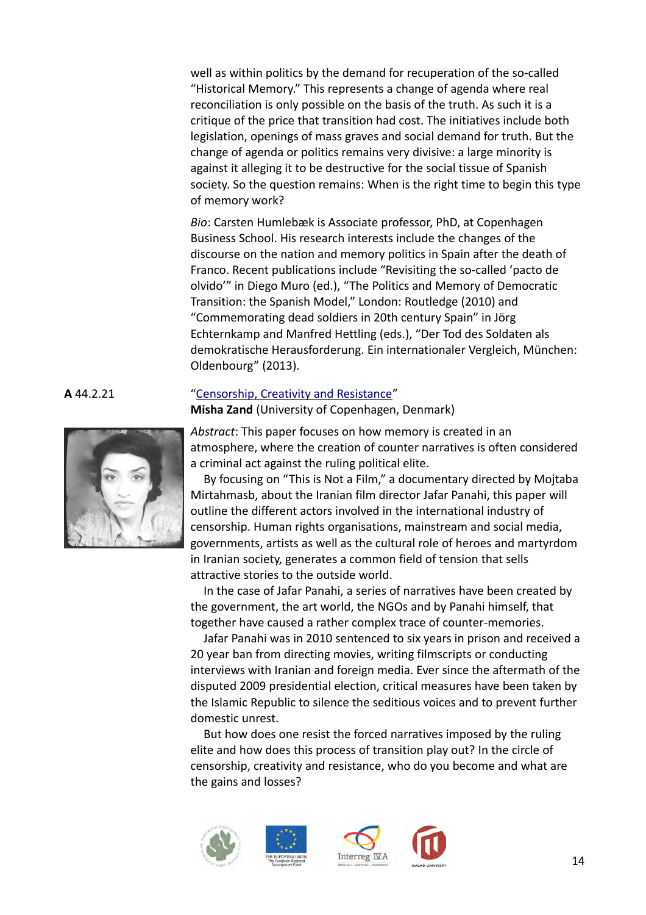well as within politics by the demand for recuperation of the so-called "Historical Memory." This represents a change of agenda where real reconciliation is only possible on the basis of the truth. As such it is a critique of the price that transition had cost. The initiatives include both legislation, openings of mass graves and social demand for truth. But the change of agenda or politics remains very divisive: a large minority is against it alleging it to be destructive for the social tissue of Spanish society. So the question remains: When is the right time to begin this type of memory work?

*Bio*: Carsten Humlebæk is Associate professor, PhD, at Copenhagen Business School. His research interests include the changes of the discourse on the nation and memory politics in Spain after the death of Franco. Recent publications include "Revisiting the so-called 'pacto de olvido'" in Diego Muro (ed.), "The Politics and Memory of Democratic Transition: the Spanish Model," London: Routledge (2010) and "Commemorating dead soldiers in 20th century Spain" in Jörg Echternkamp and Manfred Hettling (eds.), "Der Tod des Soldaten als demokratische Herausforderung. Ein internationaler Vergleich, München: Oldenbourg" (2013).

**A** 44.2.21

"Censorship, Creativity and Resistance"
**Misha Zand** (University of Copenhagen, Denmark)

*Abstract*: This paper focuses on how memory is created in an atmosphere, where the creation of counter narratives is often considered a criminal act against the ruling political elite.

By focusing on "This is Not a Film," a documentary directed by Mojtaba Mirtahmasb, about the Iranian film director Jafar Panahi, this paper will outline the different actors involved in the international industry of censorship. Human rights organisations, mainstream and social media, governments, artists as well as the cultural role of heroes and martyrdom in Iranian society, generates a common field of tension that sells attractive stories to the outside world.

In the case of Jafar Panahi, a series of narratives have been created by the government, the art world, the NGOs and by Panahi himself, that together have caused a rather complex trace of counter-memories.

Jafar Panahi was in 2010 sentenced to six years in prison and received a 20 year ban from directing movies, writing filmscripts or conducting interviews with Iranian and foreign media. Ever since the aftermath of the disputed 2009 presidential election, critical measures have been taken by the Islamic Republic to silence the seditious voices and to prevent further domestic unrest.

But how does one resist the forced narratives imposed by the ruling elite and how does this process of transition play out? In the circle of censorship, creativity and resistance, who do you become and what are the gains and losses?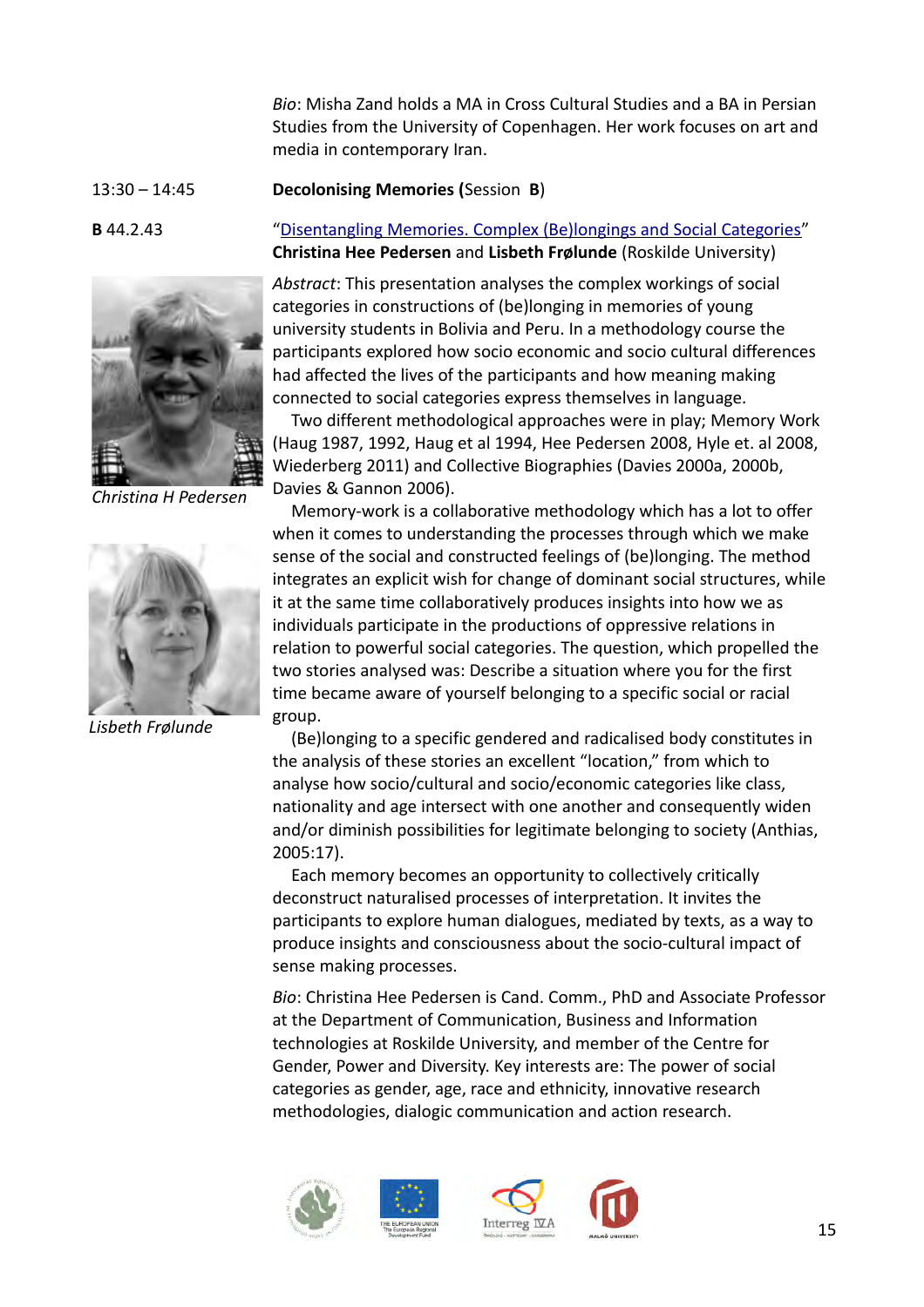*Bio*: Misha Zand holds a MA in Cross Cultural Studies and a BA in Persian Studies from the University of Copenhagen. Her work focuses on art and media in contemporary Iran.

13:30 – 14:45 **Decolonising Memories (**Session **B**)

**B** 44.2.43

"Disentangling Memories. Complex (Be)longings and Social Categories"
**Christina Hee Pedersen** and **Lisbeth Frølunde** (Roskilde University)

*Christina H Pedersen*

*Lisbeth Frølunde*

*Abstract*: This presentation analyses the complex workings of social categories in constructions of (be)longing in memories of young university students in Bolivia and Peru. In a methodology course the participants explored how socio economic and socio cultural differences had affected the lives of the participants and how meaning making connected to social categories express themselves in language.

Two different methodological approaches were in play; Memory Work (Haug 1987, 1992, Haug et al 1994, Hee Pedersen 2008, Hyle et. al 2008, Wiederberg 2011) and Collective Biographies (Davies 2000a, 2000b, Davies & Gannon 2006).

Memory-work is a collaborative methodology which has a lot to offer when it comes to understanding the processes through which we make sense of the social and constructed feelings of (be)longing. The method integrates an explicit wish for change of dominant social structures, while it at the same time collaboratively produces insights into how we as individuals participate in the productions of oppressive relations in relation to powerful social categories. The question, which propelled the two stories analysed was: Describe a situation where you for the first time became aware of yourself belonging to a specific social or racial group.

(Be)longing to a specific gendered and radicalised body constitutes in the analysis of these stories an excellent "location," from which to analyse how socio/cultural and socio/economic categories like class, nationality and age intersect with one another and consequently widen and/or diminish possibilities for legitimate belonging to society (Anthias, 2005:17).

Each memory becomes an opportunity to collectively critically deconstruct naturalised processes of interpretation. It invites the participants to explore human dialogues, mediated by texts, as a way to produce insights and consciousness about the socio-cultural impact of sense making processes.

*Bio*: Christina Hee Pedersen is Cand. Comm., PhD and Associate Professor at the Department of Communication, Business and Information technologies at Roskilde University, and member of the Centre for Gender, Power and Diversity. Key interests are: The power of social categories as gender, age, race and ethnicity, innovative research methodologies, dialogic communication and action research.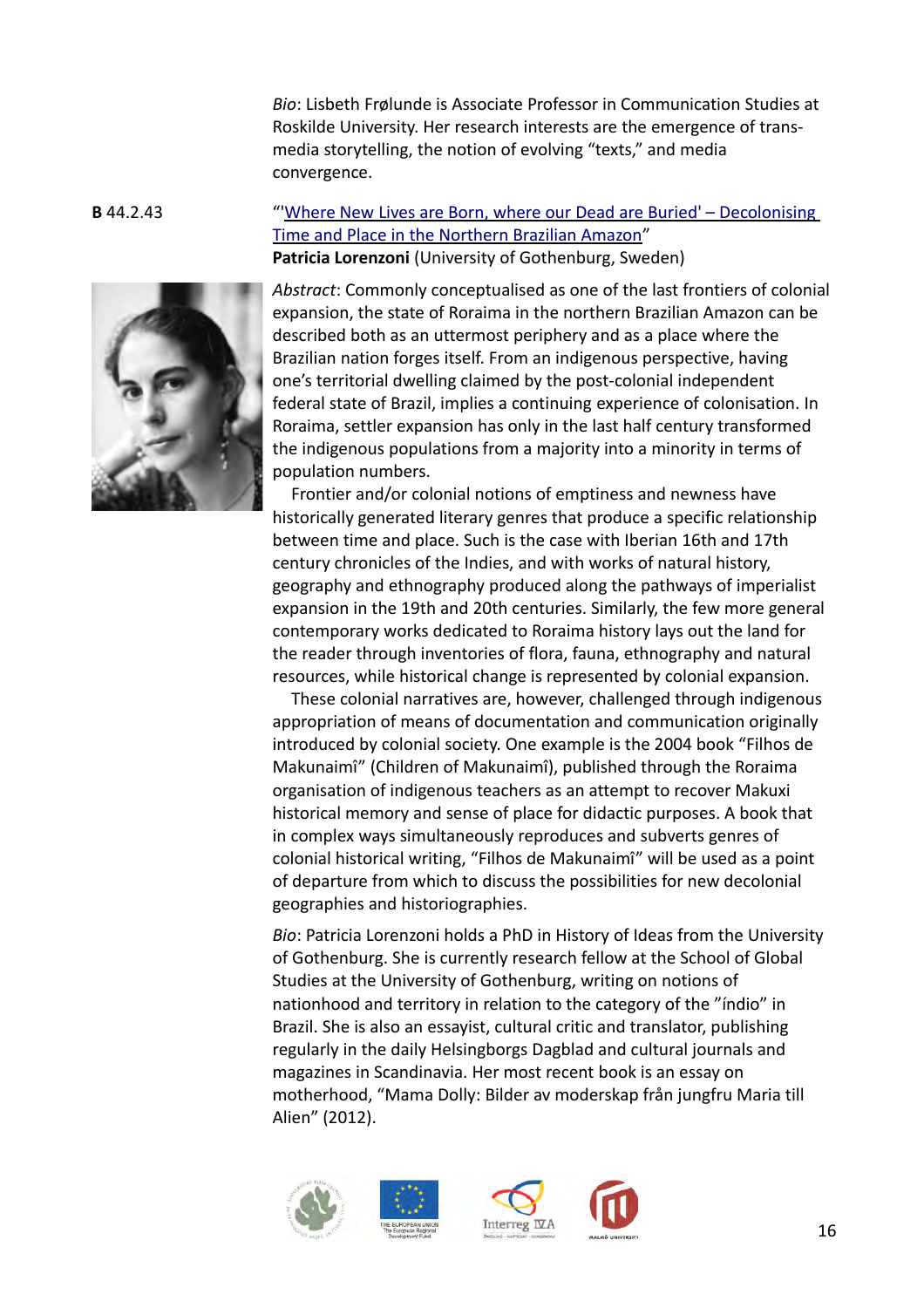*Bio*: Lisbeth Frølunde is Associate Professor in Communication Studies at Roskilde University. Her research interests are the emergence of trans-media storytelling, the notion of evolving "texts," and media convergence.

**B** 44.2.43

"'Where New Lives are Born, where our Dead are Buried' – Decolonising Time and Place in the Northern Brazilian Amazon"
**Patricia Lorenzoni** (University of Gothenburg, Sweden)

*Abstract*: Commonly conceptualised as one of the last frontiers of colonial expansion, the state of Roraima in the northern Brazilian Amazon can be described both as an uttermost periphery and as a place where the Brazilian nation forges itself. From an indigenous perspective, having one's territorial dwelling claimed by the post-colonial independent federal state of Brazil, implies a continuing experience of colonisation. In Roraima, settler expansion has only in the last half century transformed the indigenous populations from a majority into a minority in terms of population numbers.

Frontier and/or colonial notions of emptiness and newness have historically generated literary genres that produce a specific relationship between time and place. Such is the case with Iberian 16th and 17th century chronicles of the Indies, and with works of natural history, geography and ethnography produced along the pathways of imperialist expansion in the 19th and 20th centuries. Similarly, the few more general contemporary works dedicated to Roraima history lays out the land for the reader through inventories of flora, fauna, ethnography and natural resources, while historical change is represented by colonial expansion.

These colonial narratives are, however, challenged through indigenous appropriation of means of documentation and communication originally introduced by colonial society. One example is the 2004 book "Filhos de Makunaimî" (Children of Makunaimî), published through the Roraima organisation of indigenous teachers as an attempt to recover Makuxi historical memory and sense of place for didactic purposes. A book that in complex ways simultaneously reproduces and subverts genres of colonial historical writing, "Filhos de Makunaimî" will be used as a point of departure from which to discuss the possibilities for new decolonial geographies and historiographies.

*Bio*: Patricia Lorenzoni holds a PhD in History of Ideas from the University of Gothenburg. She is currently research fellow at the School of Global Studies at the University of Gothenburg, writing on notions of nationhood and territory in relation to the category of the "índio" in Brazil. She is also an essayist, cultural critic and translator, publishing regularly in the daily Helsingborgs Dagblad and cultural journals and magazines in Scandinavia. Her most recent book is an essay on motherhood, "Mama Dolly: Bilder av moderskap från jungfru Maria till Alien" (2012).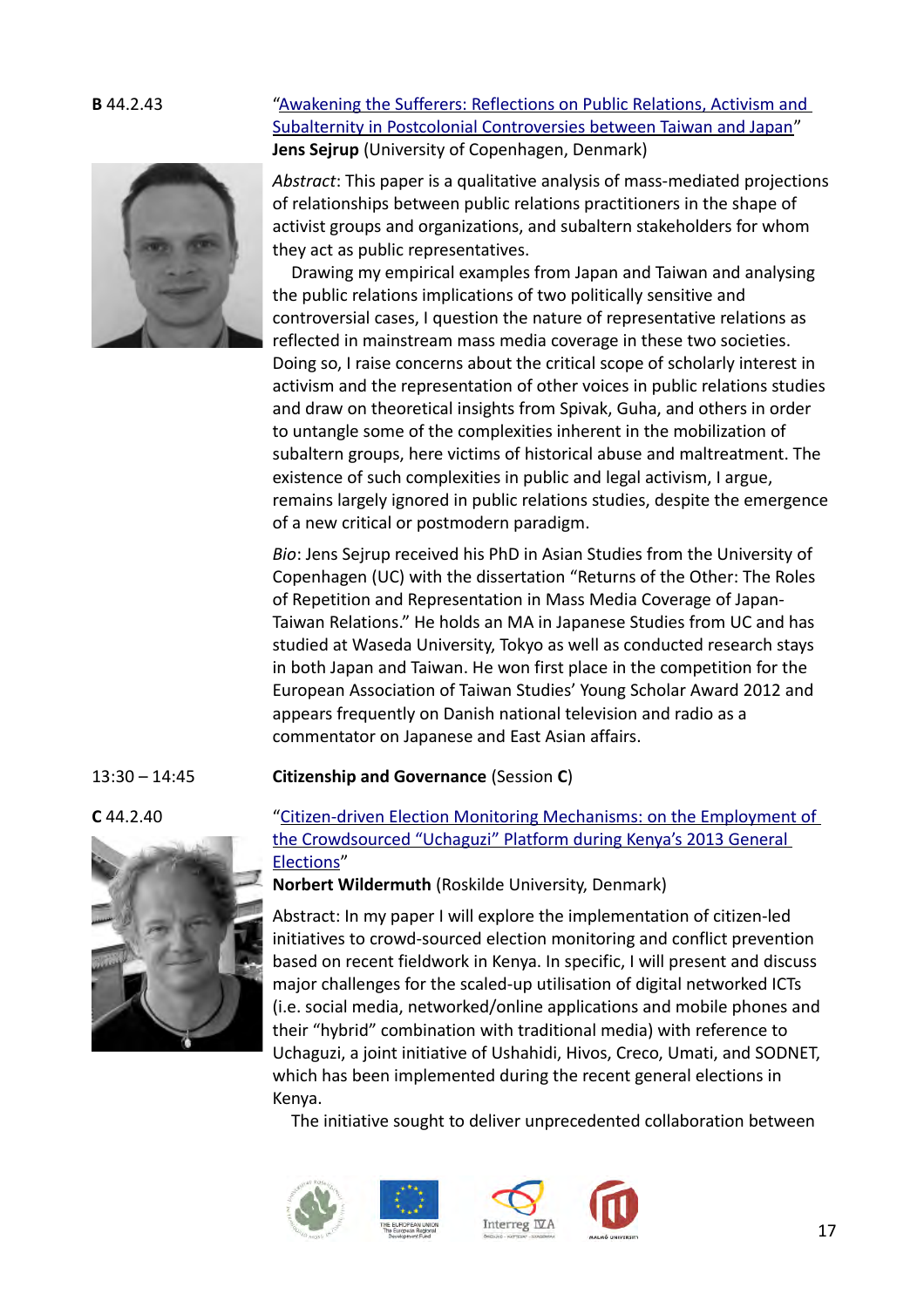**B** 44.2.43

"Awakening the Sufferers: Reflections on Public Relations, Activism and Subalternity in Postcolonial Controversies between Taiwan and Japan"
**Jens Sejrup** (University of Copenhagen, Denmark)

*Abstract*: This paper is a qualitative analysis of mass-mediated projections of relationships between public relations practitioners in the shape of activist groups and organizations, and subaltern stakeholders for whom they act as public representatives.

Drawing my empirical examples from Japan and Taiwan and analysing the public relations implications of two politically sensitive and controversial cases, I question the nature of representative relations as reflected in mainstream mass media coverage in these two societies. Doing so, I raise concerns about the critical scope of scholarly interest in activism and the representation of other voices in public relations studies and draw on theoretical insights from Spivak, Guha, and others in order to untangle some of the complexities inherent in the mobilization of subaltern groups, here victims of historical abuse and maltreatment. The existence of such complexities in public and legal activism, I argue, remains largely ignored in public relations studies, despite the emergence of a new critical or postmodern paradigm.

*Bio*: Jens Sejrup received his PhD in Asian Studies from the University of Copenhagen (UC) with the dissertation "Returns of the Other: The Roles of Repetition and Representation in Mass Media Coverage of Japan-Taiwan Relations." He holds an MA in Japanese Studies from UC and has studied at Waseda University, Tokyo as well as conducted research stays in both Japan and Taiwan. He won first place in the competition for the European Association of Taiwan Studies' Young Scholar Award 2012 and appears frequently on Danish national television and radio as a commentator on Japanese and East Asian affairs.

13:30 – 14:45 **Citizenship and Governance** (Session **C**)

**C** 44.2.40

"Citizen-driven Election Monitoring Mechanisms: on the Employment of the Crowdsourced "Uchaguzi" Platform during Kenya's 2013 General Elections"
**Norbert Wildermuth** (Roskilde University, Denmark)

Abstract: In my paper I will explore the implementation of citizen-led initiatives to crowd-sourced election monitoring and conflict prevention based on recent fieldwork in Kenya. In specific, I will present and discuss major challenges for the scaled-up utilisation of digital networked ICTs (i.e. social media, networked/online applications and mobile phones and their "hybrid" combination with traditional media) with reference to Uchaguzi, a joint initiative of Ushahidi, Hivos, Creco, Umati, and SODNET, which has been implemented during the recent general elections in Kenya.

The initiative sought to deliver unprecedented collaboration between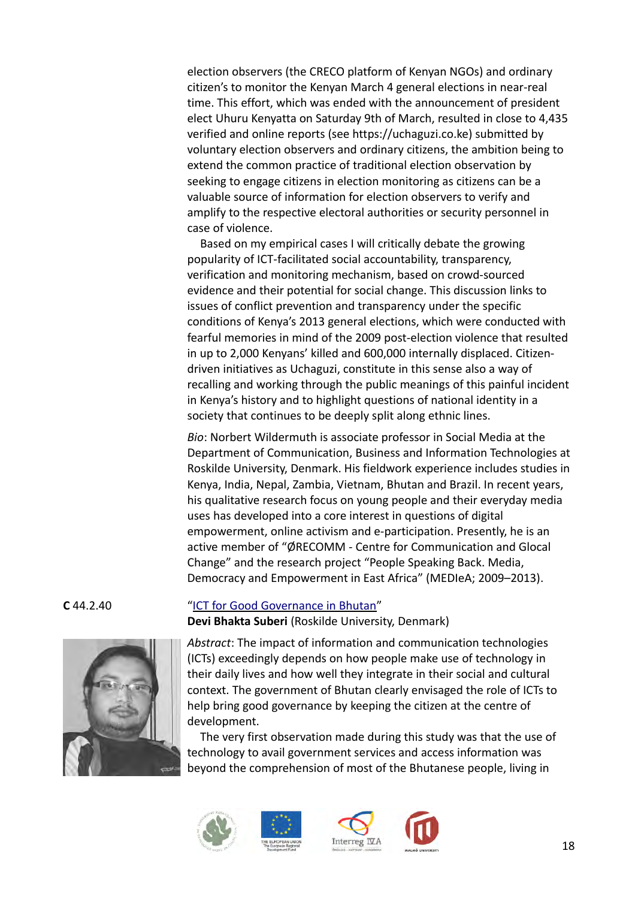election observers (the CRECO platform of Kenyan NGOs) and ordinary citizen's to monitor the Kenyan March 4 general elections in near-real time. This effort, which was ended with the announcement of president elect Uhuru Kenyatta on Saturday 9th of March, resulted in close to 4,435 verified and online reports (see https://uchaguzi.co.ke) submitted by voluntary election observers and ordinary citizens, the ambition being to extend the common practice of traditional election observation by seeking to engage citizens in election monitoring as citizens can be a valuable source of information for election observers to verify and amplify to the respective electoral authorities or security personnel in case of violence.

Based on my empirical cases I will critically debate the growing popularity of ICT-facilitated social accountability, transparency, verification and monitoring mechanism, based on crowd-sourced evidence and their potential for social change. This discussion links to issues of conflict prevention and transparency under the specific conditions of Kenya's 2013 general elections, which were conducted with fearful memories in mind of the 2009 post-election violence that resulted in up to 2,000 Kenyans' killed and 600,000 internally displaced. Citizen-driven initiatives as Uchaguzi, constitute in this sense also a way of recalling and working through the public meanings of this painful incident in Kenya's history and to highlight questions of national identity in a society that continues to be deeply split along ethnic lines.

*Bio*: Norbert Wildermuth is associate professor in Social Media at the Department of Communication, Business and Information Technologies at Roskilde University, Denmark. His fieldwork experience includes studies in Kenya, India, Nepal, Zambia, Vietnam, Bhutan and Brazil. In recent years, his qualitative research focus on young people and their everyday media uses has developed into a core interest in questions of digital empowerment, online activism and e-participation. Presently, he is an active member of "ØRECOMM - Centre for Communication and Glocal Change" and the research project "People Speaking Back. Media, Democracy and Empowerment in East Africa" (MEDIeA; 2009–2013).

**C** 44.2.40

"ICT for Good Governance in Bhutan"

**Devi Bhakta Suberi** (Roskilde University, Denmark)

*Abstract*: The impact of information and communication technologies (ICTs) exceedingly depends on how people make use of technology in their daily lives and how well they integrate in their social and cultural context. The government of Bhutan clearly envisaged the role of ICTs to help bring good governance by keeping the citizen at the centre of development.

The very first observation made during this study was that the use of technology to avail government services and access information was beyond the comprehension of most of the Bhutanese people, living in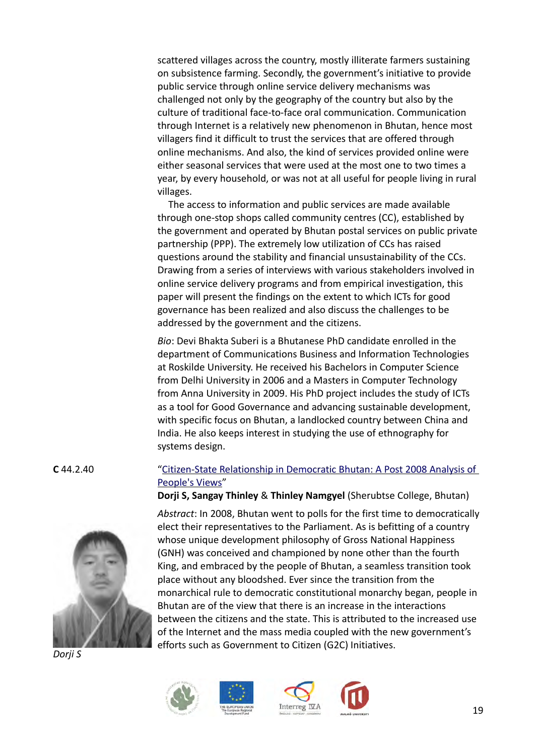scattered villages across the country, mostly illiterate farmers sustaining on subsistence farming. Secondly, the government's initiative to provide public service through online service delivery mechanisms was challenged not only by the geography of the country but also by the culture of traditional face-to-face oral communication. Communication through Internet is a relatively new phenomenon in Bhutan, hence most villagers find it difficult to trust the services that are offered through online mechanisms. And also, the kind of services provided online were either seasonal services that were used at the most one to two times a year, by every household, or was not at all useful for people living in rural villages.

The access to information and public services are made available through one-stop shops called community centres (CC), established by the government and operated by Bhutan postal services on public private partnership (PPP). The extremely low utilization of CCs has raised questions around the stability and financial unsustainability of the CCs. Drawing from a series of interviews with various stakeholders involved in online service delivery programs and from empirical investigation, this paper will present the findings on the extent to which ICTs for good governance has been realized and also discuss the challenges to be addressed by the government and the citizens.

*Bio*: Devi Bhakta Suberi is a Bhutanese PhD candidate enrolled in the department of Communications Business and Information Technologies at Roskilde University. He received his Bachelors in Computer Science from Delhi University in 2006 and a Masters in Computer Technology from Anna University in 2009. His PhD project includes the study of ICTs as a tool for Good Governance and advancing sustainable development, with specific focus on Bhutan, a landlocked country between China and India. He also keeps interest in studying the use of ethnography for systems design.

**C** 44.2.40

"Citizen-State Relationship in Democratic Bhutan: A Post 2008 Analysis of People's Views"

**Dorji S, Sangay Thinley** & **Thinley Namgyel** (Sherubtse College, Bhutan)

*Abstract*: In 2008, Bhutan went to polls for the first time to democratically elect their representatives to the Parliament. As is befitting of a country whose unique development philosophy of Gross National Happiness (GNH) was conceived and championed by none other than the fourth King, and embraced by the people of Bhutan, a seamless transition took place without any bloodshed. Ever since the transition from the monarchical rule to democratic constitutional monarchy began, people in Bhutan are of the view that there is an increase in the interactions between the citizens and the state. This is attributed to the increased use of the Internet and the mass media coupled with the new government's efforts such as Government to Citizen (G2C) Initiatives.

*Dorji S*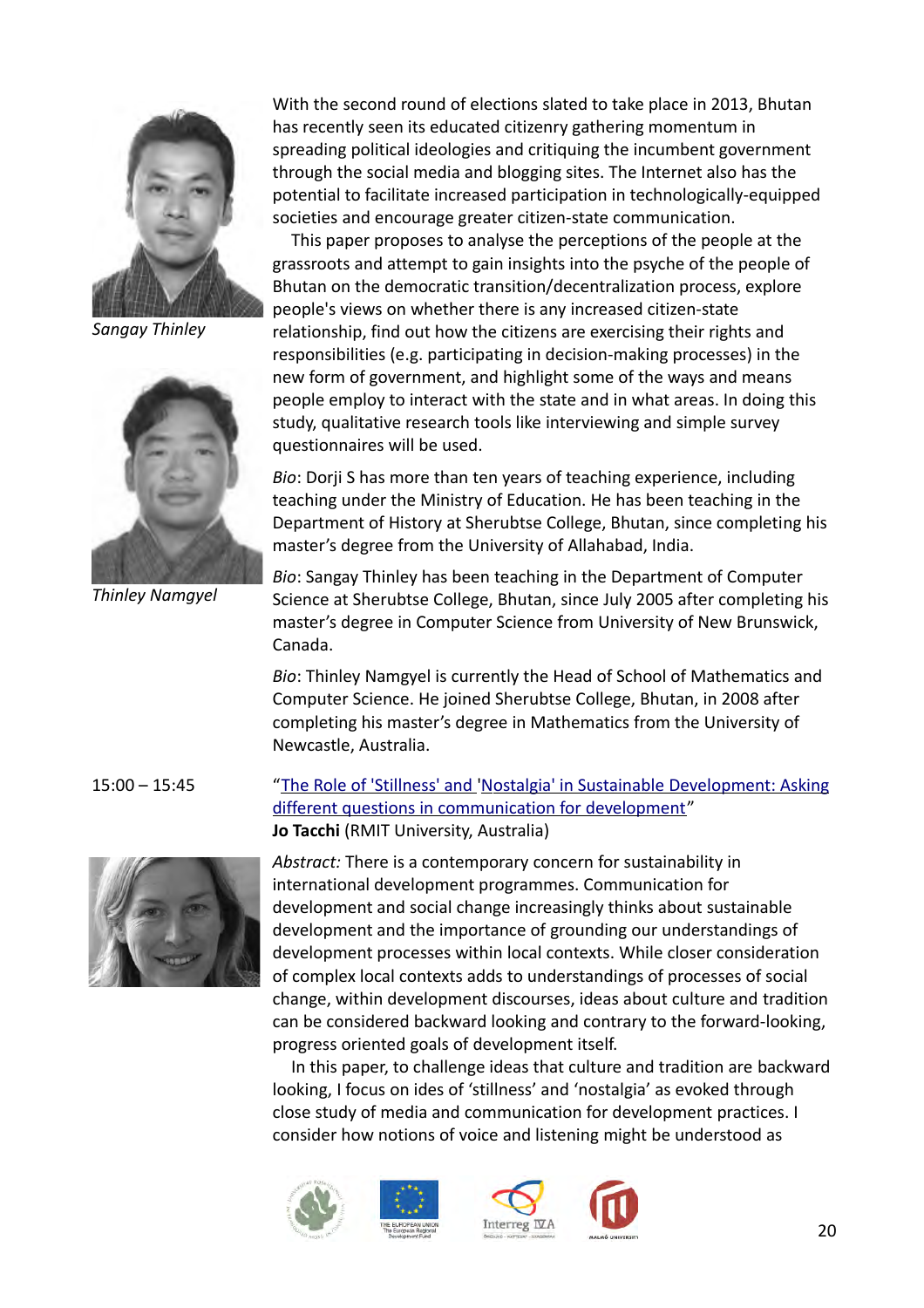*Sangay Thinley*

*Thinley Namgyel*

With the second round of elections slated to take place in 2013, Bhutan has recently seen its educated citizenry gathering momentum in spreading political ideologies and critiquing the incumbent government through the social media and blogging sites. The Internet also has the potential to facilitate increased participation in technologically-equipped societies and encourage greater citizen-state communication.

This paper proposes to analyse the perceptions of the people at the grassroots and attempt to gain insights into the psyche of the people of Bhutan on the democratic transition/decentralization process, explore people's views on whether there is any increased citizen-state relationship, find out how the citizens are exercising their rights and responsibilities (e.g. participating in decision-making processes) in the new form of government, and highlight some of the ways and means people employ to interact with the state and in what areas. In doing this study, qualitative research tools like interviewing and simple survey questionnaires will be used.

*Bio*: Dorji S has more than ten years of teaching experience, including teaching under the Ministry of Education. He has been teaching in the Department of History at Sherubtse College, Bhutan, since completing his master's degree from the University of Allahabad, India.

*Bio*: Sangay Thinley has been teaching in the Department of Computer Science at Sherubtse College, Bhutan, since July 2005 after completing his master's degree in Computer Science from University of New Brunswick, Canada.

*Bio*: Thinley Namgyel is currently the Head of School of Mathematics and Computer Science. He joined Sherubtse College, Bhutan, in 2008 after completing his master's degree in Mathematics from the University of Newcastle, Australia.

15:00 – 15:45

"The Role of 'Stillness' and 'Nostalgia' in Sustainable Development: Asking different questions in communication for development"
**Jo Tacchi** (RMIT University, Australia)

*Abstract:* There is a contemporary concern for sustainability in international development programmes. Communication for development and social change increasingly thinks about sustainable development and the importance of grounding our understandings of development processes within local contexts. While closer consideration of complex local contexts adds to understandings of processes of social change, within development discourses, ideas about culture and tradition can be considered backward looking and contrary to the forward-looking, progress oriented goals of development itself.

In this paper, to challenge ideas that culture and tradition are backward looking, I focus on ides of 'stillness' and 'nostalgia' as evoked through close study of media and communication for development practices. I consider how notions of voice and listening might be understood as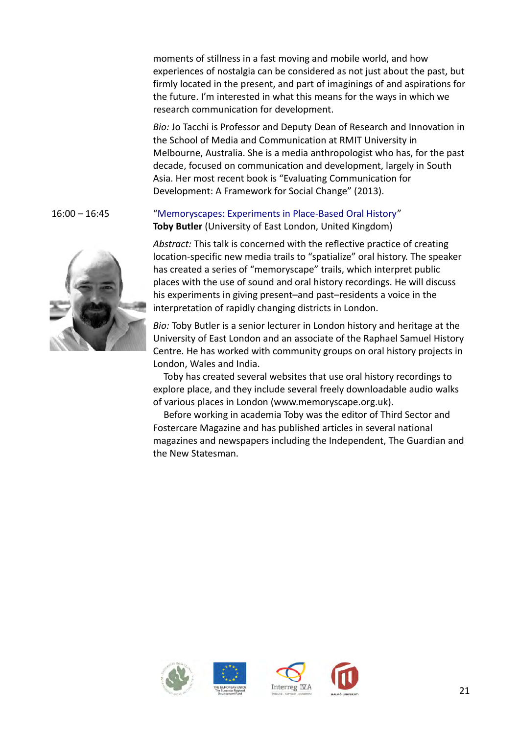moments of stillness in a fast moving and mobile world, and how experiences of nostalgia can be considered as not just about the past, but firmly located in the present, and part of imaginings of and aspirations for the future. I'm interested in what this means for the ways in which we research communication for development.

*Bio:* Jo Tacchi is Professor and Deputy Dean of Research and Innovation in the School of Media and Communication at RMIT University in Melbourne, Australia. She is a media anthropologist who has, for the past decade, focused on communication and development, largely in South Asia. Her most recent book is "Evaluating Communication for Development: A Framework for Social Change" (2013).

16:00 – 16:45

"Memoryscapes: Experiments in Place-Based Oral History"
**Toby Butler** (University of East London, United Kingdom)

*Abstract:* This talk is concerned with the reflective practice of creating location-specific new media trails to "spatialize" oral history. The speaker has created a series of "memoryscape" trails, which interpret public places with the use of sound and oral history recordings. He will discuss his experiments in giving present–and past–residents a voice in the interpretation of rapidly changing districts in London.

*Bio:* Toby Butler is a senior lecturer in London history and heritage at the University of East London and an associate of the Raphael Samuel History Centre. He has worked with community groups on oral history projects in London, Wales and India.

Toby has created several websites that use oral history recordings to explore place, and they include several freely downloadable audio walks of various places in London (www.memoryscape.org.uk).

Before working in academia Toby was the editor of Third Sector and Fostercare Magazine and has published articles in several national magazines and newspapers including the Independent, The Guardian and the New Statesman.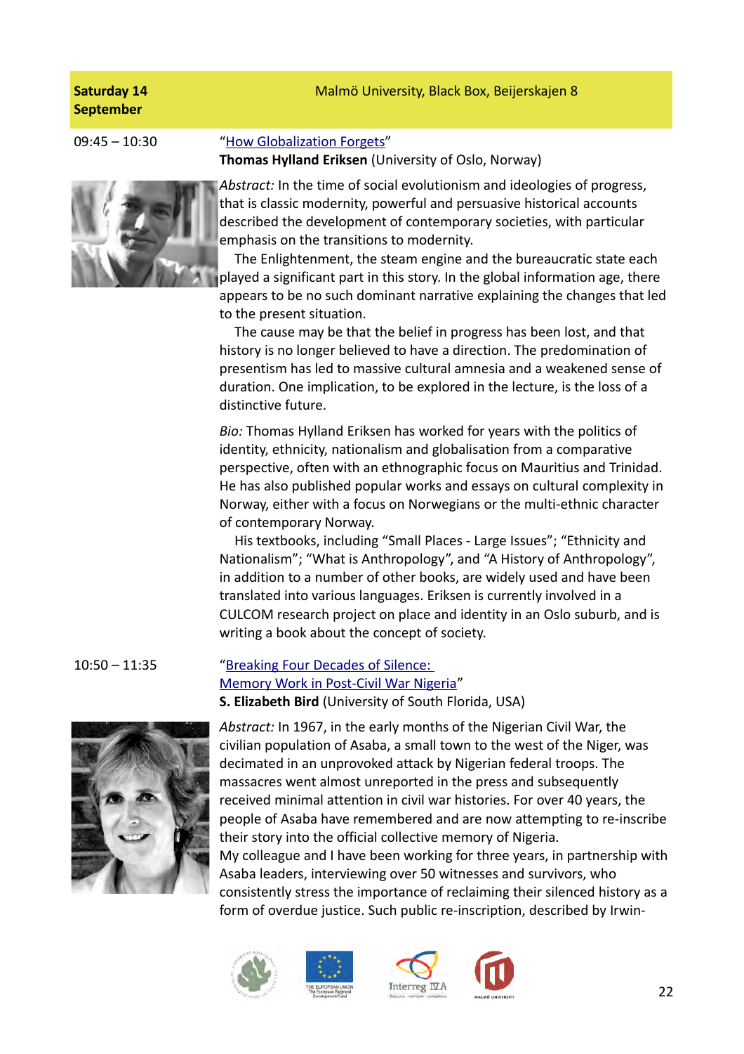**Saturday 14 September** — Malmö University, Black Box, Beijerskajen 8

09:45 – 10:30

"How Globalization Forgets"

**Thomas Hylland Eriksen** (University of Oslo, Norway)

*Abstract:* In the time of social evolutionism and ideologies of progress, that is classic modernity, powerful and persuasive historical accounts described the development of contemporary societies, with particular emphasis on the transitions to modernity.

The Enlightenment, the steam engine and the bureaucratic state each played a significant part in this story. In the global information age, there appears to be no such dominant narrative explaining the changes that led to the present situation.

The cause may be that the belief in progress has been lost, and that history is no longer believed to have a direction. The predomination of presentism has led to massive cultural amnesia and a weakened sense of duration. One implication, to be explored in the lecture, is the loss of a distinctive future.

*Bio:* Thomas Hylland Eriksen has worked for years with the politics of identity, ethnicity, nationalism and globalisation from a comparative perspective, often with an ethnographic focus on Mauritius and Trinidad. He has also published popular works and essays on cultural complexity in Norway, either with a focus on Norwegians or the multi-ethnic character of contemporary Norway.

His textbooks, including "Small Places - Large Issues"; "Ethnicity and Nationalism"; "What is Anthropology", and "A History of Anthropology", in addition to a number of other books, are widely used and have been translated into various languages. Eriksen is currently involved in a CULCOM research project on place and identity in an Oslo suburb, and is writing a book about the concept of society.

10:50 – 11:35

"Breaking Four Decades of Silence: Memory Work in Post-Civil War Nigeria"

**S. Elizabeth Bird** (University of South Florida, USA)

*Abstract:* In 1967, in the early months of the Nigerian Civil War, the civilian population of Asaba, a small town to the west of the Niger, was decimated in an unprovoked attack by Nigerian federal troops. The massacres went almost unreported in the press and subsequently received minimal attention in civil war histories. For over 40 years, the people of Asaba have remembered and are now attempting to re-inscribe their story into the official collective memory of Nigeria.
My colleague and I have been working for three years, in partnership with Asaba leaders, interviewing over 50 witnesses and survivors, who consistently stress the importance of reclaiming their silenced history as a form of overdue justice. Such public re-inscription, described by Irwin-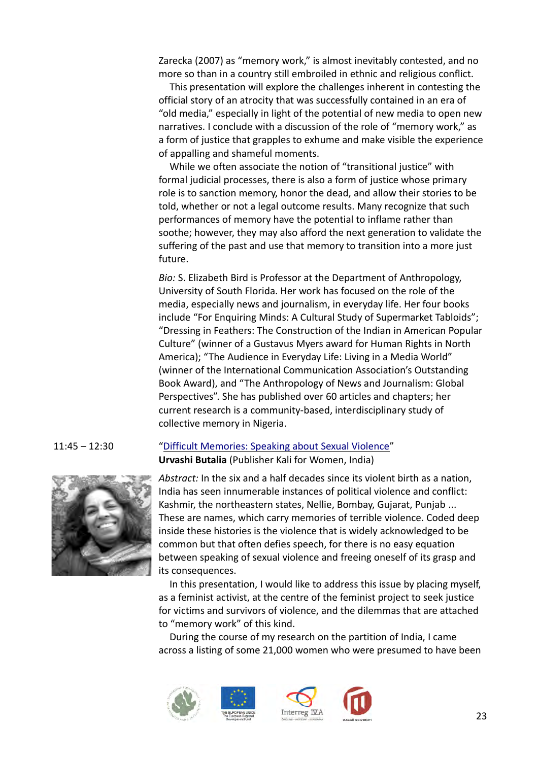Zarecka (2007) as "memory work," is almost inevitably contested, and no more so than in a country still embroiled in ethnic and religious conflict.

This presentation will explore the challenges inherent in contesting the official story of an atrocity that was successfully contained in an era of "old media," especially in light of the potential of new media to open new narratives. I conclude with a discussion of the role of "memory work," as a form of justice that grapples to exhume and make visible the experience of appalling and shameful moments.

While we often associate the notion of "transitional justice" with formal judicial processes, there is also a form of justice whose primary role is to sanction memory, honor the dead, and allow their stories to be told, whether or not a legal outcome results. Many recognize that such performances of memory have the potential to inflame rather than soothe; however, they may also afford the next generation to validate the suffering of the past and use that memory to transition into a more just future.

*Bio:* S. Elizabeth Bird is Professor at the Department of Anthropology, University of South Florida. Her work has focused on the role of the media, especially news and journalism, in everyday life. Her four books include "For Enquiring Minds: A Cultural Study of Supermarket Tabloids"; "Dressing in Feathers: The Construction of the Indian in American Popular Culture" (winner of a Gustavus Myers award for Human Rights in North America); "The Audience in Everyday Life: Living in a Media World" (winner of the International Communication Association's Outstanding Book Award), and "The Anthropology of News and Journalism: Global Perspectives". She has published over 60 articles and chapters; her current research is a community-based, interdisciplinary study of collective memory in Nigeria.

11:45 – 12:30

"Difficult Memories: Speaking about Sexual Violence"
**Urvashi Butalia** (Publisher Kali for Women, India)

*Abstract:* In the six and a half decades since its violent birth as a nation, India has seen innumerable instances of political violence and conflict: Kashmir, the northeastern states, Nellie, Bombay, Gujarat, Punjab ... These are names, which carry memories of terrible violence. Coded deep inside these histories is the violence that is widely acknowledged to be common but that often defies speech, for there is no easy equation between speaking of sexual violence and freeing oneself of its grasp and its consequences.

In this presentation, I would like to address this issue by placing myself, as a feminist activist, at the centre of the feminist project to seek justice for victims and survivors of violence, and the dilemmas that are attached to "memory work" of this kind.

During the course of my research on the partition of India, I came across a listing of some 21,000 women who were presumed to have been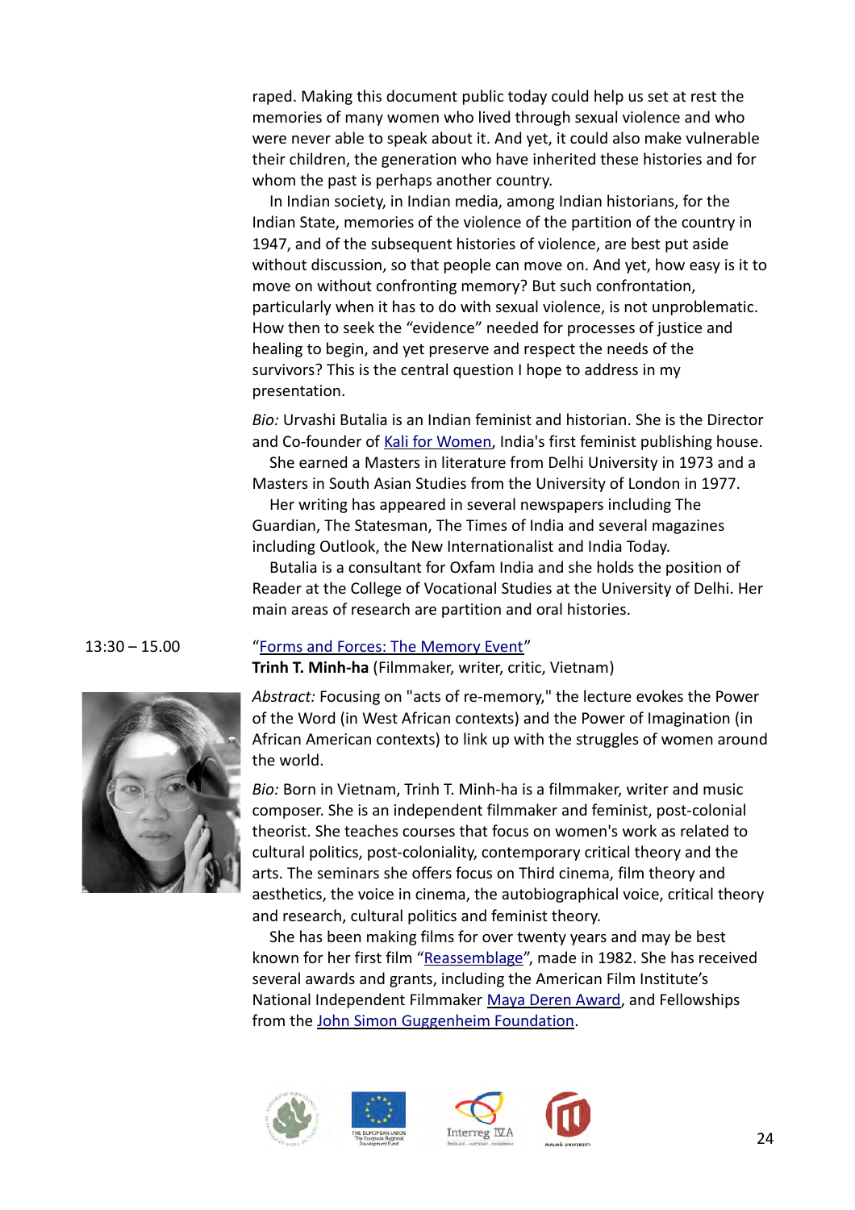raped. Making this document public today could help us set at rest the memories of many women who lived through sexual violence and who were never able to speak about it. And yet, it could also make vulnerable their children, the generation who have inherited these histories and for whom the past is perhaps another country.

In Indian society, in Indian media, among Indian historians, for the Indian State, memories of the violence of the partition of the country in 1947, and of the subsequent histories of violence, are best put aside without discussion, so that people can move on. And yet, how easy is it to move on without confronting memory? But such confrontation, particularly when it has to do with sexual violence, is not unproblematic. How then to seek the "evidence" needed for processes of justice and healing to begin, and yet preserve and respect the needs of the survivors? This is the central question I hope to address in my presentation.

*Bio:* Urvashi Butalia is an Indian feminist and historian. She is the Director and Co-founder of Kali for Women, India's first feminist publishing house.

She earned a Masters in literature from Delhi University in 1973 and a Masters in South Asian Studies from the University of London in 1977.

Her writing has appeared in several newspapers including The Guardian, The Statesman, The Times of India and several magazines including Outlook, the New Internationalist and India Today.

Butalia is a consultant for Oxfam India and she holds the position of Reader at the College of Vocational Studies at the University of Delhi. Her main areas of research are partition and oral histories.

13:30 – 15.00

"Forms and Forces: The Memory Event"

**Trinh T. Minh-ha** (Filmmaker, writer, critic, Vietnam)

*Abstract:* Focusing on "acts of re-memory," the lecture evokes the Power of the Word (in West African contexts) and the Power of Imagination (in African American contexts) to link up with the struggles of women around the world.

*Bio:* Born in Vietnam, Trinh T. Minh-ha is a filmmaker, writer and music composer. She is an independent filmmaker and feminist, post-colonial theorist. She teaches courses that focus on women's work as related to cultural politics, post-coloniality, contemporary critical theory and the arts. The seminars she offers focus on Third cinema, film theory and aesthetics, the voice in cinema, the autobiographical voice, critical theory and research, cultural politics and feminist theory.

She has been making films for over twenty years and may be best known for her first film "Reassemblage", made in 1982. She has received several awards and grants, including the American Film Institute's National Independent Filmmaker Maya Deren Award, and Fellowships from the John Simon Guggenheim Foundation.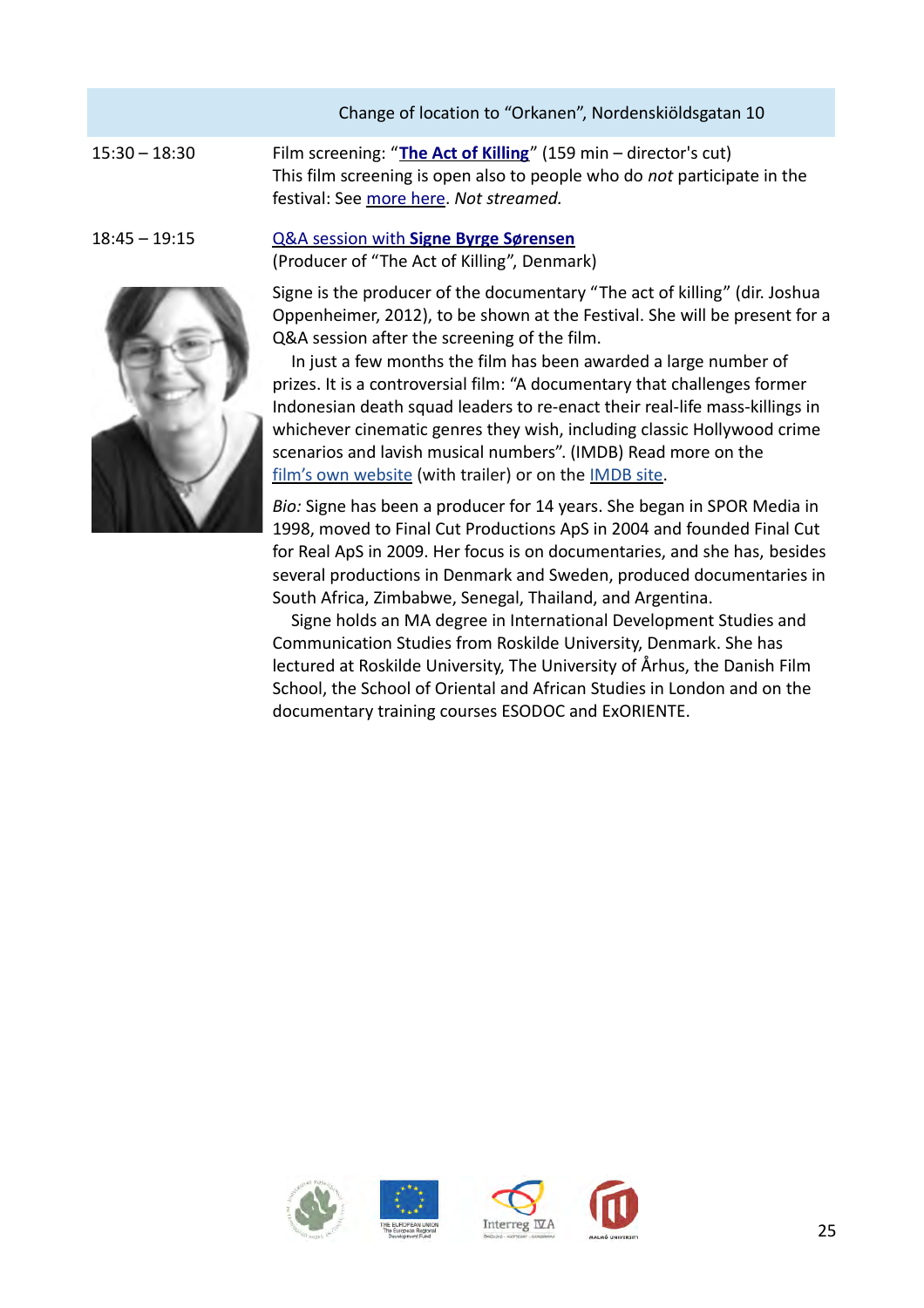| | Change of location to "Orkanen", Nordenskiöldsgatan 10 |
|---|---|
| 15:30 – 18:30 | Film screening: "**The Act of Killing**" (159 min – director's cut)<br>This film screening is open also to people who do *not* participate in the festival: See more here. *Not streamed.* |
| 18:45 – 19:15 | Q&A session with **Signe Byrge Sørensen**<br>(Producer of "The Act of Killing", Denmark) |

Signe is the producer of the documentary "The act of killing" (dir. Joshua Oppenheimer, 2012), to be shown at the Festival. She will be present for a Q&A session after the screening of the film.

In just a few months the film has been awarded a large number of prizes. It is a controversial film: "A documentary that challenges former Indonesian death squad leaders to re-enact their real-life mass-killings in whichever cinematic genres they wish, including classic Hollywood crime scenarios and lavish musical numbers". (IMDB) Read more on the film's own website (with trailer) or on the IMDB site.

*Bio:* Signe has been a producer for 14 years. She began in SPOR Media in 1998, moved to Final Cut Productions ApS in 2004 and founded Final Cut for Real ApS in 2009. Her focus is on documentaries, and she has, besides several productions in Denmark and Sweden, produced documentaries in South Africa, Zimbabwe, Senegal, Thailand, and Argentina.

Signe holds an MA degree in International Development Studies and Communication Studies from Roskilde University, Denmark. She has lectured at Roskilde University, The University of Århus, the Danish Film School, the School of Oriental and African Studies in London and on the documentary training courses ESODOC and ExORIENTE.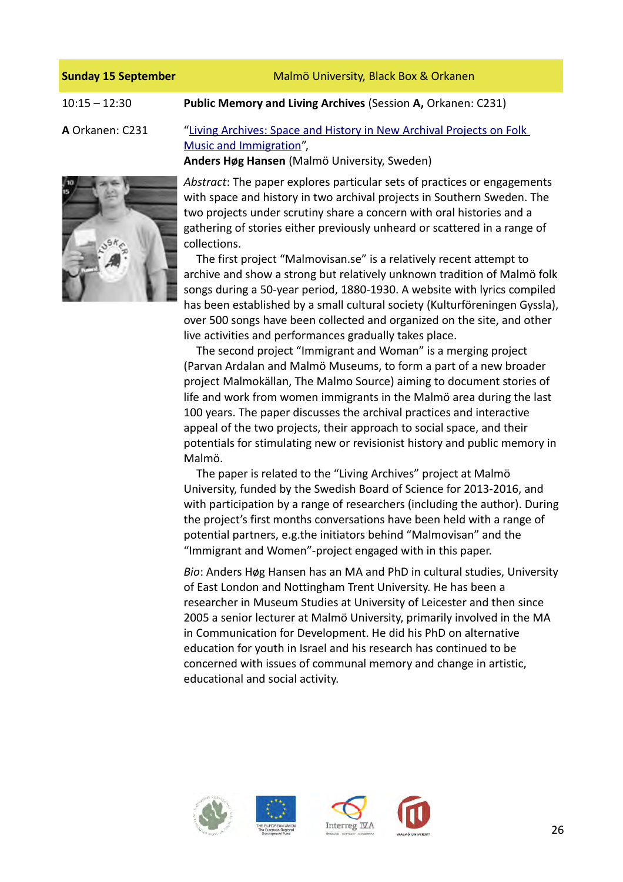**Sunday 15 September** Malmö University, Black Box & Orkanen

10:15 – 12:30 **Public Memory and Living Archives** (Session **A,** Orkanen: C231)

**A** Orkanen: C231

"Living Archives: Space and History in New Archival Projects on Folk Music and Immigration",
**Anders Høg Hansen** (Malmö University, Sweden)

*Abstract*: The paper explores particular sets of practices or engagements with space and history in two archival projects in Southern Sweden. The two projects under scrutiny share a concern with oral histories and a gathering of stories either previously unheard or scattered in a range of collections.

The first project "Malmovisan.se" is a relatively recent attempt to archive and show a strong but relatively unknown tradition of Malmö folk songs during a 50-year period, 1880-1930. A website with lyrics compiled has been established by a small cultural society (Kulturföreningen Gyssla), over 500 songs have been collected and organized on the site, and other live activities and performances gradually takes place.

The second project "Immigrant and Woman" is a merging project (Parvan Ardalan and Malmö Museums, to form a part of a new broader project Malmokällan, The Malmo Source) aiming to document stories of life and work from women immigrants in the Malmö area during the last 100 years. The paper discusses the archival practices and interactive appeal of the two projects, their approach to social space, and their potentials for stimulating new or revisionist history and public memory in Malmö.

The paper is related to the "Living Archives" project at Malmö University, funded by the Swedish Board of Science for 2013-2016, and with participation by a range of researchers (including the author). During the project's first months conversations have been held with a range of potential partners, e.g.the initiators behind "Malmovisan" and the "Immigrant and Women"-project engaged with in this paper.

*Bio*: Anders Høg Hansen has an MA and PhD in cultural studies, University of East London and Nottingham Trent University. He has been a researcher in Museum Studies at University of Leicester and then since 2005 a senior lecturer at Malmö University, primarily involved in the MA in Communication for Development. He did his PhD on alternative education for youth in Israel and his research has continued to be concerned with issues of communal memory and change in artistic, educational and social activity.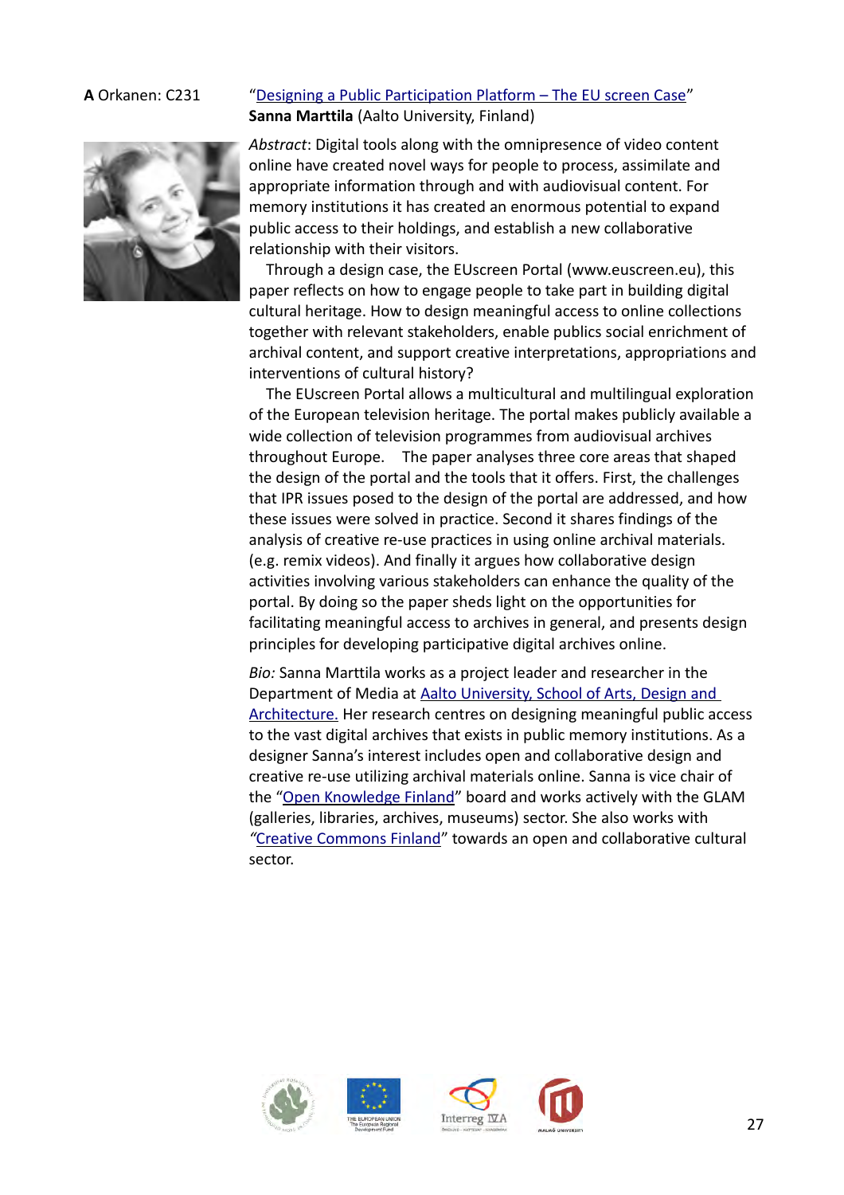**A** Orkanen: C231

"Designing a Public Participation Platform – The EU screen Case"
**Sanna Marttila** (Aalto University, Finland)

*Abstract*: Digital tools along with the omnipresence of video content online have created novel ways for people to process, assimilate and appropriate information through and with audiovisual content. For memory institutions it has created an enormous potential to expand public access to their holdings, and establish a new collaborative relationship with their visitors.

Through a design case, the EUscreen Portal (www.euscreen.eu), this paper reflects on how to engage people to take part in building digital cultural heritage. How to design meaningful access to online collections together with relevant stakeholders, enable publics social enrichment of archival content, and support creative interpretations, appropriations and interventions of cultural history?

The EUscreen Portal allows a multicultural and multilingual exploration of the European television heritage. The portal makes publicly available a wide collection of television programmes from audiovisual archives throughout Europe. The paper analyses three core areas that shaped the design of the portal and the tools that it offers. First, the challenges that IPR issues posed to the design of the portal are addressed, and how these issues were solved in practice. Second it shares findings of the analysis of creative re-use practices in using online archival materials. (e.g. remix videos). And finally it argues how collaborative design activities involving various stakeholders can enhance the quality of the portal. By doing so the paper sheds light on the opportunities for facilitating meaningful access to archives in general, and presents design principles for developing participative digital archives online.

*Bio:* Sanna Marttila works as a project leader and researcher in the Department of Media at Aalto University, School of Arts, Design and Architecture. Her research centres on designing meaningful public access to the vast digital archives that exists in public memory institutions. As a designer Sanna's interest includes open and collaborative design and creative re-use utilizing archival materials online. Sanna is vice chair of the "Open Knowledge Finland" board and works actively with the GLAM (galleries, libraries, archives, museums) sector. She also works with "Creative Commons Finland" towards an open and collaborative cultural sector.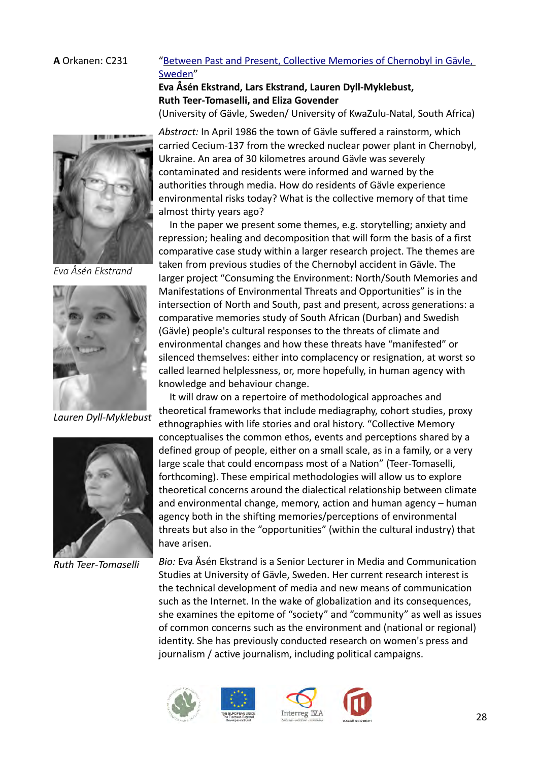**A** Orkanen: C231

"Between Past and Present, Collective Memories of Chernobyl in Gävle, Sweden"

**Eva Åsén Ekstrand, Lars Ekstrand, Lauren Dyll-Myklebust, Ruth Teer-Tomaselli, and Eliza Govender**

(University of Gävle, Sweden/ University of KwaZulu-Natal, South Africa)

*Eva Åsén Ekstrand*

*Lauren Dyll-Myklebust*

*Ruth Teer-Tomaselli*

*Abstract:* In April 1986 the town of Gävle suffered a rainstorm, which carried Cecium-137 from the wrecked nuclear power plant in Chernobyl, Ukraine. An area of 30 kilometres around Gävle was severely contaminated and residents were informed and warned by the authorities through media. How do residents of Gävle experience environmental risks today? What is the collective memory of that time almost thirty years ago?

In the paper we present some themes, e.g. storytelling; anxiety and repression; healing and decomposition that will form the basis of a first comparative case study within a larger research project. The themes are taken from previous studies of the Chernobyl accident in Gävle. The larger project "Consuming the Environment: North/South Memories and Manifestations of Environmental Threats and Opportunities" is in the intersection of North and South, past and present, across generations: a comparative memories study of South African (Durban) and Swedish (Gävle) people's cultural responses to the threats of climate and environmental changes and how these threats have "manifested" or silenced themselves: either into complacency or resignation, at worst so called learned helplessness, or, more hopefully, in human agency with knowledge and behaviour change.

It will draw on a repertoire of methodological approaches and theoretical frameworks that include mediagraphy, cohort studies, proxy ethnographies with life stories and oral history. "Collective Memory conceptualises the common ethos, events and perceptions shared by a defined group of people, either on a small scale, as in a family, or a very large scale that could encompass most of a Nation" (Teer-Tomaselli, forthcoming). These empirical methodologies will allow us to explore theoretical concerns around the dialectical relationship between climate and environmental change, memory, action and human agency – human agency both in the shifting memories/perceptions of environmental threats but also in the "opportunities" (within the cultural industry) that have arisen.

*Bio:* Eva Åsén Ekstrand is a Senior Lecturer in Media and Communication Studies at University of Gävle, Sweden. Her current research interest is the technical development of media and new means of communication such as the Internet. In the wake of globalization and its consequences, she examines the epitome of "society" and "community" as well as issues of common concerns such as the environment and (national or regional) identity. She has previously conducted research on women's press and journalism / active journalism, including political campaigns.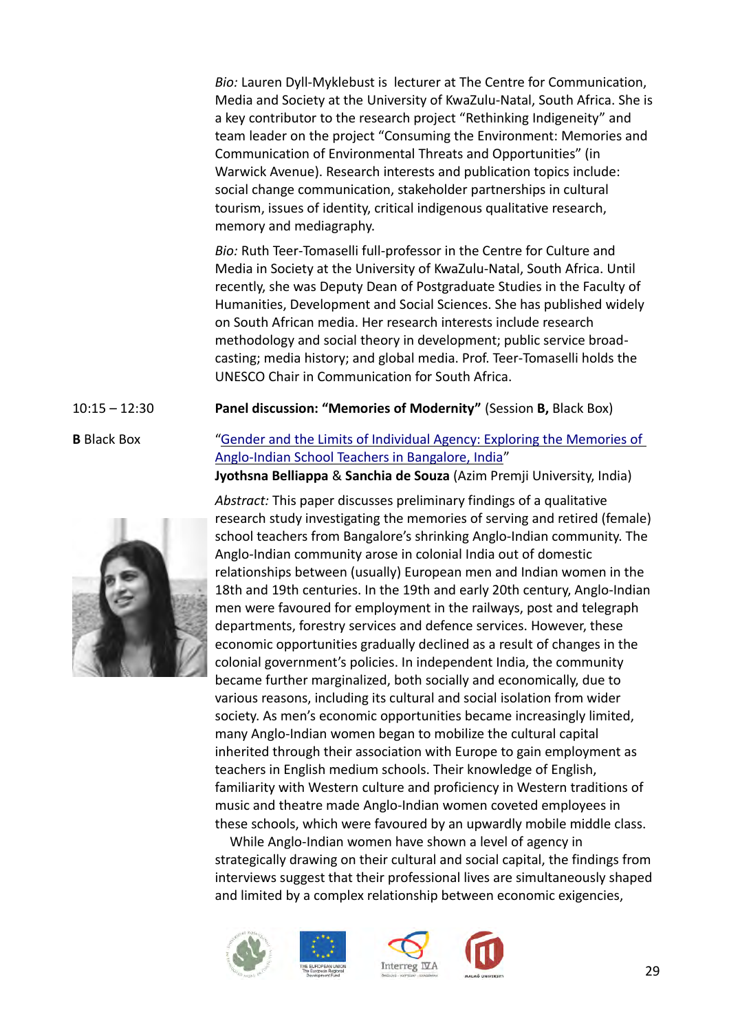*Bio:* Lauren Dyll-Myklebust is lecturer at The Centre for Communication, Media and Society at the University of KwaZulu-Natal, South Africa. She is a key contributor to the research project "Rethinking Indigeneity" and team leader on the project "Consuming the Environment: Memories and Communication of Environmental Threats and Opportunities" (in Warwick Avenue). Research interests and publication topics include: social change communication, stakeholder partnerships in cultural tourism, issues of identity, critical indigenous qualitative research, memory and mediagraphy.

*Bio:* Ruth Teer-Tomaselli full-professor in the Centre for Culture and Media in Society at the University of KwaZulu-Natal, South Africa. Until recently, she was Deputy Dean of Postgraduate Studies in the Faculty of Humanities, Development and Social Sciences. She has published widely on South African media. Her research interests include research methodology and social theory in development; public service broadcasting; media history; and global media. Prof. Teer-Tomaselli holds the UNESCO Chair in Communication for South Africa.

10:15 – 12:30 **Panel discussion: "Memories of Modernity"** (Session **B,** Black Box)

**B** Black Box

"Gender and the Limits of Individual Agency: Exploring the Memories of Anglo-Indian School Teachers in Bangalore, India"
**Jyothsna Belliappa** & **Sanchia de Souza** (Azim Premji University, India)

*Abstract:* This paper discusses preliminary findings of a qualitative research study investigating the memories of serving and retired (female) school teachers from Bangalore's shrinking Anglo-Indian community. The Anglo-Indian community arose in colonial India out of domestic relationships between (usually) European men and Indian women in the 18th and 19th centuries. In the 19th and early 20th century, Anglo-Indian men were favoured for employment in the railways, post and telegraph departments, forestry services and defence services. However, these economic opportunities gradually declined as a result of changes in the colonial government's policies. In independent India, the community became further marginalized, both socially and economically, due to various reasons, including its cultural and social isolation from wider society. As men's economic opportunities became increasingly limited, many Anglo-Indian women began to mobilize the cultural capital inherited through their association with Europe to gain employment as teachers in English medium schools. Their knowledge of English, familiarity with Western culture and proficiency in Western traditions of music and theatre made Anglo-Indian women coveted employees in these schools, which were favoured by an upwardly mobile middle class.

While Anglo-Indian women have shown a level of agency in strategically drawing on their cultural and social capital, the findings from interviews suggest that their professional lives are simultaneously shaped and limited by a complex relationship between economic exigencies,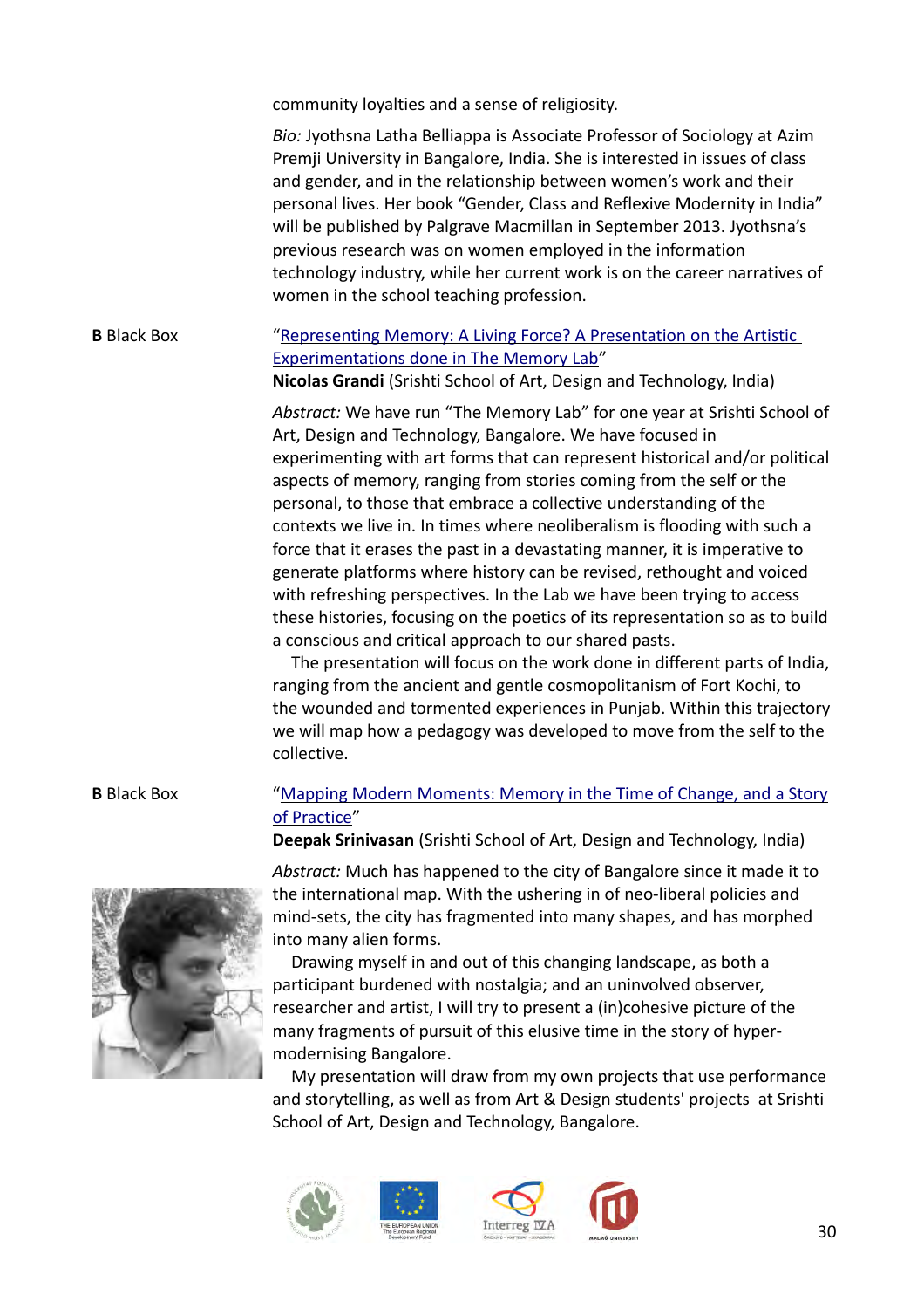community loyalties and a sense of religiosity.

*Bio:* Jyothsna Latha Belliappa is Associate Professor of Sociology at Azim Premji University in Bangalore, India. She is interested in issues of class and gender, and in the relationship between women's work and their personal lives. Her book "Gender, Class and Reflexive Modernity in India" will be published by Palgrave Macmillan in September 2013. Jyothsna's previous research was on women employed in the information technology industry, while her current work is on the career narratives of women in the school teaching profession.

**B** Black Box

"Representing Memory: A Living Force? A Presentation on the Artistic Experimentations done in The Memory Lab"
**Nicolas Grandi** (Srishti School of Art, Design and Technology, India)

*Abstract:* We have run "The Memory Lab" for one year at Srishti School of Art, Design and Technology, Bangalore. We have focused in experimenting with art forms that can represent historical and/or political aspects of memory, ranging from stories coming from the self or the personal, to those that embrace a collective understanding of the contexts we live in. In times where neoliberalism is flooding with such a force that it erases the past in a devastating manner, it is imperative to generate platforms where history can be revised, rethought and voiced with refreshing perspectives. In the Lab we have been trying to access these histories, focusing on the poetics of its representation so as to build a conscious and critical approach to our shared pasts.

The presentation will focus on the work done in different parts of India, ranging from the ancient and gentle cosmopolitanism of Fort Kochi, to the wounded and tormented experiences in Punjab. Within this trajectory we will map how a pedagogy was developed to move from the self to the collective.

**B** Black Box

"Mapping Modern Moments: Memory in the Time of Change, and a Story of Practice"
**Deepak Srinivasan** (Srishti School of Art, Design and Technology, India)

*Abstract:* Much has happened to the city of Bangalore since it made it to the international map. With the ushering in of neo-liberal policies and mind-sets, the city has fragmented into many shapes, and has morphed into many alien forms.

Drawing myself in and out of this changing landscape, as both a participant burdened with nostalgia; and an uninvolved observer, researcher and artist, I will try to present a (in)cohesive picture of the many fragments of pursuit of this elusive time in the story of hyper-modernising Bangalore.

My presentation will draw from my own projects that use performance and storytelling, as well as from Art & Design students' projects at Srishti School of Art, Design and Technology, Bangalore.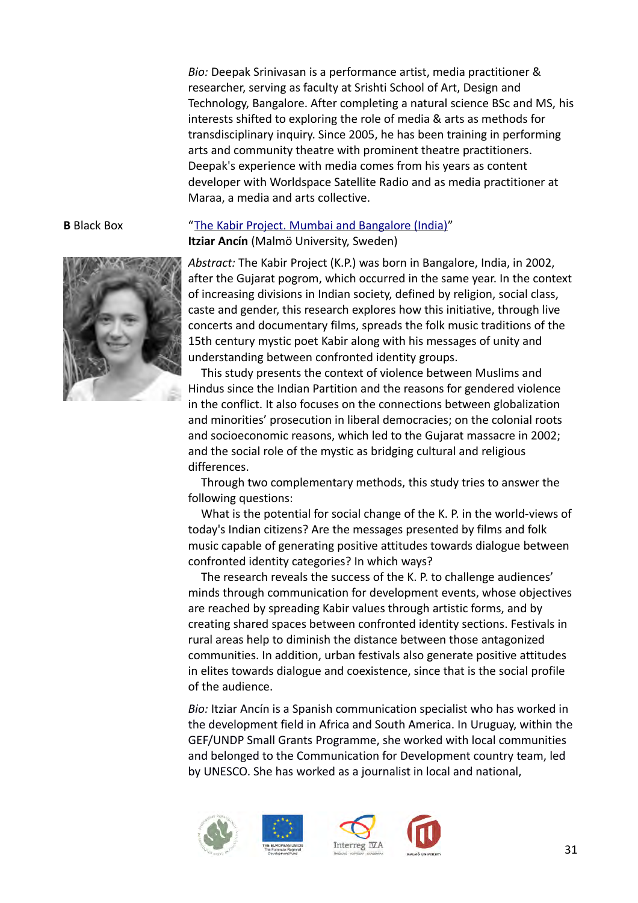*Bio:* Deepak Srinivasan is a performance artist, media practitioner & researcher, serving as faculty at Srishti School of Art, Design and Technology, Bangalore. After completing a natural science BSc and MS, his interests shifted to exploring the role of media & arts as methods for transdisciplinary inquiry. Since 2005, he has been training in performing arts and community theatre with prominent theatre practitioners. Deepak's experience with media comes from his years as content developer with Worldspace Satellite Radio and as media practitioner at Maraa, a media and arts collective.

**B** Black Box

"The Kabir Project. Mumbai and Bangalore (India)"
**Itziar Ancín** (Malmö University, Sweden)

*Abstract:* The Kabir Project (K.P.) was born in Bangalore, India, in 2002, after the Gujarat pogrom, which occurred in the same year. In the context of increasing divisions in Indian society, defined by religion, social class, caste and gender, this research explores how this initiative, through live concerts and documentary films, spreads the folk music traditions of the 15th century mystic poet Kabir along with his messages of unity and understanding between confronted identity groups.

This study presents the context of violence between Muslims and Hindus since the Indian Partition and the reasons for gendered violence in the conflict. It also focuses on the connections between globalization and minorities' prosecution in liberal democracies; on the colonial roots and socioeconomic reasons, which led to the Gujarat massacre in 2002; and the social role of the mystic as bridging cultural and religious differences.

Through two complementary methods, this study tries to answer the following questions:

What is the potential for social change of the K. P. in the world-views of today's Indian citizens? Are the messages presented by films and folk music capable of generating positive attitudes towards dialogue between confronted identity categories? In which ways?

The research reveals the success of the K. P. to challenge audiences' minds through communication for development events, whose objectives are reached by spreading Kabir values through artistic forms, and by creating shared spaces between confronted identity sections. Festivals in rural areas help to diminish the distance between those antagonized communities. In addition, urban festivals also generate positive attitudes in elites towards dialogue and coexistence, since that is the social profile of the audience.

*Bio:* Itziar Ancín is a Spanish communication specialist who has worked in the development field in Africa and South America. In Uruguay, within the GEF/UNDP Small Grants Programme, she worked with local communities and belonged to the Communication for Development country team, led by UNESCO. She has worked as a journalist in local and national,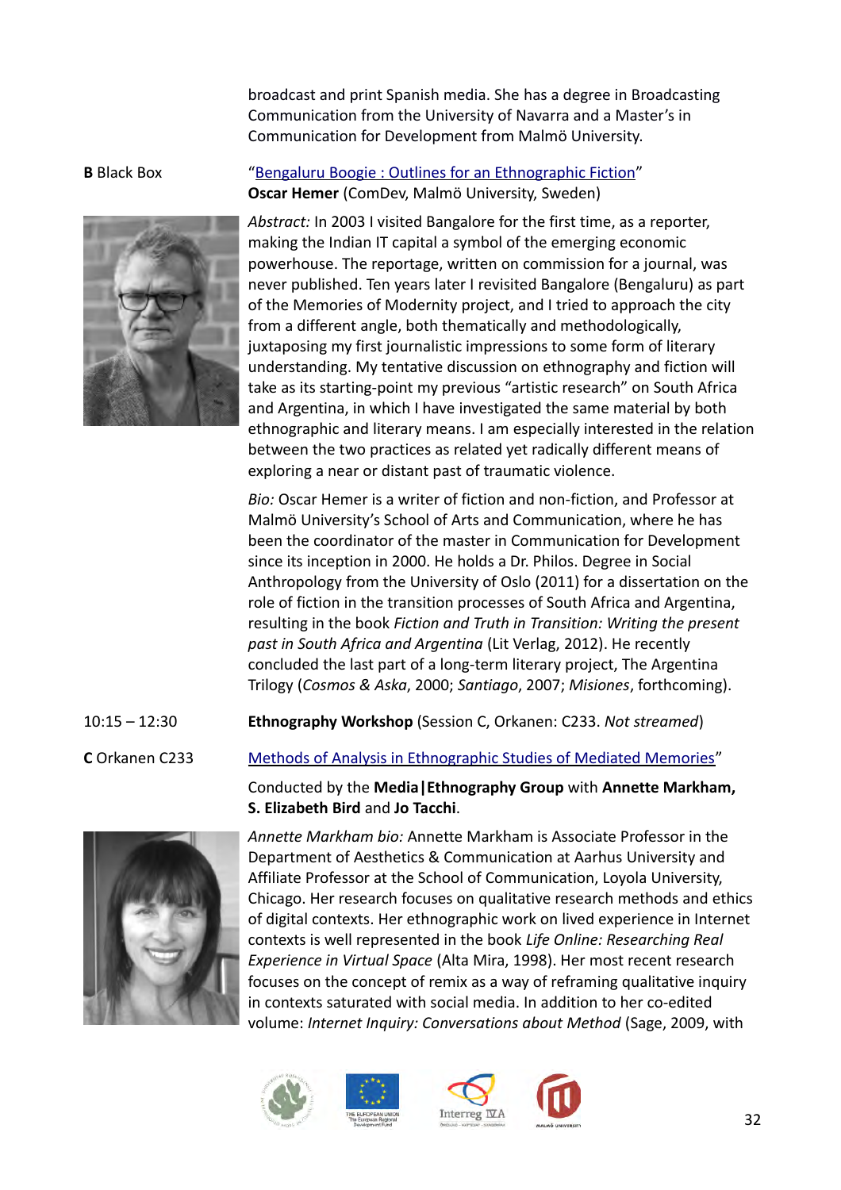broadcast and print Spanish media. She has a degree in Broadcasting Communication from the University of Navarra and a Master's in Communication for Development from Malmö University.

**B** Black Box

"Bengaluru Boogie : Outlines for an Ethnographic Fiction"
**Oscar Hemer** (ComDev, Malmö University, Sweden)

*Abstract:* In 2003 I visited Bangalore for the first time, as a reporter, making the Indian IT capital a symbol of the emerging economic powerhouse. The reportage, written on commission for a journal, was never published. Ten years later I revisited Bangalore (Bengaluru) as part of the Memories of Modernity project, and I tried to approach the city from a different angle, both thematically and methodologically, juxtaposing my first journalistic impressions to some form of literary understanding. My tentative discussion on ethnography and fiction will take as its starting-point my previous "artistic research" on South Africa and Argentina, in which I have investigated the same material by both ethnographic and literary means. I am especially interested in the relation between the two practices as related yet radically different means of exploring a near or distant past of traumatic violence.

*Bio:* Oscar Hemer is a writer of fiction and non-fiction, and Professor at Malmö University's School of Arts and Communication, where he has been the coordinator of the master in Communication for Development since its inception in 2000. He holds a Dr. Philos. Degree in Social Anthropology from the University of Oslo (2011) for a dissertation on the role of fiction in the transition processes of South Africa and Argentina, resulting in the book *Fiction and Truth in Transition: Writing the present past in South Africa and Argentina* (Lit Verlag, 2012). He recently concluded the last part of a long-term literary project, The Argentina Trilogy (*Cosmos & Aska*, 2000; *Santiago*, 2007; *Misiones*, forthcoming).

10:15 – 12:30 **Ethnography Workshop** (Session C, Orkanen: C233. *Not streamed*)

**C** Orkanen C233

Methods of Analysis in Ethnographic Studies of Mediated Memories"

Conducted by the **Media|Ethnography Group** with **Annette Markham, S. Elizabeth Bird** and **Jo Tacchi**.

*Annette Markham bio:* Annette Markham is Associate Professor in the Department of Aesthetics & Communication at Aarhus University and Affiliate Professor at the School of Communication, Loyola University, Chicago. Her research focuses on qualitative research methods and ethics of digital contexts. Her ethnographic work on lived experience in Internet contexts is well represented in the book *Life Online: Researching Real Experience in Virtual Space* (Alta Mira, 1998). Her most recent research focuses on the concept of remix as a way of reframing qualitative inquiry in contexts saturated with social media. In addition to her co-edited volume: *Internet Inquiry: Conversations about Method* (Sage, 2009, with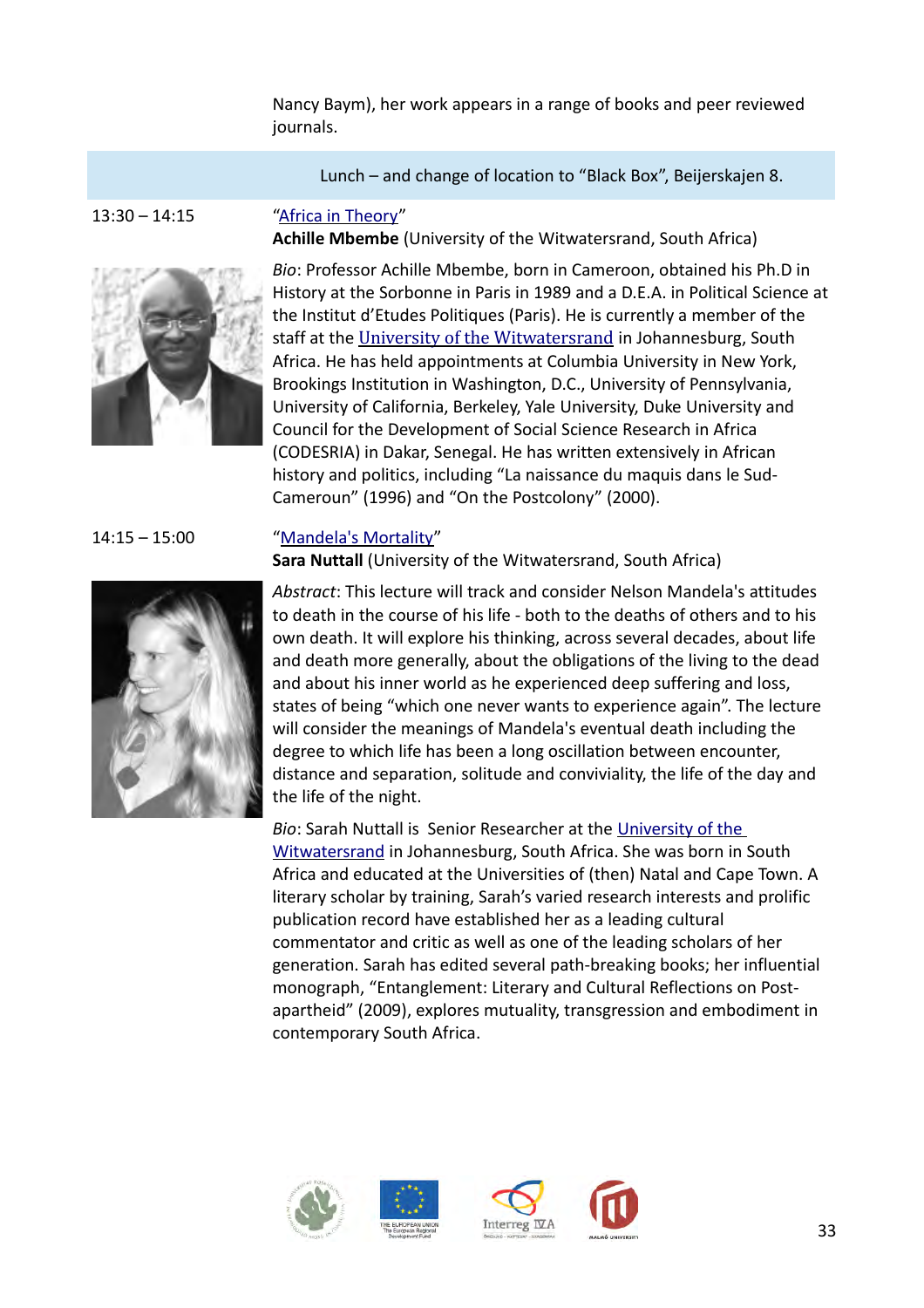Nancy Baym), her work appears in a range of books and peer reviewed journals.

Lunch – and change of location to "Black Box", Beijerskajen 8.

13:30 – 14:15

"Africa in Theory"

**Achille Mbembe** (University of the Witwatersrand, South Africa)

*Bio*: Professor Achille Mbembe, born in Cameroon, obtained his Ph.D in History at the Sorbonne in Paris in 1989 and a D.E.A. in Political Science at the Institut d'Etudes Politiques (Paris). He is currently a member of the staff at the University of the Witwatersrand in Johannesburg, South Africa. He has held appointments at Columbia University in New York, Brookings Institution in Washington, D.C., University of Pennsylvania, University of California, Berkeley, Yale University, Duke University and Council for the Development of Social Science Research in Africa (CODESRIA) in Dakar, Senegal. He has written extensively in African history and politics, including "La naissance du maquis dans le Sud-Cameroun" (1996) and "On the Postcolony" (2000).

14:15 – 15:00

"Mandela's Mortality"

**Sara Nuttall** (University of the Witwatersrand, South Africa)

*Abstract*: This lecture will track and consider Nelson Mandela's attitudes to death in the course of his life - both to the deaths of others and to his own death. It will explore his thinking, across several decades, about life and death more generally, about the obligations of the living to the dead and about his inner world as he experienced deep suffering and loss, states of being "which one never wants to experience again". The lecture will consider the meanings of Mandela's eventual death including the degree to which life has been a long oscillation between encounter, distance and separation, solitude and conviviality, the life of the day and the life of the night.

*Bio*: Sarah Nuttall is Senior Researcher at the University of the Witwatersrand in Johannesburg, South Africa. She was born in South Africa and educated at the Universities of (then) Natal and Cape Town. A literary scholar by training, Sarah's varied research interests and prolific publication record have established her as a leading cultural commentator and critic as well as one of the leading scholars of her generation. Sarah has edited several path-breaking books; her influential monograph, "Entanglement: Literary and Cultural Reflections on Post-apartheid" (2009), explores mutuality, transgression and embodiment in contemporary South Africa.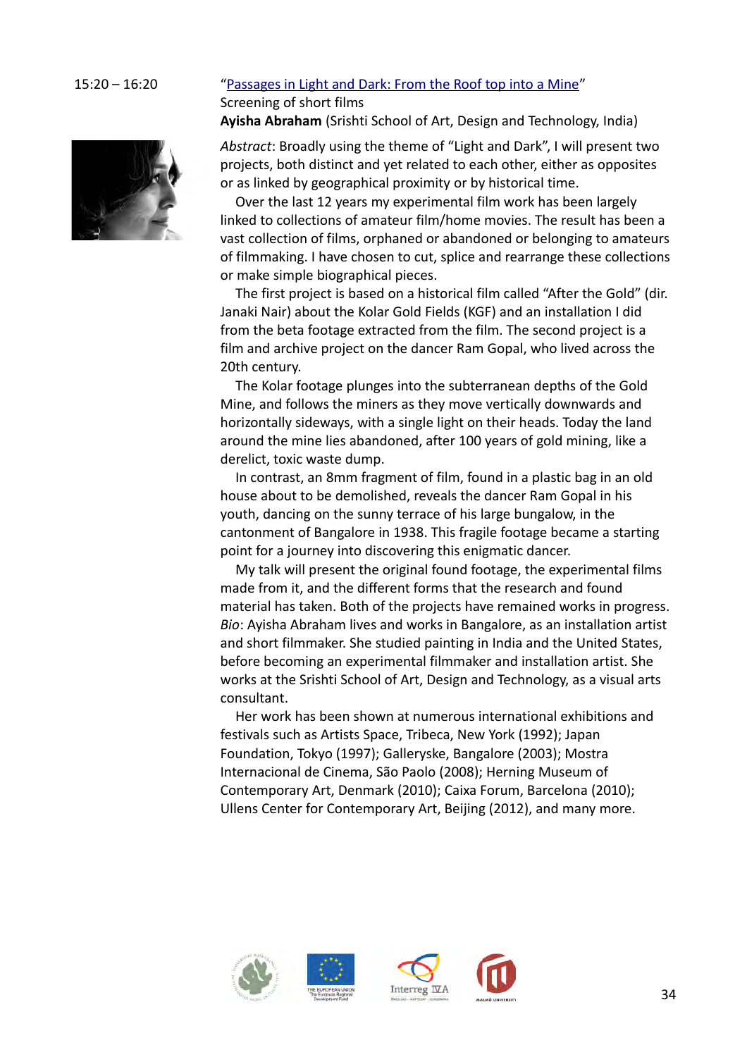15:20 – 16:20

"Passages in Light and Dark: From the Roof top into a Mine"

Screening of short films

**Ayisha Abraham** (Srishti School of Art, Design and Technology, India)

*Abstract*: Broadly using the theme of "Light and Dark", I will present two projects, both distinct and yet related to each other, either as opposites or as linked by geographical proximity or by historical time.

Over the last 12 years my experimental film work has been largely linked to collections of amateur film/home movies. The result has been a vast collection of films, orphaned or abandoned or belonging to amateurs of filmmaking. I have chosen to cut, splice and rearrange these collections or make simple biographical pieces.

The first project is based on a historical film called "After the Gold" (dir. Janaki Nair) about the Kolar Gold Fields (KGF) and an installation I did from the beta footage extracted from the film. The second project is a film and archive project on the dancer Ram Gopal, who lived across the 20th century.

The Kolar footage plunges into the subterranean depths of the Gold Mine, and follows the miners as they move vertically downwards and horizontally sideways, with a single light on their heads. Today the land around the mine lies abandoned, after 100 years of gold mining, like a derelict, toxic waste dump.

In contrast, an 8mm fragment of film, found in a plastic bag in an old house about to be demolished, reveals the dancer Ram Gopal in his youth, dancing on the sunny terrace of his large bungalow, in the cantonment of Bangalore in 1938. This fragile footage became a starting point for a journey into discovering this enigmatic dancer.

My talk will present the original found footage, the experimental films made from it, and the different forms that the research and found material has taken. Both of the projects have remained works in progress.

*Bio*: Ayisha Abraham lives and works in Bangalore, as an installation artist and short filmmaker. She studied painting in India and the United States, before becoming an experimental filmmaker and installation artist. She works at the Srishti School of Art, Design and Technology, as a visual arts consultant.

Her work has been shown at numerous international exhibitions and festivals such as Artists Space, Tribeca, New York (1992); Japan Foundation, Tokyo (1997); Galleryske, Bangalore (2003); Mostra Internacional de Cinema, São Paolo (2008); Herning Museum of Contemporary Art, Denmark (2010); Caixa Forum, Barcelona (2010); Ullens Center for Contemporary Art, Beijing (2012), and many more.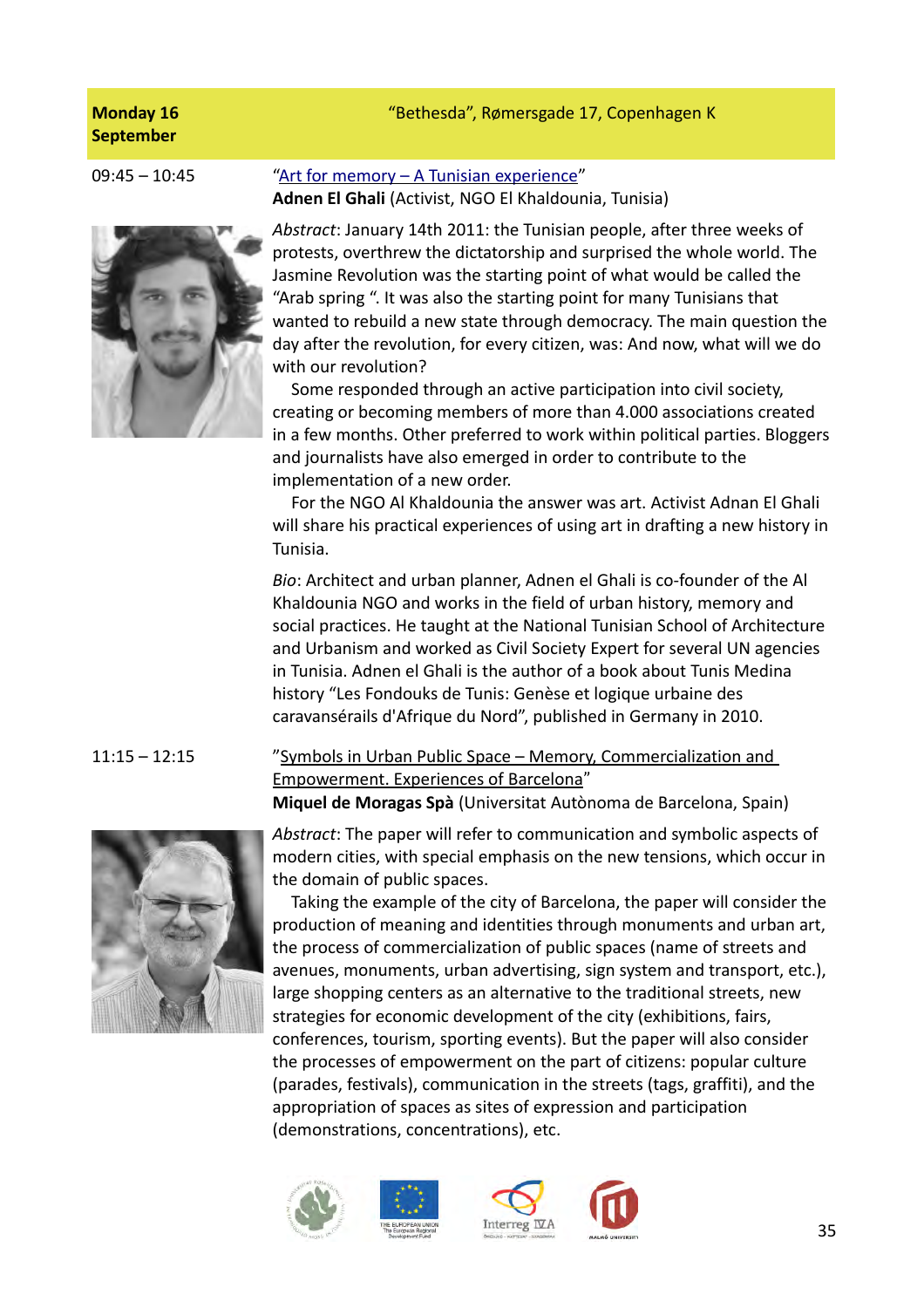**Monday 16 September** — "Bethesda", Rømersgade 17, Copenhagen K

09:45 – 10:45

"Art for memory – A Tunisian experience"
**Adnen El Ghali** (Activist, NGO El Khaldounia, Tunisia)

*Abstract*: January 14th 2011: the Tunisian people, after three weeks of protests, overthrew the dictatorship and surprised the whole world. The Jasmine Revolution was the starting point of what would be called the "Arab spring ". It was also the starting point for many Tunisians that wanted to rebuild a new state through democracy. The main question the day after the revolution, for every citizen, was: And now, what will we do with our revolution?

Some responded through an active participation into civil society, creating or becoming members of more than 4.000 associations created in a few months. Other preferred to work within political parties. Bloggers and journalists have also emerged in order to contribute to the implementation of a new order.

For the NGO Al Khaldounia the answer was art. Activist Adnan El Ghali will share his practical experiences of using art in drafting a new history in Tunisia.

*Bio*: Architect and urban planner, Adnen el Ghali is co-founder of the Al Khaldounia NGO and works in the field of urban history, memory and social practices. He taught at the National Tunisian School of Architecture and Urbanism and worked as Civil Society Expert for several UN agencies in Tunisia. Adnen el Ghali is the author of a book about Tunis Medina history "Les Fondouks de Tunis: Genèse et logique urbaine des caravansérails d'Afrique du Nord", published in Germany in 2010.

11:15 – 12:15

"Symbols in Urban Public Space – Memory, Commercialization and Empowerment. Experiences of Barcelona"
**Miquel de Moragas Spà** (Universitat Autònoma de Barcelona, Spain)

*Abstract*: The paper will refer to communication and symbolic aspects of modern cities, with special emphasis on the new tensions, which occur in the domain of public spaces.

Taking the example of the city of Barcelona, the paper will consider the production of meaning and identities through monuments and urban art, the process of commercialization of public spaces (name of streets and avenues, monuments, urban advertising, sign system and transport, etc.), large shopping centers as an alternative to the traditional streets, new strategies for economic development of the city (exhibitions, fairs, conferences, tourism, sporting events). But the paper will also consider the processes of empowerment on the part of citizens: popular culture (parades, festivals), communication in the streets (tags, graffiti), and the appropriation of spaces as sites of expression and participation (demonstrations, concentrations), etc.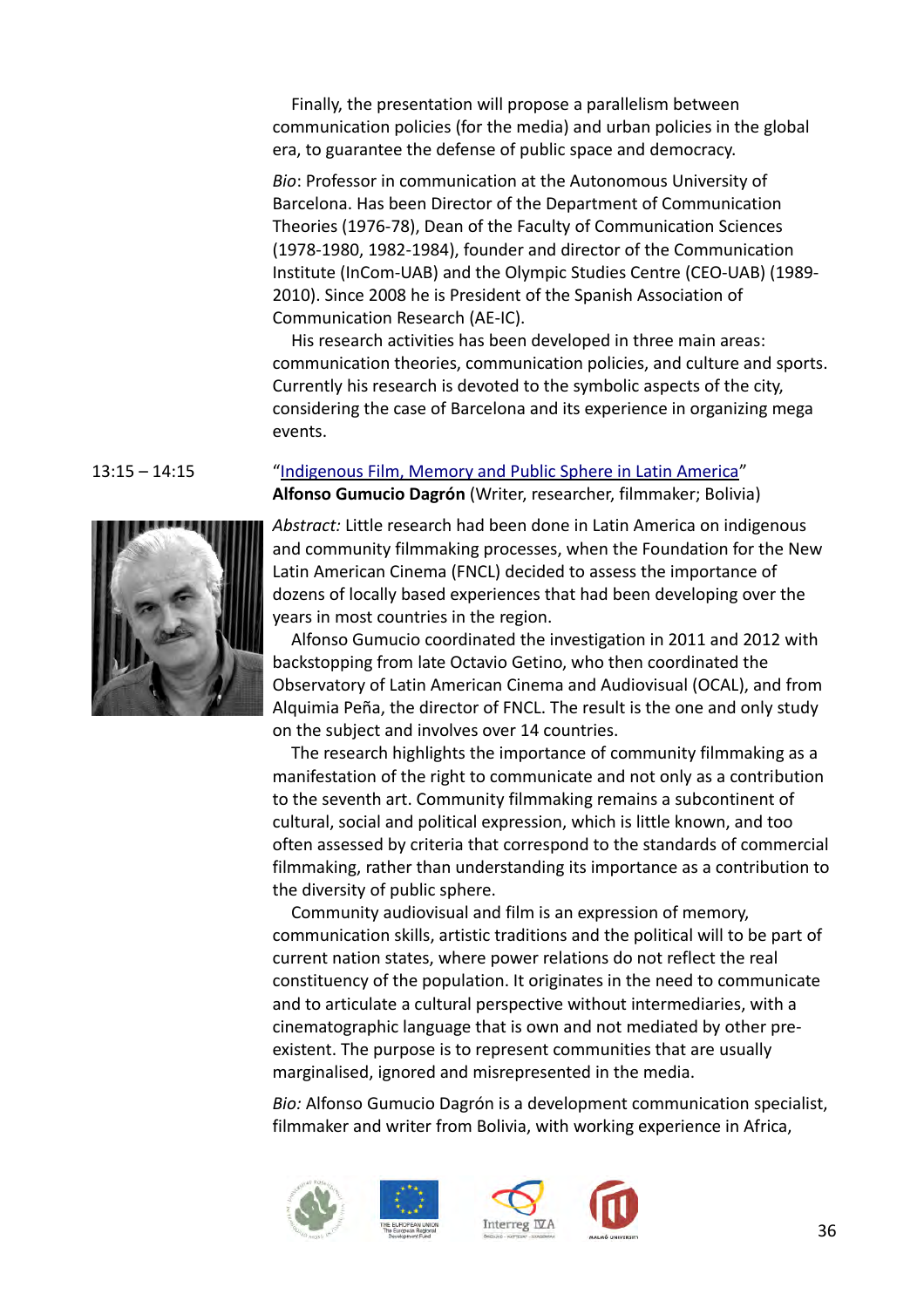Finally, the presentation will propose a parallelism between communication policies (for the media) and urban policies in the global era, to guarantee the defense of public space and democracy.

*Bio*: Professor in communication at the Autonomous University of Barcelona. Has been Director of the Department of Communication Theories (1976-78), Dean of the Faculty of Communication Sciences (1978-1980, 1982-1984), founder and director of the Communication Institute (InCom-UAB) and the Olympic Studies Centre (CEO-UAB) (1989-2010). Since 2008 he is President of the Spanish Association of Communication Research (AE-IC).

His research activities has been developed in three main areas: communication theories, communication policies, and culture and sports. Currently his research is devoted to the symbolic aspects of the city, considering the case of Barcelona and its experience in organizing mega events.

13:15 – 14:15

"Indigenous Film, Memory and Public Sphere in Latin America"
**Alfonso Gumucio Dagrón** (Writer, researcher, filmmaker; Bolivia)

*Abstract:* Little research had been done in Latin America on indigenous and community filmmaking processes, when the Foundation for the New Latin American Cinema (FNCL) decided to assess the importance of dozens of locally based experiences that had been developing over the years in most countries in the region.

Alfonso Gumucio coordinated the investigation in 2011 and 2012 with backstopping from late Octavio Getino, who then coordinated the Observatory of Latin American Cinema and Audiovisual (OCAL), and from Alquimia Peña, the director of FNCL. The result is the one and only study on the subject and involves over 14 countries.

The research highlights the importance of community filmmaking as a manifestation of the right to communicate and not only as a contribution to the seventh art. Community filmmaking remains a subcontinent of cultural, social and political expression, which is little known, and too often assessed by criteria that correspond to the standards of commercial filmmaking, rather than understanding its importance as a contribution to the diversity of public sphere.

Community audiovisual and film is an expression of memory, communication skills, artistic traditions and the political will to be part of current nation states, where power relations do not reflect the real constituency of the population. It originates in the need to communicate and to articulate a cultural perspective without intermediaries, with a cinematographic language that is own and not mediated by other pre-existent. The purpose is to represent communities that are usually marginalised, ignored and misrepresented in the media.

*Bio:* Alfonso Gumucio Dagrón is a development communication specialist, filmmaker and writer from Bolivia, with working experience in Africa,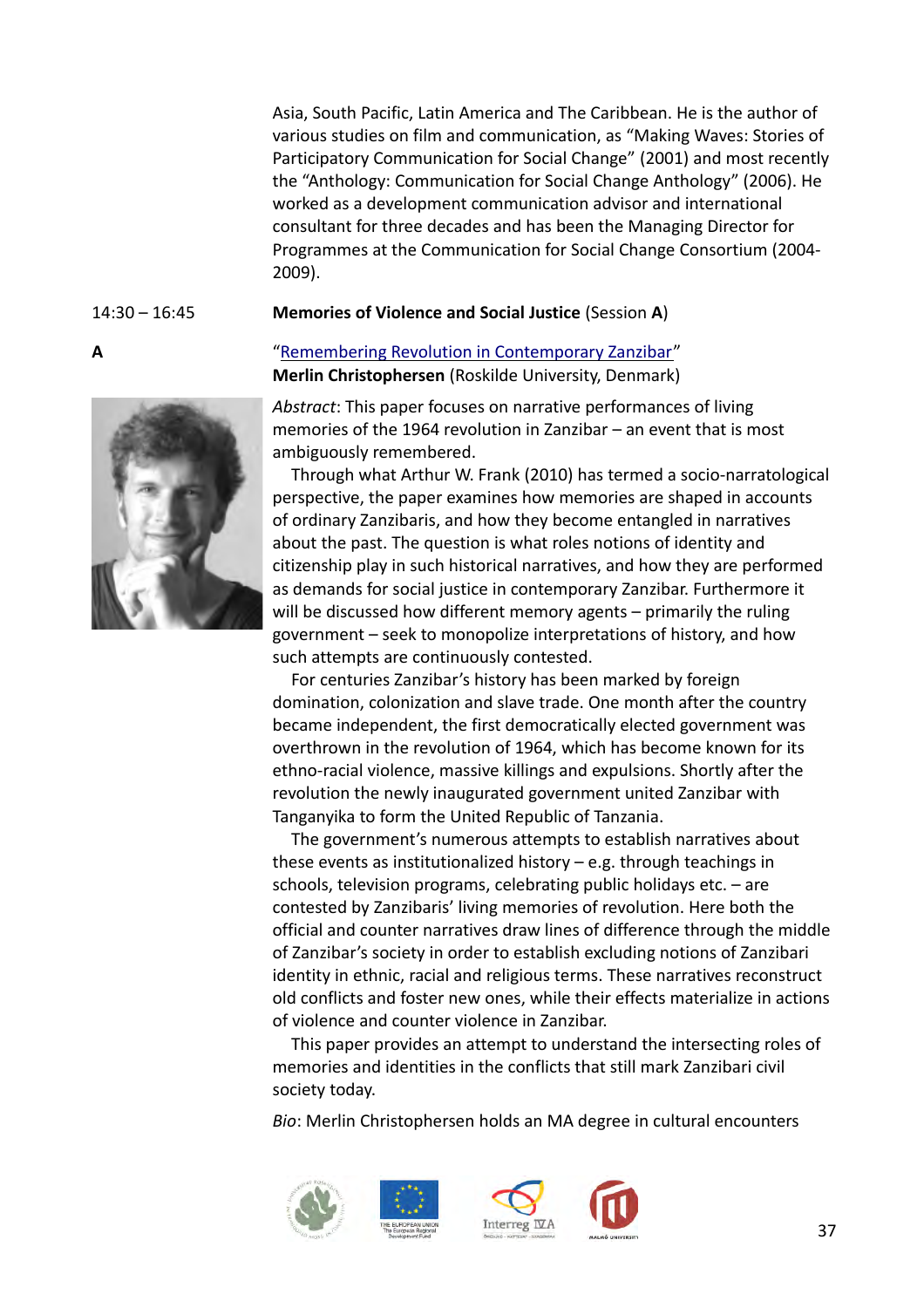Asia, South Pacific, Latin America and The Caribbean. He is the author of various studies on film and communication, as "Making Waves: Stories of Participatory Communication for Social Change" (2001) and most recently the "Anthology: Communication for Social Change Anthology" (2006). He worked as a development communication advisor and international consultant for three decades and has been the Managing Director for Programmes at the Communication for Social Change Consortium (2004-2009).

14:30 – 16:45 **Memories of Violence and Social Justice** (Session **A**)

**A**

"Remembering Revolution in Contemporary Zanzibar"
**Merlin Christophersen** (Roskilde University, Denmark)

*Abstract*: This paper focuses on narrative performances of living memories of the 1964 revolution in Zanzibar – an event that is most ambiguously remembered.

Through what Arthur W. Frank (2010) has termed a socio-narratological perspective, the paper examines how memories are shaped in accounts of ordinary Zanzibaris, and how they become entangled in narratives about the past. The question is what roles notions of identity and citizenship play in such historical narratives, and how they are performed as demands for social justice in contemporary Zanzibar. Furthermore it will be discussed how different memory agents – primarily the ruling government – seek to monopolize interpretations of history, and how such attempts are continuously contested.

For centuries Zanzibar's history has been marked by foreign domination, colonization and slave trade. One month after the country became independent, the first democratically elected government was overthrown in the revolution of 1964, which has become known for its ethno-racial violence, massive killings and expulsions. Shortly after the revolution the newly inaugurated government united Zanzibar with Tanganyika to form the United Republic of Tanzania.

The government's numerous attempts to establish narratives about these events as institutionalized history – e.g. through teachings in schools, television programs, celebrating public holidays etc. – are contested by Zanzibaris' living memories of revolution. Here both the official and counter narratives draw lines of difference through the middle of Zanzibar's society in order to establish excluding notions of Zanzibari identity in ethnic, racial and religious terms. These narratives reconstruct old conflicts and foster new ones, while their effects materialize in actions of violence and counter violence in Zanzibar.

This paper provides an attempt to understand the intersecting roles of memories and identities in the conflicts that still mark Zanzibari civil society today.

*Bio*: Merlin Christophersen holds an MA degree in cultural encounters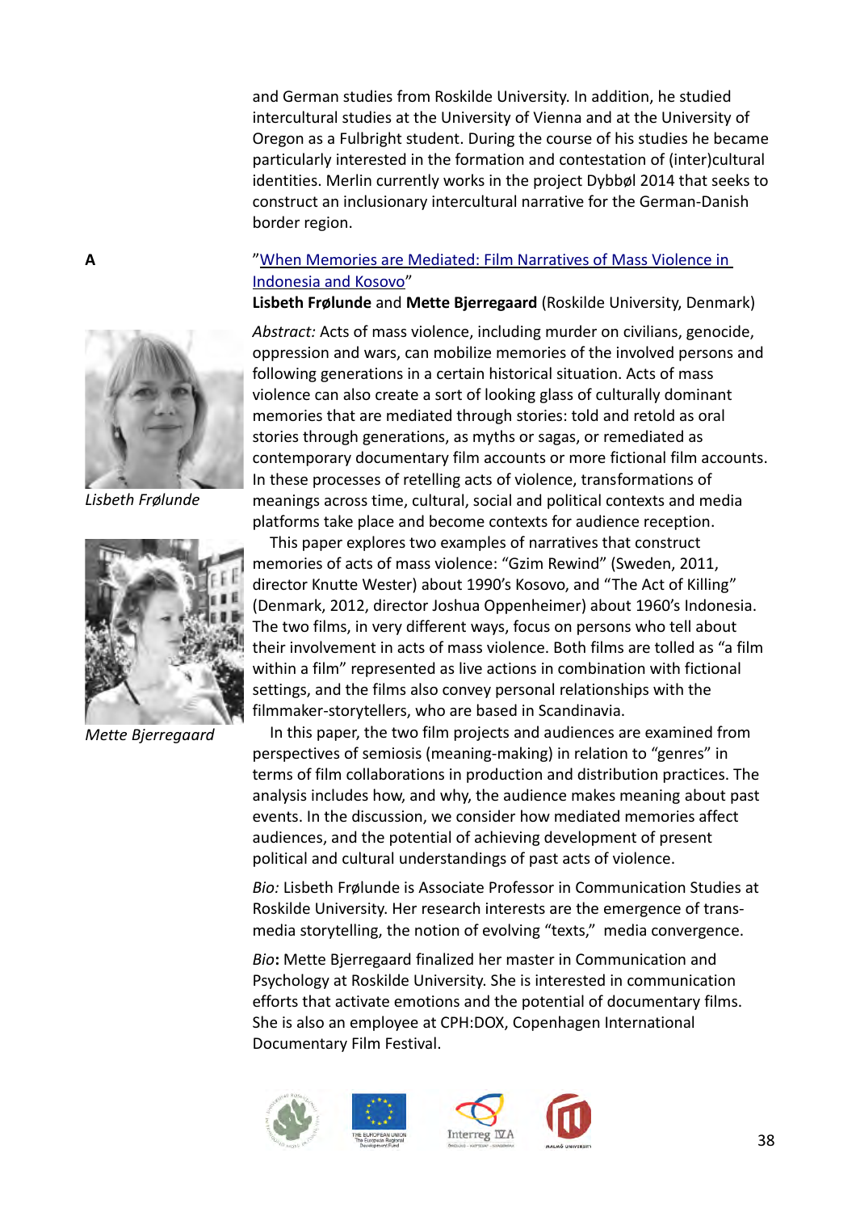and German studies from Roskilde University. In addition, he studied intercultural studies at the University of Vienna and at the University of Oregon as a Fulbright student. During the course of his studies he became particularly interested in the formation and contestation of (inter)cultural identities. Merlin currently works in the project Dybbøl 2014 that seeks to construct an inclusionary intercultural narrative for the German-Danish border region.

**A**

"When Memories are Mediated: Film Narratives of Mass Violence in Indonesia and Kosovo"

**Lisbeth Frølunde** and **Mette Bjerregaard** (Roskilde University, Denmark)

*Lisbeth Frølunde*

*Mette Bjerregaard*

*Abstract:* Acts of mass violence, including murder on civilians, genocide, oppression and wars, can mobilize memories of the involved persons and following generations in a certain historical situation. Acts of mass violence can also create a sort of looking glass of culturally dominant memories that are mediated through stories: told and retold as oral stories through generations, as myths or sagas, or remediated as contemporary documentary film accounts or more fictional film accounts. In these processes of retelling acts of violence, transformations of meanings across time, cultural, social and political contexts and media platforms take place and become contexts for audience reception.

This paper explores two examples of narratives that construct memories of acts of mass violence: "Gzim Rewind" (Sweden, 2011, director Knutte Wester) about 1990's Kosovo, and "The Act of Killing" (Denmark, 2012, director Joshua Oppenheimer) about 1960's Indonesia. The two films, in very different ways, focus on persons who tell about their involvement in acts of mass violence. Both films are tolled as "a film within a film" represented as live actions in combination with fictional settings, and the films also convey personal relationships with the filmmaker-storytellers, who are based in Scandinavia.

In this paper, the two film projects and audiences are examined from perspectives of semiosis (meaning-making) in relation to "genres" in terms of film collaborations in production and distribution practices. The analysis includes how, and why, the audience makes meaning about past events. In the discussion, we consider how mediated memories affect audiences, and the potential of achieving development of present political and cultural understandings of past acts of violence.

*Bio:* Lisbeth Frølunde is Associate Professor in Communication Studies at Roskilde University. Her research interests are the emergence of trans-media storytelling, the notion of evolving "texts," media convergence.

*Bio*: Mette Bjerregaard finalized her master in Communication and Psychology at Roskilde University. She is interested in communication efforts that activate emotions and the potential of documentary films. She is also an employee at CPH:DOX, Copenhagen International Documentary Film Festival.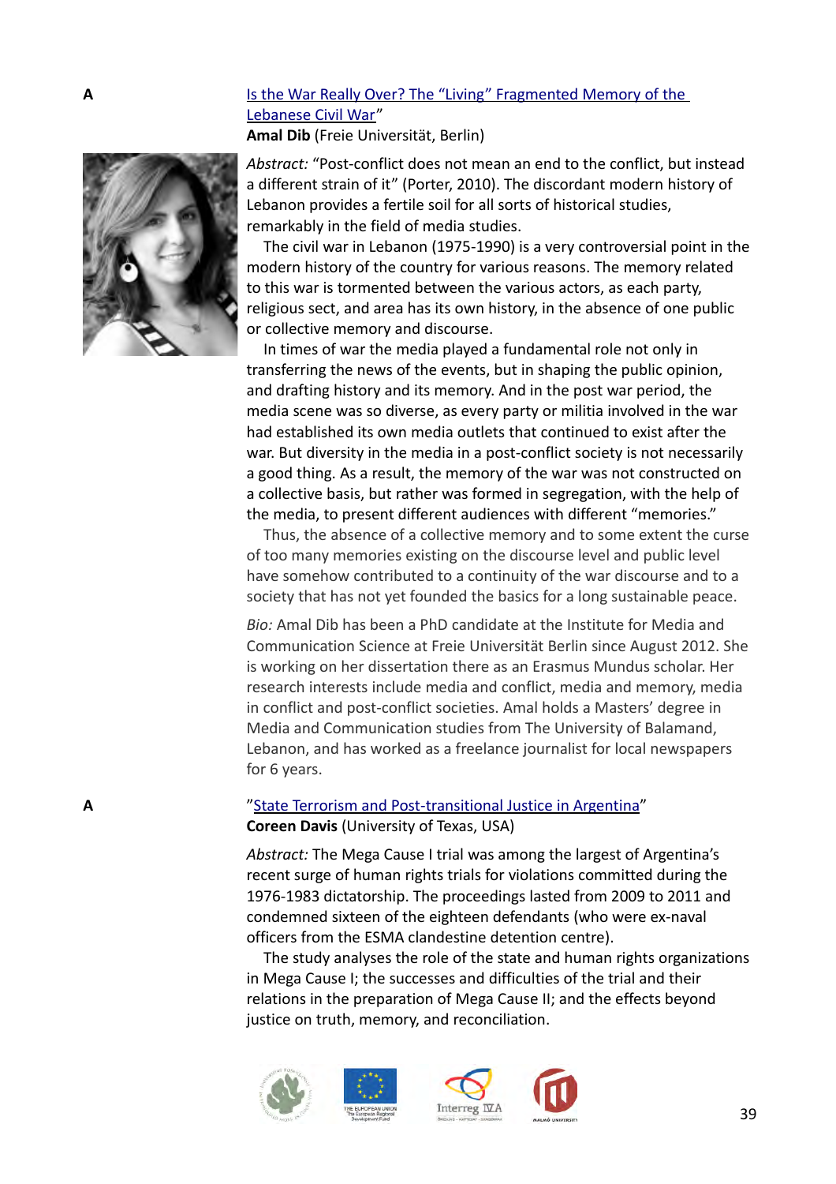**A**

[Is the War Really Over? The "Living" Fragmented Memory of the Lebanese Civil War]"

**Amal Dib** (Freie Universität, Berlin)

*Abstract:* "Post-conflict does not mean an end to the conflict, but instead a different strain of it" (Porter, 2010). The discordant modern history of Lebanon provides a fertile soil for all sorts of historical studies, remarkably in the field of media studies.

The civil war in Lebanon (1975-1990) is a very controversial point in the modern history of the country for various reasons. The memory related to this war is tormented between the various actors, as each party, religious sect, and area has its own history, in the absence of one public or collective memory and discourse.

In times of war the media played a fundamental role not only in transferring the news of the events, but in shaping the public opinion, and drafting history and its memory. And in the post war period, the media scene was so diverse, as every party or militia involved in the war had established its own media outlets that continued to exist after the war. But diversity in the media in a post-conflict society is not necessarily a good thing. As a result, the memory of the war was not constructed on a collective basis, but rather was formed in segregation, with the help of the media, to present different audiences with different "memories."

Thus, the absence of a collective memory and to some extent the curse of too many memories existing on the discourse level and public level have somehow contributed to a continuity of the war discourse and to a society that has not yet founded the basics for a long sustainable peace.

*Bio:* Amal Dib has been a PhD candidate at the Institute for Media and Communication Science at Freie Universität Berlin since August 2012. She is working on her dissertation there as an Erasmus Mundus scholar. Her research interests include media and conflict, media and memory, media in conflict and post-conflict societies. Amal holds a Masters' degree in Media and Communication studies from The University of Balamand, Lebanon, and has worked as a freelance journalist for local newspapers for 6 years.

**A**

"[State Terrorism and Post-transitional Justice in Argentina]"

**Coreen Davis** (University of Texas, USA)

*Abstract:* The Mega Cause I trial was among the largest of Argentina's recent surge of human rights trials for violations committed during the 1976-1983 dictatorship. The proceedings lasted from 2009 to 2011 and condemned sixteen of the eighteen defendants (who were ex-naval officers from the ESMA clandestine detention centre).

The study analyses the role of the state and human rights organizations in Mega Cause I; the successes and difficulties of the trial and their relations in the preparation of Mega Cause II; and the effects beyond justice on truth, memory, and reconciliation.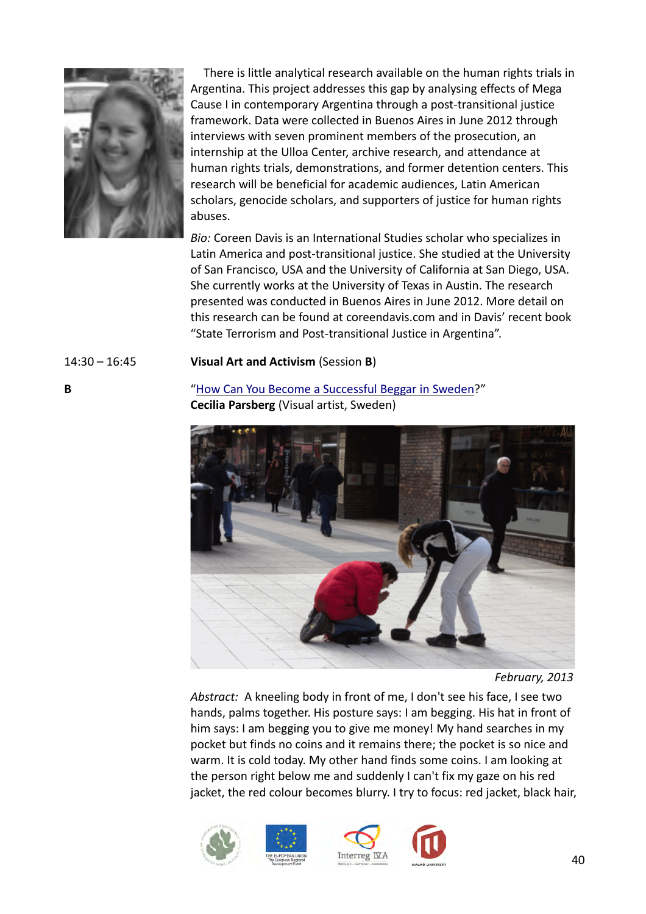There is little analytical research available on the human rights trials in Argentina. This project addresses this gap by analysing effects of Mega Cause I in contemporary Argentina through a post-transitional justice framework. Data were collected in Buenos Aires in June 2012 through interviews with seven prominent members of the prosecution, an internship at the Ulloa Center, archive research, and attendance at human rights trials, demonstrations, and former detention centers. This research will be beneficial for academic audiences, Latin American scholars, genocide scholars, and supporters of justice for human rights abuses.

*Bio:* Coreen Davis is an International Studies scholar who specializes in Latin America and post-transitional justice. She studied at the University of San Francisco, USA and the University of California at San Diego, USA. She currently works at the University of Texas in Austin. The research presented was conducted in Buenos Aires in June 2012. More detail on this research can be found at coreendavis.com and in Davis' recent book "State Terrorism and Post-transitional Justice in Argentina".

14:30 – 16:45 **Visual Art and Activism** (Session **B**)

**B**

"How Can You Become a Successful Beggar in Sweden?"
**Cecilia Parsberg** (Visual artist, Sweden)

*February, 2013*

*Abstract:* A kneeling body in front of me, I don't see his face, I see two hands, palms together. His posture says: I am begging. His hat in front of him says: I am begging you to give me money! My hand searches in my pocket but finds no coins and it remains there; the pocket is so nice and warm. It is cold today. My other hand finds some coins. I am looking at the person right below me and suddenly I can't fix my gaze on his red jacket, the red colour becomes blurry. I try to focus: red jacket, black hair,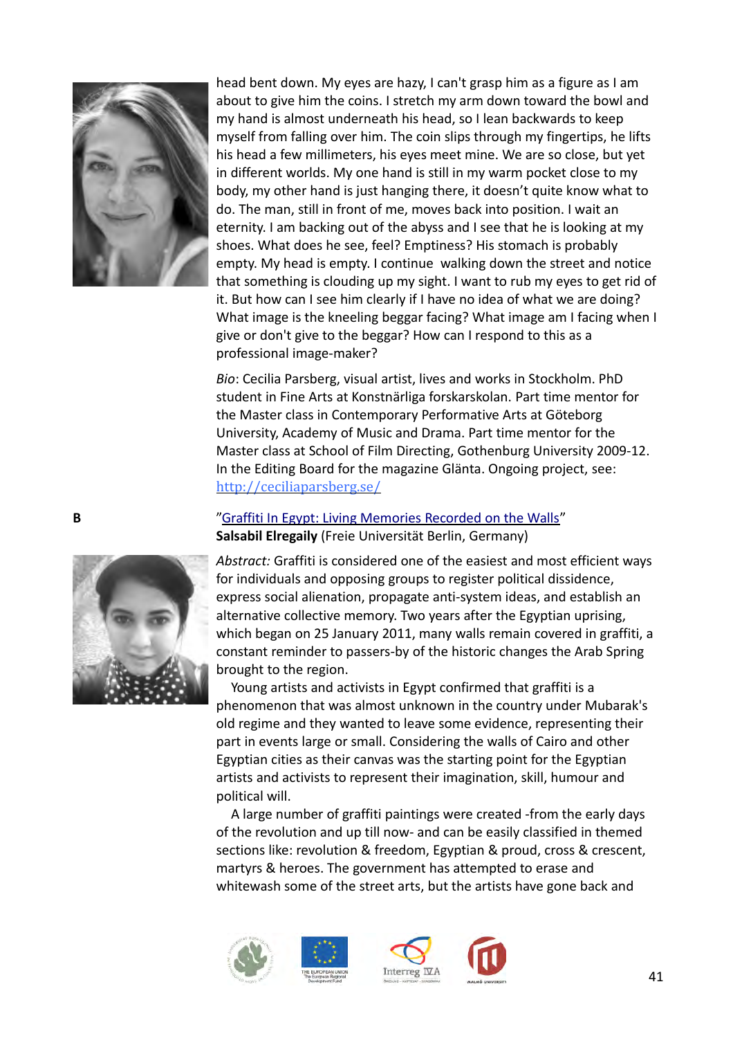head bent down. My eyes are hazy, I can't grasp him as a figure as I am about to give him the coins. I stretch my arm down toward the bowl and my hand is almost underneath his head, so I lean backwards to keep myself from falling over him. The coin slips through my fingertips, he lifts his head a few millimeters, his eyes meet mine. We are so close, but yet in different worlds. My one hand is still in my warm pocket close to my body, my other hand is just hanging there, it doesn't quite know what to do. The man, still in front of me, moves back into position. I wait an eternity. I am backing out of the abyss and I see that he is looking at my shoes. What does he see, feel? Emptiness? His stomach is probably empty. My head is empty. I continue walking down the street and notice that something is clouding up my sight. I want to rub my eyes to get rid of it. But how can I see him clearly if I have no idea of what we are doing? What image is the kneeling beggar facing? What image am I facing when I give or don't give to the beggar? How can I respond to this as a professional image-maker?

*Bio*: Cecilia Parsberg, visual artist, lives and works in Stockholm. PhD student in Fine Arts at Konstnärliga forskarskolan. Part time mentor for the Master class in Contemporary Performative Arts at Göteborg University, Academy of Music and Drama. Part time mentor for the Master class at School of Film Directing, Gothenburg University 2009-12. In the Editing Board for the magazine Glänta. Ongoing project, see: http://ceciliaparsberg.se/

**B**

"Graffiti In Egypt: Living Memories Recorded on the Walls"
**Salsabil Elregaily** (Freie Universität Berlin, Germany)

*Abstract:* Graffiti is considered one of the easiest and most efficient ways for individuals and opposing groups to register political dissidence, express social alienation, propagate anti-system ideas, and establish an alternative collective memory. Two years after the Egyptian uprising, which began on 25 January 2011, many walls remain covered in graffiti, a constant reminder to passers-by of the historic changes the Arab Spring brought to the region.

Young artists and activists in Egypt confirmed that graffiti is a phenomenon that was almost unknown in the country under Mubarak's old regime and they wanted to leave some evidence, representing their part in events large or small. Considering the walls of Cairo and other Egyptian cities as their canvas was the starting point for the Egyptian artists and activists to represent their imagination, skill, humour and political will.

A large number of graffiti paintings were created -from the early days of the revolution and up till now- and can be easily classified in themed sections like: revolution & freedom, Egyptian & proud, cross & crescent, martyrs & heroes. The government has attempted to erase and whitewash some of the street arts, but the artists have gone back and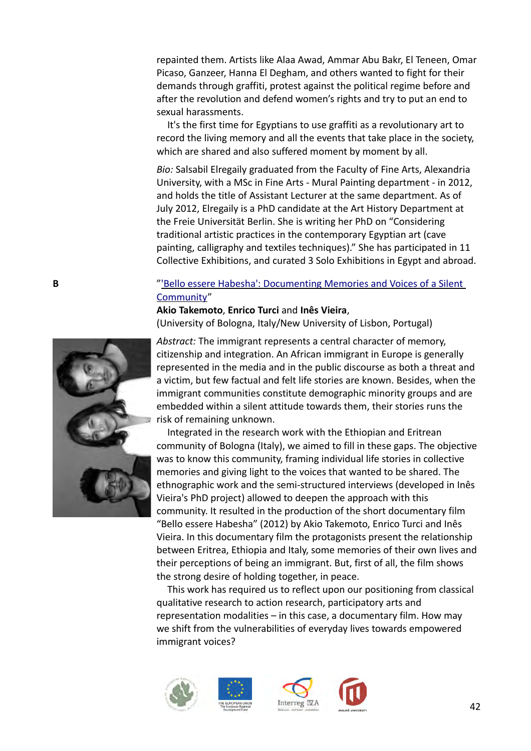repainted them. Artists like Alaa Awad, Ammar Abu Bakr, El Teneen, Omar Picaso, Ganzeer, Hanna El Degham, and others wanted to fight for their demands through graffiti, protest against the political regime before and after the revolution and defend women's rights and try to put an end to sexual harassments.

It's the first time for Egyptians to use graffiti as a revolutionary art to record the living memory and all the events that take place in the society, which are shared and also suffered moment by moment by all.

*Bio:* Salsabil Elregaily graduated from the Faculty of Fine Arts, Alexandria University, with a MSc in Fine Arts - Mural Painting department - in 2012, and holds the title of Assistant Lecturer at the same department. As of July 2012, Elregaily is a PhD candidate at the Art History Department at the Freie Universität Berlin. She is writing her PhD on "Considering traditional artistic practices in the contemporary Egyptian art (cave painting, calligraphy and textiles techniques)." She has participated in 11 Collective Exhibitions, and curated 3 Solo Exhibitions in Egypt and abroad.

**B**

"'Bello essere Habesha': Documenting Memories and Voices of a Silent Community"

**Akio Takemoto**, **Enrico Turci** and **Inês Vieira**,
(University of Bologna, Italy/New University of Lisbon, Portugal)

*Abstract:* The immigrant represents a central character of memory, citizenship and integration. An African immigrant in Europe is generally represented in the media and in the public discourse as both a threat and a victim, but few factual and felt life stories are known. Besides, when the immigrant communities constitute demographic minority groups and are embedded within a silent attitude towards them, their stories runs the risk of remaining unknown.

Integrated in the research work with the Ethiopian and Eritrean community of Bologna (Italy), we aimed to fill in these gaps. The objective was to know this community, framing individual life stories in collective memories and giving light to the voices that wanted to be shared. The ethnographic work and the semi-structured interviews (developed in Inês Vieira's PhD project) allowed to deepen the approach with this community. It resulted in the production of the short documentary film "Bello essere Habesha" (2012) by Akio Takemoto, Enrico Turci and Inês Vieira. In this documentary film the protagonists present the relationship between Eritrea, Ethiopia and Italy, some memories of their own lives and their perceptions of being an immigrant. But, first of all, the film shows the strong desire of holding together, in peace.

This work has required us to reflect upon our positioning from classical qualitative research to action research, participatory arts and representation modalities – in this case, a documentary film. How may we shift from the vulnerabilities of everyday lives towards empowered immigrant voices?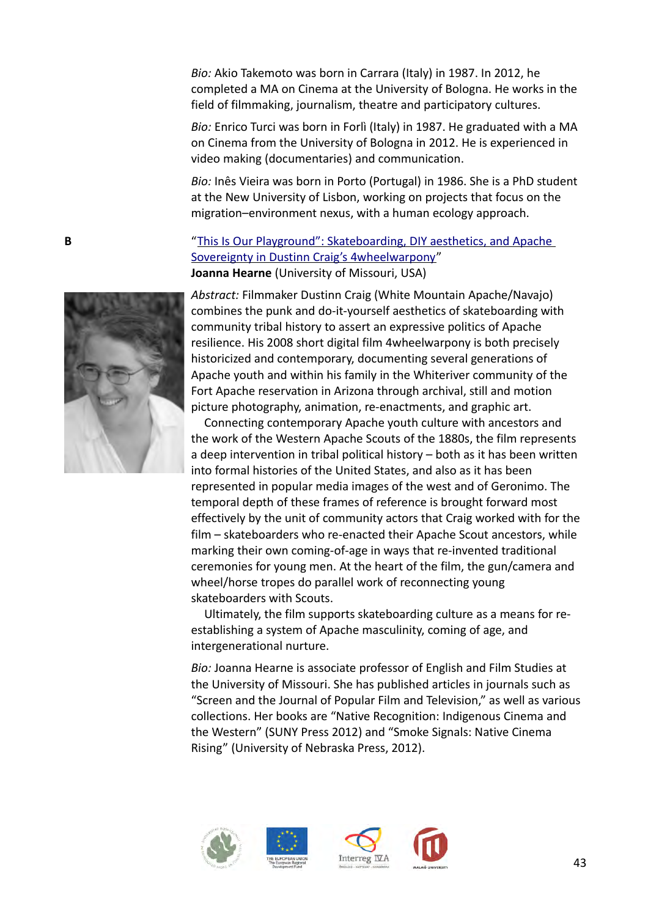*Bio:* Akio Takemoto was born in Carrara (Italy) in 1987. In 2012, he completed a MA on Cinema at the University of Bologna. He works in the field of filmmaking, journalism, theatre and participatory cultures.

*Bio:* Enrico Turci was born in Forlì (Italy) in 1987. He graduated with a MA on Cinema from the University of Bologna in 2012. He is experienced in video making (documentaries) and communication.

*Bio:* Inês Vieira was born in Porto (Portugal) in 1986. She is a PhD student at the New University of Lisbon, working on projects that focus on the migration–environment nexus, with a human ecology approach.

**B**

"This Is Our Playground": Skateboarding, DIY aesthetics, and Apache Sovereignty in Dustinn Craig's 4wheelwarpony"
**Joanna Hearne** (University of Missouri, USA)

*Abstract:* Filmmaker Dustinn Craig (White Mountain Apache/Navajo) combines the punk and do-it-yourself aesthetics of skateboarding with community tribal history to assert an expressive politics of Apache resilience. His 2008 short digital film 4wheelwarpony is both precisely historicized and contemporary, documenting several generations of Apache youth and within his family in the Whiteriver community of the Fort Apache reservation in Arizona through archival, still and motion picture photography, animation, re-enactments, and graphic art.

Connecting contemporary Apache youth culture with ancestors and the work of the Western Apache Scouts of the 1880s, the film represents a deep intervention in tribal political history – both as it has been written into formal histories of the United States, and also as it has been represented in popular media images of the west and of Geronimo. The temporal depth of these frames of reference is brought forward most effectively by the unit of community actors that Craig worked with for the film – skateboarders who re-enacted their Apache Scout ancestors, while marking their own coming-of-age in ways that re-invented traditional ceremonies for young men. At the heart of the film, the gun/camera and wheel/horse tropes do parallel work of reconnecting young skateboarders with Scouts.

Ultimately, the film supports skateboarding culture as a means for re-establishing a system of Apache masculinity, coming of age, and intergenerational nurture.

*Bio:* Joanna Hearne is associate professor of English and Film Studies at the University of Missouri. She has published articles in journals such as "Screen and the Journal of Popular Film and Television," as well as various collections. Her books are "Native Recognition: Indigenous Cinema and the Western" (SUNY Press 2012) and "Smoke Signals: Native Cinema Rising" (University of Nebraska Press, 2012).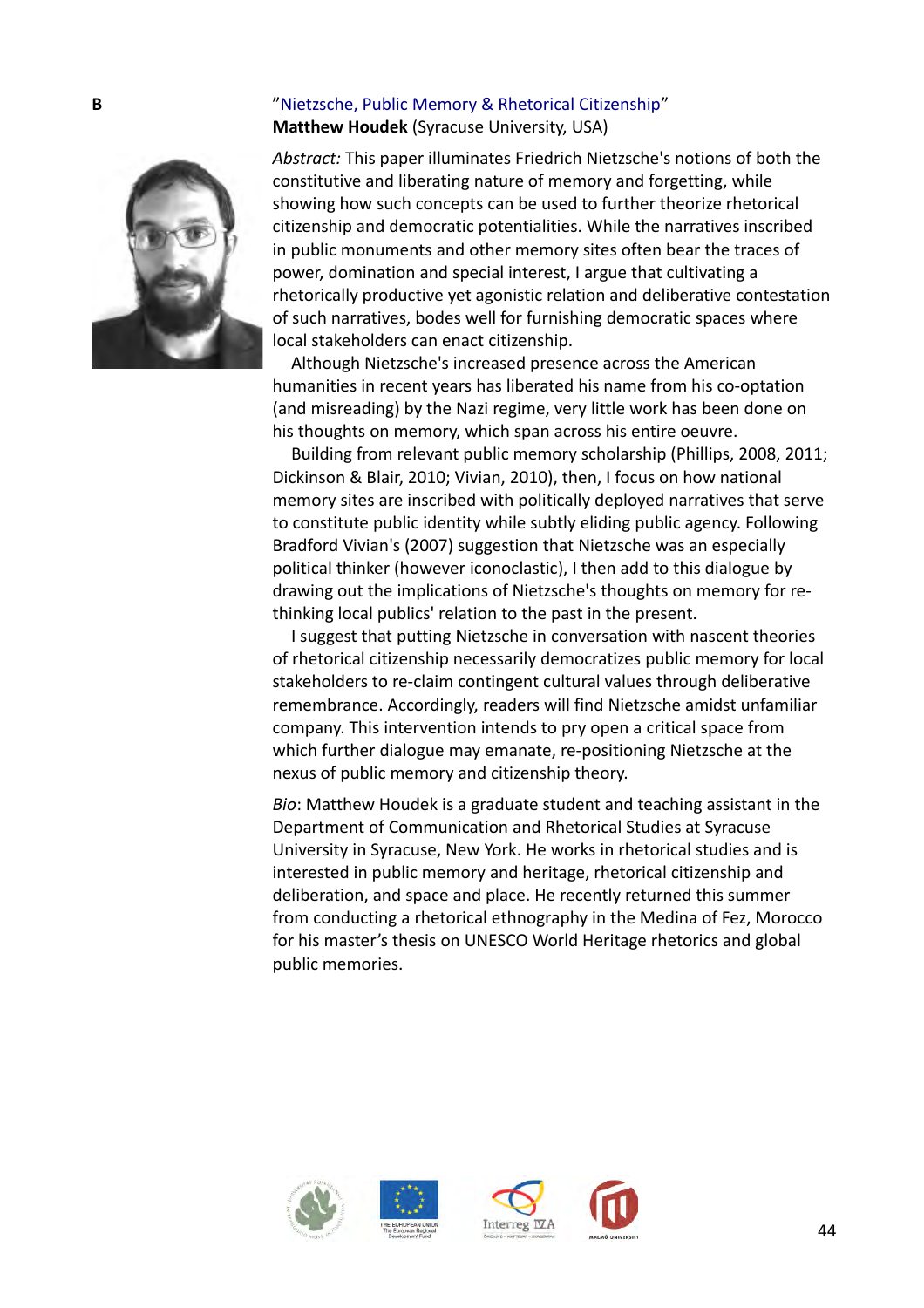**B**

"Nietzsche, Public Memory & Rhetorical Citizenship"

**Matthew Houdek** (Syracuse University, USA)

*Abstract:* This paper illuminates Friedrich Nietzsche's notions of both the constitutive and liberating nature of memory and forgetting, while showing how such concepts can be used to further theorize rhetorical citizenship and democratic potentialities. While the narratives inscribed in public monuments and other memory sites often bear the traces of power, domination and special interest, I argue that cultivating a rhetorically productive yet agonistic relation and deliberative contestation of such narratives, bodes well for furnishing democratic spaces where local stakeholders can enact citizenship.

Although Nietzsche's increased presence across the American humanities in recent years has liberated his name from his co-optation (and misreading) by the Nazi regime, very little work has been done on his thoughts on memory, which span across his entire oeuvre.

Building from relevant public memory scholarship (Phillips, 2008, 2011; Dickinson & Blair, 2010; Vivian, 2010), then, I focus on how national memory sites are inscribed with politically deployed narratives that serve to constitute public identity while subtly eliding public agency. Following Bradford Vivian's (2007) suggestion that Nietzsche was an especially political thinker (however iconoclastic), I then add to this dialogue by drawing out the implications of Nietzsche's thoughts on memory for re-thinking local publics' relation to the past in the present.

I suggest that putting Nietzsche in conversation with nascent theories of rhetorical citizenship necessarily democratizes public memory for local stakeholders to re-claim contingent cultural values through deliberative remembrance. Accordingly, readers will find Nietzsche amidst unfamiliar company. This intervention intends to pry open a critical space from which further dialogue may emanate, re-positioning Nietzsche at the nexus of public memory and citizenship theory.

*Bio*: Matthew Houdek is a graduate student and teaching assistant in the Department of Communication and Rhetorical Studies at Syracuse University in Syracuse, New York. He works in rhetorical studies and is interested in public memory and heritage, rhetorical citizenship and deliberation, and space and place. He recently returned this summer from conducting a rhetorical ethnography in the Medina of Fez, Morocco for his master's thesis on UNESCO World Heritage rhetorics and global public memories.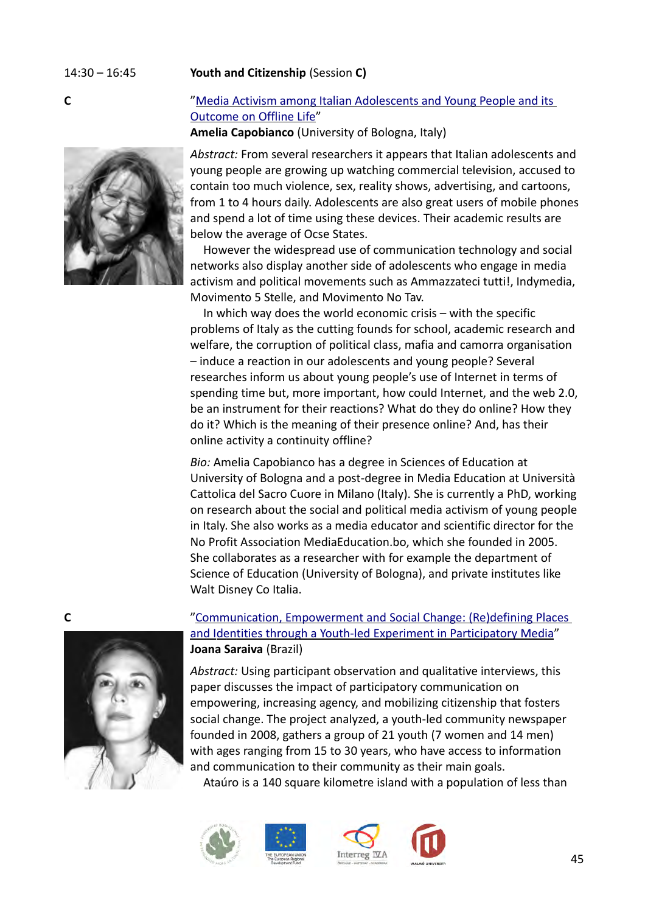14:30 – 16:45 **Youth and Citizenship** (Session **C)**

**C**

"Media Activism among Italian Adolescents and Young People and its Outcome on Offline Life"

**Amelia Capobianco** (University of Bologna, Italy)

*Abstract:* From several researchers it appears that Italian adolescents and young people are growing up watching commercial television, accused to contain too much violence, sex, reality shows, advertising, and cartoons, from 1 to 4 hours daily. Adolescents are also great users of mobile phones and spend a lot of time using these devices. Their academic results are below the average of Ocse States.

However the widespread use of communication technology and social networks also display another side of adolescents who engage in media activism and political movements such as Ammazzateci tutti!, Indymedia, Movimento 5 Stelle, and Movimento No Tav.

In which way does the world economic crisis – with the specific problems of Italy as the cutting founds for school, academic research and welfare, the corruption of political class, mafia and camorra organisation – induce a reaction in our adolescents and young people? Several researches inform us about young people's use of Internet in terms of spending time but, more important, how could Internet, and the web 2.0, be an instrument for their reactions? What do they do online? How they do it? Which is the meaning of their presence online? And, has their online activity a continuity offline?

*Bio:* Amelia Capobianco has a degree in Sciences of Education at University of Bologna and a post-degree in Media Education at Università Cattolica del Sacro Cuore in Milano (Italy). She is currently a PhD, working on research about the social and political media activism of young people in Italy. She also works as a media educator and scientific director for the No Profit Association MediaEducation.bo, which she founded in 2005. She collaborates as a researcher with for example the department of Science of Education (University of Bologna), and private institutes like Walt Disney Co Italia.

**C**

"Communication, Empowerment and Social Change: (Re)defining Places and Identities through a Youth-led Experiment in Participatory Media"

**Joana Saraiva** (Brazil)

*Abstract:* Using participant observation and qualitative interviews, this paper discusses the impact of participatory communication on empowering, increasing agency, and mobilizing citizenship that fosters social change. The project analyzed, a youth-led community newspaper founded in 2008, gathers a group of 21 youth (7 women and 14 men) with ages ranging from 15 to 30 years, who have access to information and communication to their community as their main goals.

Ataúro is a 140 square kilometre island with a population of less than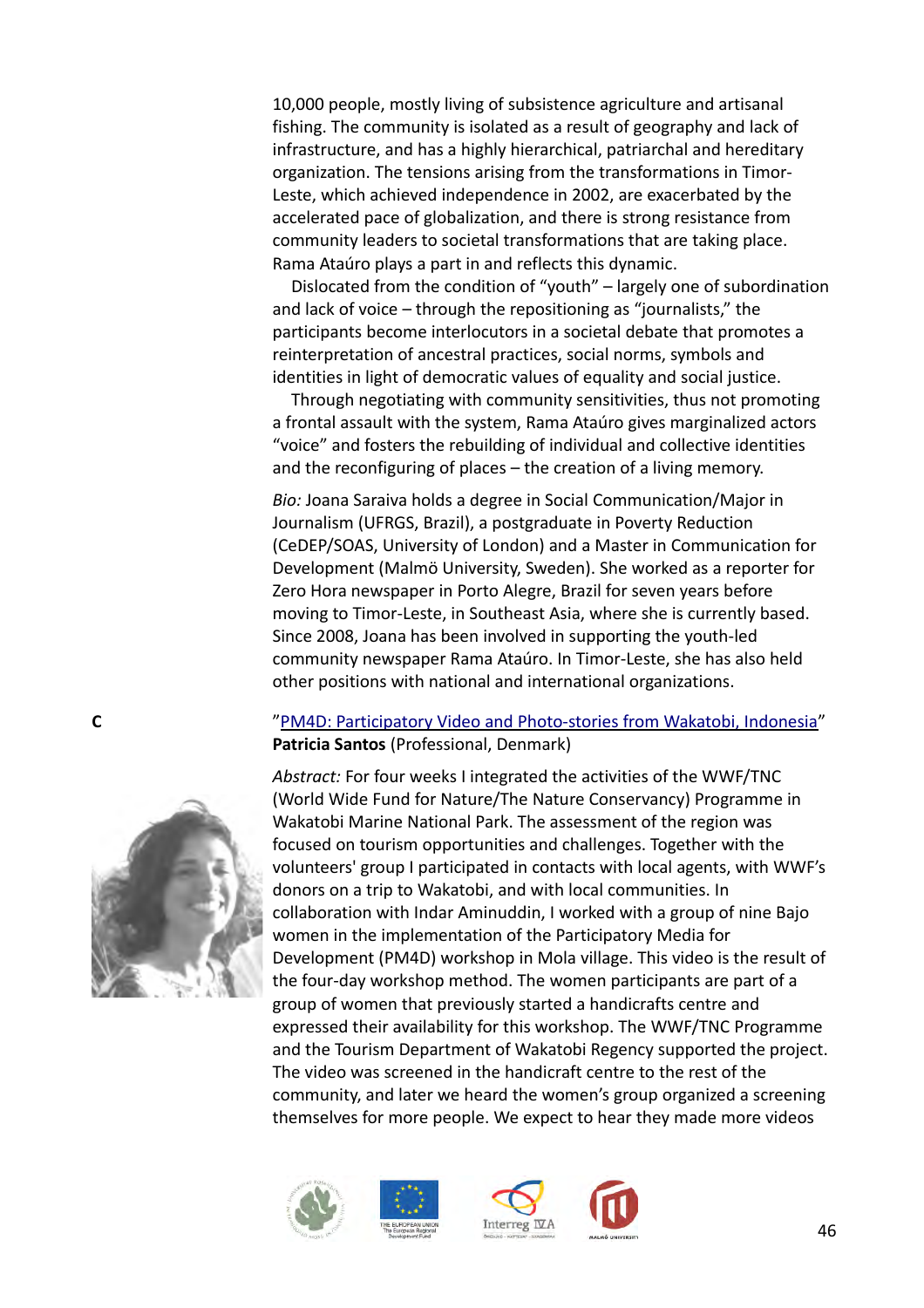10,000 people, mostly living of subsistence agriculture and artisanal fishing. The community is isolated as a result of geography and lack of infrastructure, and has a highly hierarchical, patriarchal and hereditary organization. The tensions arising from the transformations in Timor-Leste, which achieved independence in 2002, are exacerbated by the accelerated pace of globalization, and there is strong resistance from community leaders to societal transformations that are taking place. Rama Ataúro plays a part in and reflects this dynamic.

Dislocated from the condition of "youth" – largely one of subordination and lack of voice – through the repositioning as "journalists," the participants become interlocutors in a societal debate that promotes a reinterpretation of ancestral practices, social norms, symbols and identities in light of democratic values of equality and social justice.

Through negotiating with community sensitivities, thus not promoting a frontal assault with the system, Rama Ataúro gives marginalized actors "voice" and fosters the rebuilding of individual and collective identities and the reconfiguring of places – the creation of a living memory.

*Bio:* Joana Saraiva holds a degree in Social Communication/Major in Journalism (UFRGS, Brazil), a postgraduate in Poverty Reduction (CeDEP/SOAS, University of London) and a Master in Communication for Development (Malmö University, Sweden). She worked as a reporter for Zero Hora newspaper in Porto Alegre, Brazil for seven years before moving to Timor-Leste, in Southeast Asia, where she is currently based. Since 2008, Joana has been involved in supporting the youth-led community newspaper Rama Ataúro. In Timor-Leste, she has also held other positions with national and international organizations.

C

"PM4D: Participatory Video and Photo-stories from Wakatobi, Indonesia"
**Patricia Santos** (Professional, Denmark)

*Abstract:* For four weeks I integrated the activities of the WWF/TNC (World Wide Fund for Nature/The Nature Conservancy) Programme in Wakatobi Marine National Park. The assessment of the region was focused on tourism opportunities and challenges. Together with the volunteers' group I participated in contacts with local agents, with WWF's donors on a trip to Wakatobi, and with local communities. In collaboration with Indar Aminuddin, I worked with a group of nine Bajo women in the implementation of the Participatory Media for Development (PM4D) workshop in Mola village. This video is the result of the four-day workshop method. The women participants are part of a group of women that previously started a handicrafts centre and expressed their availability for this workshop. The WWF/TNC Programme and the Tourism Department of Wakatobi Regency supported the project. The video was screened in the handicraft centre to the rest of the community, and later we heard the women's group organized a screening themselves for more people. We expect to hear they made more videos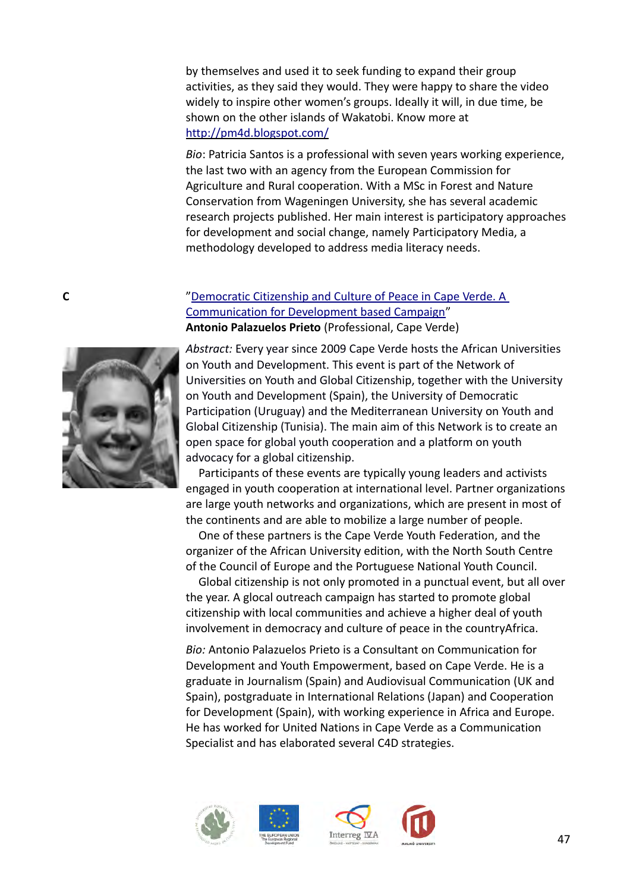by themselves and used it to seek funding to expand their group activities, as they said they would. They were happy to share the video widely to inspire other women's groups. Ideally it will, in due time, be shown on the other islands of Wakatobi. Know more at http://pm4d.blogspot.com/

*Bio*: Patricia Santos is a professional with seven years working experience, the last two with an agency from the European Commission for Agriculture and Rural cooperation. With a MSc in Forest and Nature Conservation from Wageningen University, she has several academic research projects published. Her main interest is participatory approaches for development and social change, namely Participatory Media, a methodology developed to address media literacy needs.

**C**

"Democratic Citizenship and Culture of Peace in Cape Verde. A Communication for Development based Campaign"
**Antonio Palazuelos Prieto** (Professional, Cape Verde)

*Abstract:* Every year since 2009 Cape Verde hosts the African Universities on Youth and Development. This event is part of the Network of Universities on Youth and Global Citizenship, together with the University on Youth and Development (Spain), the University of Democratic Participation (Uruguay) and the Mediterranean University on Youth and Global Citizenship (Tunisia). The main aim of this Network is to create an open space for global youth cooperation and a platform on youth advocacy for a global citizenship.

Participants of these events are typically young leaders and activists engaged in youth cooperation at international level. Partner organizations are large youth networks and organizations, which are present in most of the continents and are able to mobilize a large number of people.

One of these partners is the Cape Verde Youth Federation, and the organizer of the African University edition, with the North South Centre of the Council of Europe and the Portuguese National Youth Council.

Global citizenship is not only promoted in a punctual event, but all over the year. A glocal outreach campaign has started to promote global citizenship with local communities and achieve a higher deal of youth involvement in democracy and culture of peace in the countryAfrica.

*Bio:* Antonio Palazuelos Prieto is a Consultant on Communication for Development and Youth Empowerment, based on Cape Verde. He is a graduate in Journalism (Spain) and Audiovisual Communication (UK and Spain), postgraduate in International Relations (Japan) and Cooperation for Development (Spain), with working experience in Africa and Europe. He has worked for United Nations in Cape Verde as a Communication Specialist and has elaborated several C4D strategies.